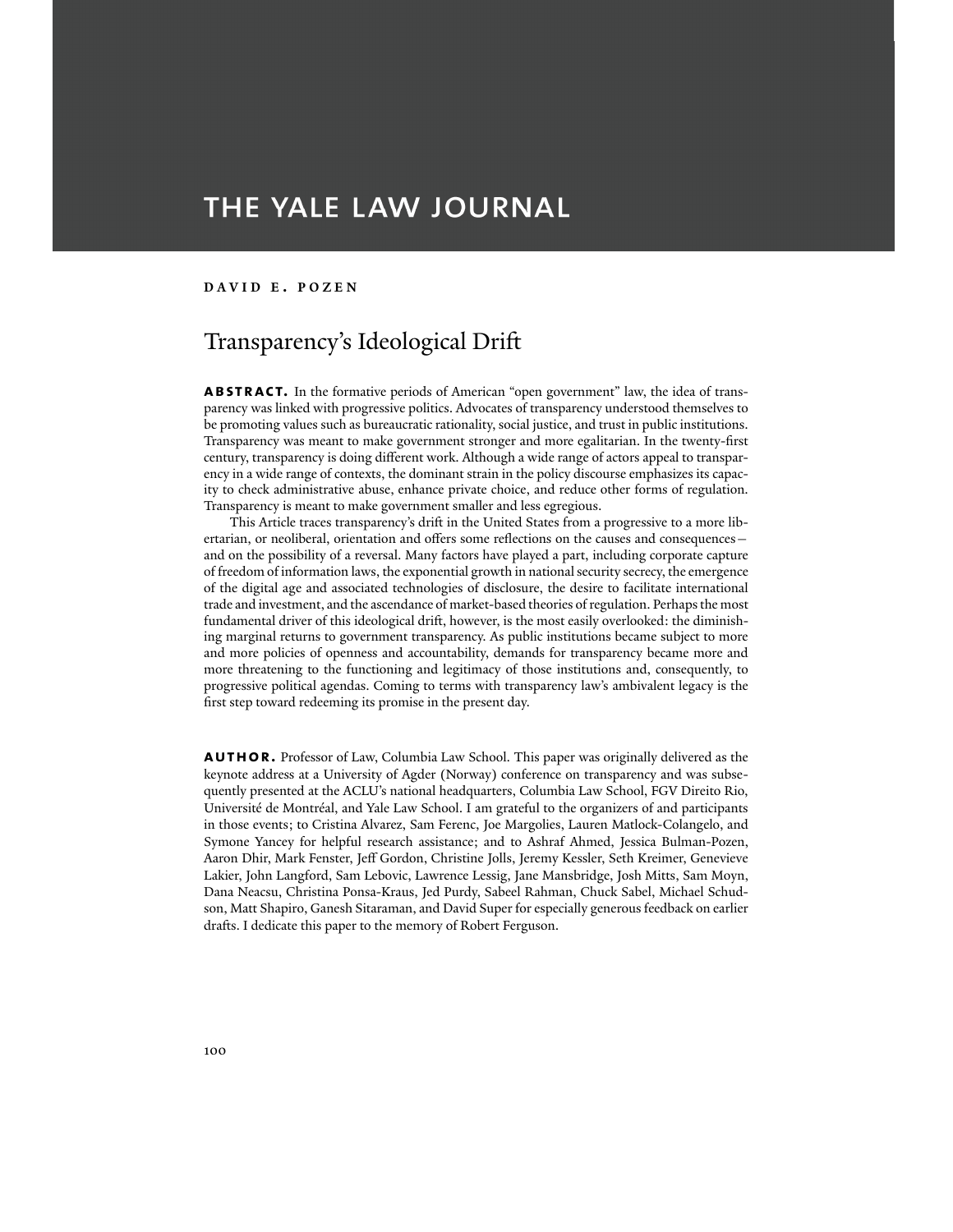# THE YALE LAW JOURNAL

**DAVID E. POZEN**

## Transparency's Ideological Drift

**ABSTRACT.** In the formative periods of American "open government" law, the idea of transparency was linked with progressive politics. Advocates of transparency understood themselves to be promoting values such as bureaucratic rationality, social justice, and trust in public institutions. Transparency was meant to make government stronger and more egalitarian. In the twenty-first century, transparency is doing different work. Although a wide range of actors appeal to transparency in a wide range of contexts, the dominant strain in the policy discourse emphasizes its capacity to check administrative abuse, enhance private choice, and reduce other forms of regulation. Transparency is meant to make government smaller and less egregious.

This Article traces transparency's drift in the United States from a progressive to a more libertarian, or neoliberal, orientation and offers some reflections on the causes and consequences—and on the possibility of a reversal. Many factors have played a part, including corporate capture of freedom of information laws, the exponential growth in national security secrecy, the emergence of the digital age and associated technologies of disclosure, the desire to facilitate international trade and investment, and the ascendance of market-based theories of regulation. Perhaps the most fundamental driver of this ideological drift, however, is the most easily overlooked: the diminishing marginal returns to government transparency. As public institutions became subject to more and more policies of openness and accountability, demands for transparency became more and more threatening to the functioning and legitimacy of those institutions and, consequently, to progressive political agendas. Coming to terms with transparency law's ambivalent legacy is the first step toward redeeming its promise in the present day.

**AUTHOR.** Professor of Law, Columbia Law School. This paper was originally delivered as the keynote address at a University of Agder (Norway) conference on transparency and was subsequently presented at the ACLU's national headquarters, Columbia Law School, FGV Direito Rio, Université de Montréal, and Yale Law School. I am grateful to the organizers of and participants in those events; to Cristina Alvarez, Sam Ferenc, Joe Margolies, Lauren Matlock-Colangelo, and Symone Yancey for helpful research assistance; and to Ashraf Ahmed, Jessica Bulman-Pozen, Aaron Dhir, Mark Fenster, Jeff Gordon, Christine Jolls, Jeremy Kessler, Seth Kreimer, Genevieve Lakier, John Langford, Sam Lebovic, Lawrence Lessig, Jane Mansbridge, Josh Mitts, Sam Moyn, Dana Neacsu, Christina Ponsa-Kraus, Jed Purdy, Sabeel Rahman, Chuck Sabel, Michael Schudson, Matt Shapiro, Ganesh Sitaraman, and David Super for especially generous feedback on earlier drafts. I dedicate this paper to the memory of Robert Ferguson.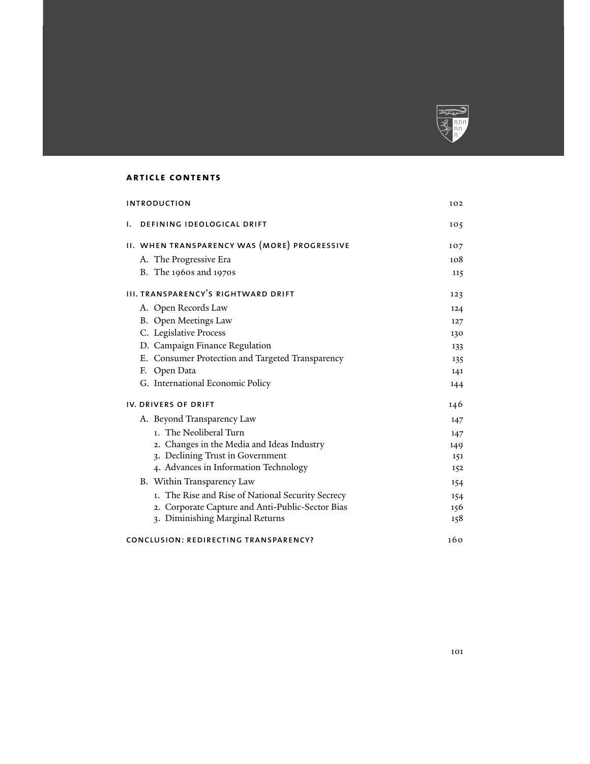## ARTICLE CONTENTS

| | |
|---|---|
| INTRODUCTION | 102 |
| I. DEFINING IDEOLOGICAL DRIFT | 105 |
| II. WHEN TRANSPARENCY WAS (MORE) PROGRESSIVE | 107 |
| A. The Progressive Era | 108 |
| B. The 1960s and 1970s | 115 |
| III. TRANSPARENCY'S RIGHTWARD DRIFT | 123 |
| A. Open Records Law | 124 |
| B. Open Meetings Law | 127 |
| C. Legislative Process | 130 |
| D. Campaign Finance Regulation | 133 |
| E. Consumer Protection and Targeted Transparency | 135 |
| F. Open Data | 141 |
| G. International Economic Policy | 144 |
| IV. DRIVERS OF DRIFT | 146 |
| A. Beyond Transparency Law | 147 |
| 1. The Neoliberal Turn | 147 |
| 2. Changes in the Media and Ideas Industry | 149 |
| 3. Declining Trust in Government | 151 |
| 4. Advances in Information Technology | 152 |
| B. Within Transparency Law | 154 |
| 1. The Rise and Rise of National Security Secrecy | 154 |
| 2. Corporate Capture and Anti-Public-Sector Bias | 156 |
| 3. Diminishing Marginal Returns | 158 |
| CONCLUSION: REDIRECTING TRANSPARENCY? | 160 |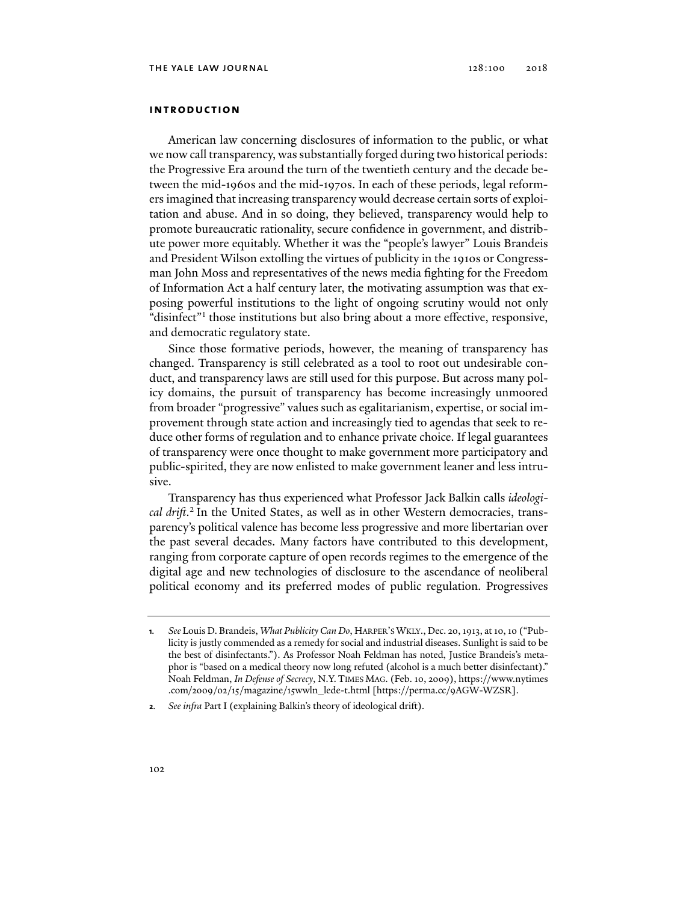## INTRODUCTION

American law concerning disclosures of information to the public, or what we now call transparency, was substantially forged during two historical periods: the Progressive Era around the turn of the twentieth century and the decade between the mid-1960s and the mid-1970s. In each of these periods, legal reformers imagined that increasing transparency would decrease certain sorts of exploitation and abuse. And in so doing, they believed, transparency would help to promote bureaucratic rationality, secure confidence in government, and distribute power more equitably. Whether it was the "people's lawyer" Louis Brandeis and President Wilson extolling the virtues of publicity in the 1910s or Congressman John Moss and representatives of the news media fighting for the Freedom of Information Act a half century later, the motivating assumption was that exposing powerful institutions to the light of ongoing scrutiny would not only "disinfect"[1] those institutions but also bring about a more effective, responsive, and democratic regulatory state.

Since those formative periods, however, the meaning of transparency has changed. Transparency is still celebrated as a tool to root out undesirable conduct, and transparency laws are still used for this purpose. But across many policy domains, the pursuit of transparency has become increasingly unmoored from broader "progressive" values such as egalitarianism, expertise, or social improvement through state action and increasingly tied to agendas that seek to reduce other forms of regulation and to enhance private choice. If legal guarantees of transparency were once thought to make government more participatory and public-spirited, they are now enlisted to make government leaner and less intrusive.

Transparency has thus experienced what Professor Jack Balkin calls *ideological drift*.[2] In the United States, as well as in other Western democracies, transparency's political valence has become less progressive and more libertarian over the past several decades. Many factors have contributed to this development, ranging from corporate capture of open records regimes to the emergence of the digital age and new technologies of disclosure to the ascendance of neoliberal political economy and its preferred modes of public regulation. Progressives

---

1. *See* Louis D. Brandeis, *What Publicity Can Do*, HARPER'S WKLY., Dec. 20, 1913, at 10, 10 ("Publicity is justly commended as a remedy for social and industrial diseases. Sunlight is said to be the best of disinfectants."). As Professor Noah Feldman has noted, Justice Brandeis's metaphor is "based on a medical theory now long refuted (alcohol is a much better disinfectant)." Noah Feldman, *In Defense of Secrecy*, N.Y. TIMES MAG. (Feb. 10, 2009), https://www.nytimes.com/2009/02/15/magazine/15wwln_lede-t.html [https://perma.cc/9AGW-WZSR].

2. *See infra* Part I (explaining Balkin's theory of ideological drift).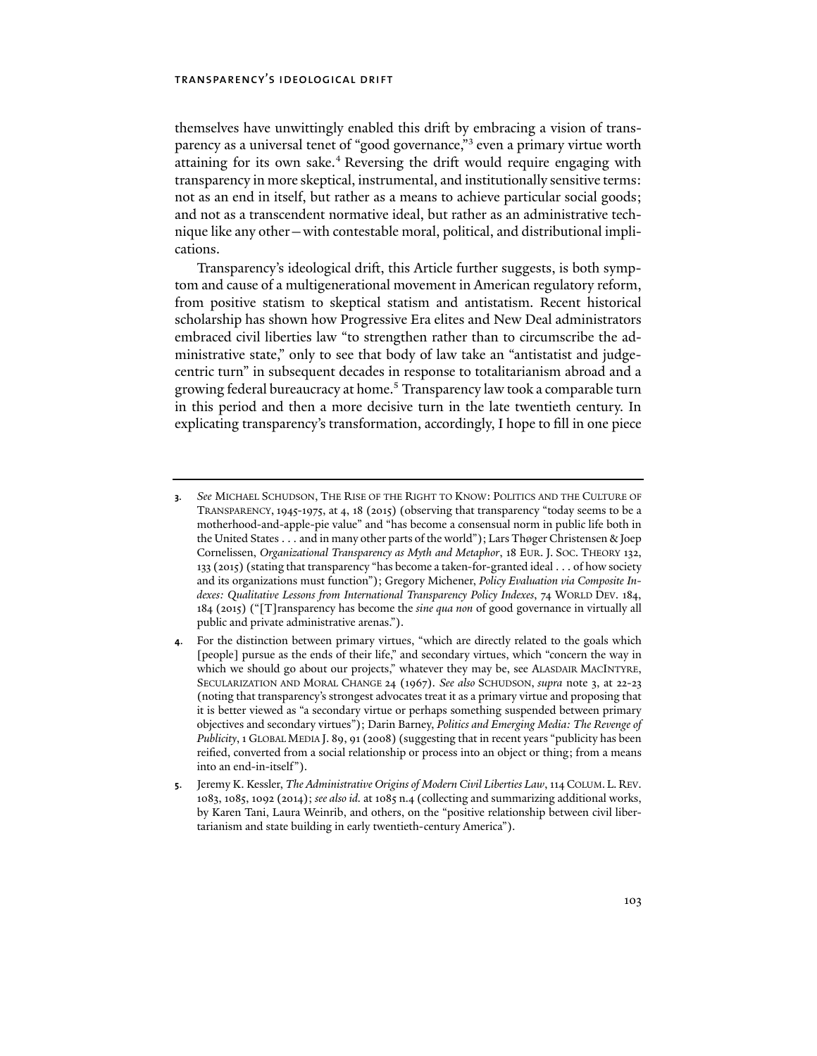themselves have unwittingly enabled this drift by embracing a vision of transparency as a universal tenet of "good governance,"[3] even a primary virtue worth attaining for its own sake.[4] Reversing the drift would require engaging with transparency in more skeptical, instrumental, and institutionally sensitive terms: not as an end in itself, but rather as a means to achieve particular social goods; and not as a transcendent normative ideal, but rather as an administrative technique like any other—with contestable moral, political, and distributional implications.

Transparency's ideological drift, this Article further suggests, is both symptom and cause of a multigenerational movement in American regulatory reform, from positive statism to skeptical statism and antistatism. Recent historical scholarship has shown how Progressive Era elites and New Deal administrators embraced civil liberties law "to strengthen rather than to circumscribe the administrative state," only to see that body of law take an "antistatist and judge-centric turn" in subsequent decades in response to totalitarianism abroad and a growing federal bureaucracy at home.[5] Transparency law took a comparable turn in this period and then a more decisive turn in the late twentieth century. In explicating transparency's transformation, accordingly, I hope to fill in one piece

---

3. *See* MICHAEL SCHUDSON, THE RISE OF THE RIGHT TO KNOW: POLITICS AND THE CULTURE OF TRANSPARENCY, 1945-1975, at 4, 18 (2015) (observing that transparency "today seems to be a motherhood-and-apple-pie value" and "has become a consensual norm in public life both in the United States . . . and in many other parts of the world"); Lars Thøger Christensen & Joep Cornelissen, *Organizational Transparency as Myth and Metaphor*, 18 EUR. J. SOC. THEORY 132, 133 (2015) (stating that transparency "has become a taken-for-granted ideal . . . of how society and its organizations must function"); Gregory Michener, *Policy Evaluation via Composite Indexes: Qualitative Lessons from International Transparency Policy Indexes*, 74 WORLD DEV. 184, 184 (2015) ("[T]ransparency has become the *sine qua non* of good governance in virtually all public and private administrative arenas.").

4. For the distinction between primary virtues, "which are directly related to the goals which [people] pursue as the ends of their life," and secondary virtues, which "concern the way in which we should go about our projects," whatever they may be, see ALASDAIR MACINTYRE, SECULARIZATION AND MORAL CHANGE 24 (1967). *See also* SCHUDSON, *supra* note 3, at 22-23 (noting that transparency's strongest advocates treat it as a primary virtue and proposing that it is better viewed as "a secondary virtue or perhaps something suspended between primary objectives and secondary virtues"); Darin Barney, *Politics and Emerging Media: The Revenge of Publicity*, 1 GLOBAL MEDIA J. 89, 91 (2008) (suggesting that in recent years "publicity has been reified, converted from a social relationship or process into an object or thing; from a means into an end-in-itself").

5. Jeremy K. Kessler, *The Administrative Origins of Modern Civil Liberties Law*, 114 COLUM. L. REV. 1083, 1085, 1092 (2014); *see also id.* at 1085 n.4 (collecting and summarizing additional works, by Karen Tani, Laura Weinrib, and others, on the "positive relationship between civil libertarianism and state building in early twentieth-century America").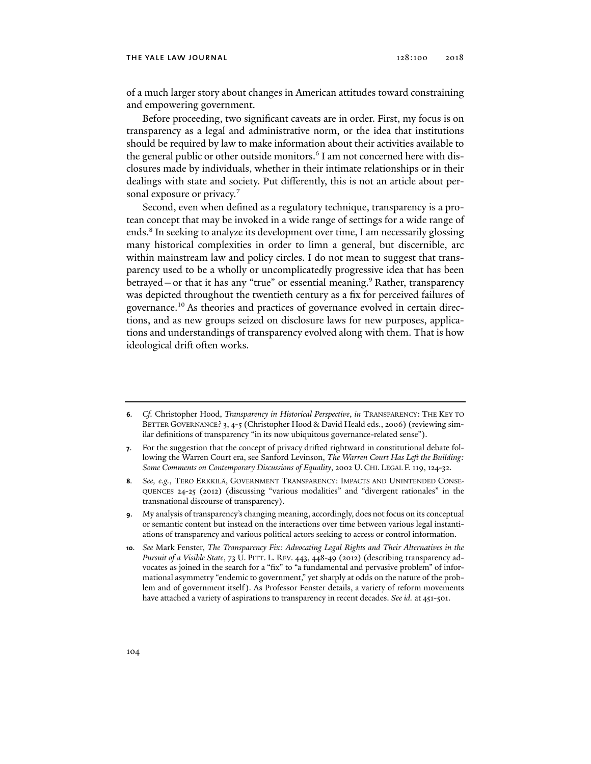of a much larger story about changes in American attitudes toward constraining and empowering government.

Before proceeding, two significant caveats are in order. First, my focus is on transparency as a legal and administrative norm, or the idea that institutions should be required by law to make information about their activities available to the general public or other outside monitors.[6] I am not concerned here with disclosures made by individuals, whether in their intimate relationships or in their dealings with state and society. Put differently, this is not an article about personal exposure or privacy.[7]

Second, even when defined as a regulatory technique, transparency is a protean concept that may be invoked in a wide range of settings for a wide range of ends.[8] In seeking to analyze its development over time, I am necessarily glossing many historical complexities in order to limn a general, but discernible, arc within mainstream law and policy circles. I do not mean to suggest that transparency used to be a wholly or uncomplicatedly progressive idea that has been betrayed—or that it has any "true" or essential meaning.[9] Rather, transparency was depicted throughout the twentieth century as a fix for perceived failures of governance.[10] As theories and practices of governance evolved in certain directions, and as new groups seized on disclosure laws for new purposes, applications and understandings of transparency evolved along with them. That is how ideological drift often works.

---

6. *Cf.* Christopher Hood, *Transparency in Historical Perspective*, *in* TRANSPARENCY: THE KEY TO BETTER GOVERNANCE? 3, 4-5 (Christopher Hood & David Heald eds., 2006) (reviewing similar definitions of transparency "in its now ubiquitous governance-related sense").

7. For the suggestion that the concept of privacy drifted rightward in constitutional debate following the Warren Court era, see Sanford Levinson, *The Warren Court Has Left the Building: Some Comments on Contemporary Discussions of Equality*, 2002 U. CHI. LEGAL F. 119, 124-32.

8. *See, e.g.*, TERO ERKKILÄ, GOVERNMENT TRANSPARENCY: IMPACTS AND UNINTENDED CONSEQUENCES 24-25 (2012) (discussing "various modalities" and "divergent rationales" in the transnational discourse of transparency).

9. My analysis of transparency's changing meaning, accordingly, does not focus on its conceptual or semantic content but instead on the interactions over time between various legal instantiations of transparency and various political actors seeking to access or control information.

10. *See* Mark Fenster, *The Transparency Fix: Advocating Legal Rights and Their Alternatives in the Pursuit of a Visible State*, 73 U. PITT. L. REV. 443, 448-49 (2012) (describing transparency advocates as joined in the search for a "fix" to "a fundamental and pervasive problem" of informational asymmetry "endemic to government," yet sharply at odds on the nature of the problem and of government itself). As Professor Fenster details, a variety of reform movements have attached a variety of aspirations to transparency in recent decades. *See id.* at 451-501.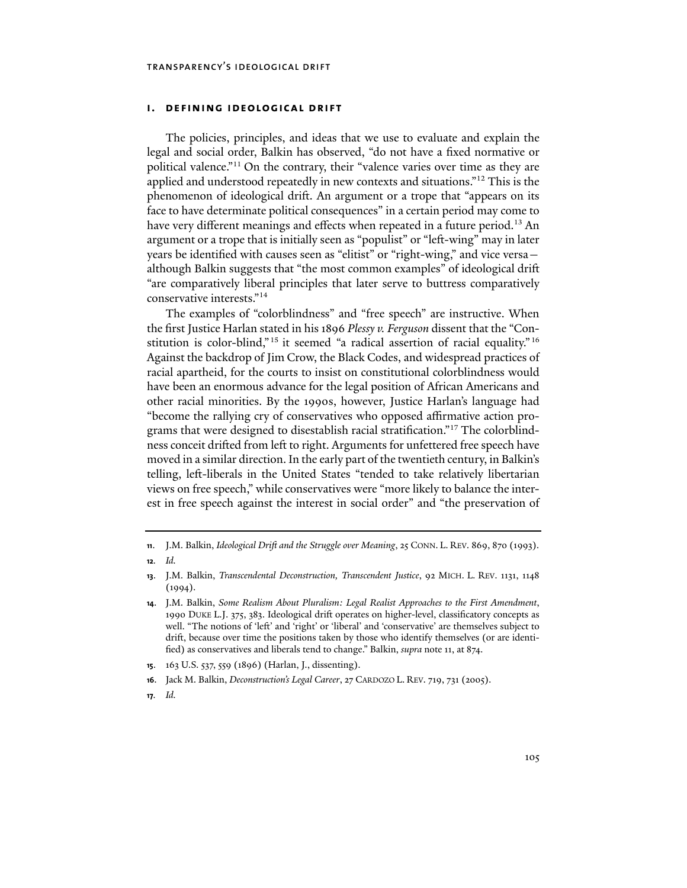## I. DEFINING IDEOLOGICAL DRIFT

The policies, principles, and ideas that we use to evaluate and explain the legal and social order, Balkin has observed, "do not have a fixed normative or political valence."[11] On the contrary, their "valence varies over time as they are applied and understood repeatedly in new contexts and situations."[12] This is the phenomenon of ideological drift. An argument or a trope that "appears on its face to have determinate political consequences" in a certain period may come to have very different meanings and effects when repeated in a future period.[13] An argument or a trope that is initially seen as "populist" or "left-wing" may in later years be identified with causes seen as "elitist" or "right-wing," and vice versa—although Balkin suggests that "the most common examples" of ideological drift "are comparatively liberal principles that later serve to buttress comparatively conservative interests."[14]

The examples of "colorblindness" and "free speech" are instructive. When the first Justice Harlan stated in his 1896 *Plessy v. Ferguson* dissent that the "Constitution is color-blind,"[15] it seemed "a radical assertion of racial equality."[16] Against the backdrop of Jim Crow, the Black Codes, and widespread practices of racial apartheid, for the courts to insist on constitutional colorblindness would have been an enormous advance for the legal position of African Americans and other racial minorities. By the 1990s, however, Justice Harlan's language had "become the rallying cry of conservatives who opposed affirmative action programs that were designed to disestablish racial stratification."[17] The colorblindness conceit drifted from left to right. Arguments for unfettered free speech have moved in a similar direction. In the early part of the twentieth century, in Balkin's telling, left-liberals in the United States "tended to take relatively libertarian views on free speech," while conservatives were "more likely to balance the interest in free speech against the interest in social order" and "the preservation of

---

11. J.M. Balkin, *Ideological Drift and the Struggle over Meaning*, 25 CONN. L. REV. 869, 870 (1993).
12. *Id.*
13. J.M. Balkin, *Transcendental Deconstruction, Transcendent Justice*, 92 MICH. L. REV. 1131, 1148 (1994).
14. J.M. Balkin, *Some Realism About Pluralism: Legal Realist Approaches to the First Amendment*, 1990 DUKE L.J. 375, 383. Ideological drift operates on higher-level, classificatory concepts as well. "The notions of 'left' and 'right' or 'liberal' and 'conservative' are themselves subject to drift, because over time the positions taken by those who identify themselves (or are identified) as conservatives and liberals tend to change." Balkin, *supra* note 11, at 874.
15. 163 U.S. 537, 559 (1896) (Harlan, J., dissenting).
16. Jack M. Balkin, *Deconstruction's Legal Career*, 27 CARDOZO L. REV. 719, 731 (2005).
17. *Id.*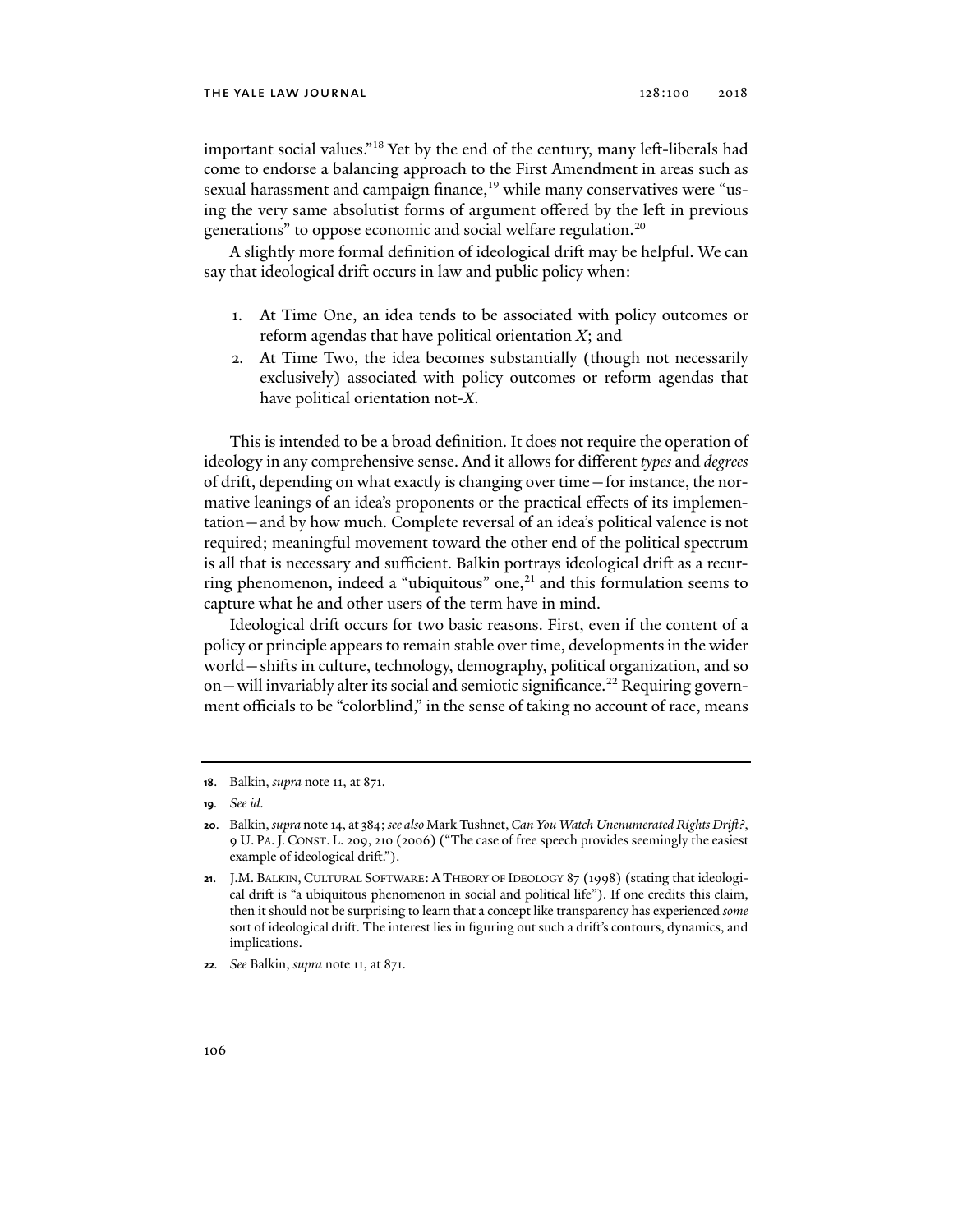important social values."[18] Yet by the end of the century, many left-liberals had come to endorse a balancing approach to the First Amendment in areas such as sexual harassment and campaign finance,[19] while many conservatives were "using the very same absolutist forms of argument offered by the left in previous generations" to oppose economic and social welfare regulation.[20]

A slightly more formal definition of ideological drift may be helpful. We can say that ideological drift occurs in law and public policy when:

1. At Time One, an idea tends to be associated with policy outcomes or reform agendas that have political orientation *X*; and
2. At Time Two, the idea becomes substantially (though not necessarily exclusively) associated with policy outcomes or reform agendas that have political orientation not-*X*.

This is intended to be a broad definition. It does not require the operation of ideology in any comprehensive sense. And it allows for different *types* and *degrees* of drift, depending on what exactly is changing over time—for instance, the normative leanings of an idea's proponents or the practical effects of its implementation—and by how much. Complete reversal of an idea's political valence is not required; meaningful movement toward the other end of the political spectrum is all that is necessary and sufficient. Balkin portrays ideological drift as a recurring phenomenon, indeed a "ubiquitous" one,[21] and this formulation seems to capture what he and other users of the term have in mind.

Ideological drift occurs for two basic reasons. First, even if the content of a policy or principle appears to remain stable over time, developments in the wider world—shifts in culture, technology, demography, political organization, and so on—will invariably alter its social and semiotic significance.[22] Requiring government officials to be "colorblind," in the sense of taking no account of race, means

---

**18**. Balkin, *supra* note 11, at 871.

**19**. *See id.*

**20**. Balkin, *supra* note 14, at 384; *see also* Mark Tushnet, *Can You Watch Unenumerated Rights Drift?*, 9 U. PA. J. CONST. L. 209, 210 (2006) ("The case of free speech provides seemingly the easiest example of ideological drift.").

**21**. J.M. BALKIN, CULTURAL SOFTWARE: A THEORY OF IDEOLOGY 87 (1998) (stating that ideological drift is "a ubiquitous phenomenon in social and political life"). If one credits this claim, then it should not be surprising to learn that a concept like transparency has experienced *some* sort of ideological drift. The interest lies in figuring out such a drift's contours, dynamics, and implications.

**22**. *See* Balkin, *supra* note 11, at 871.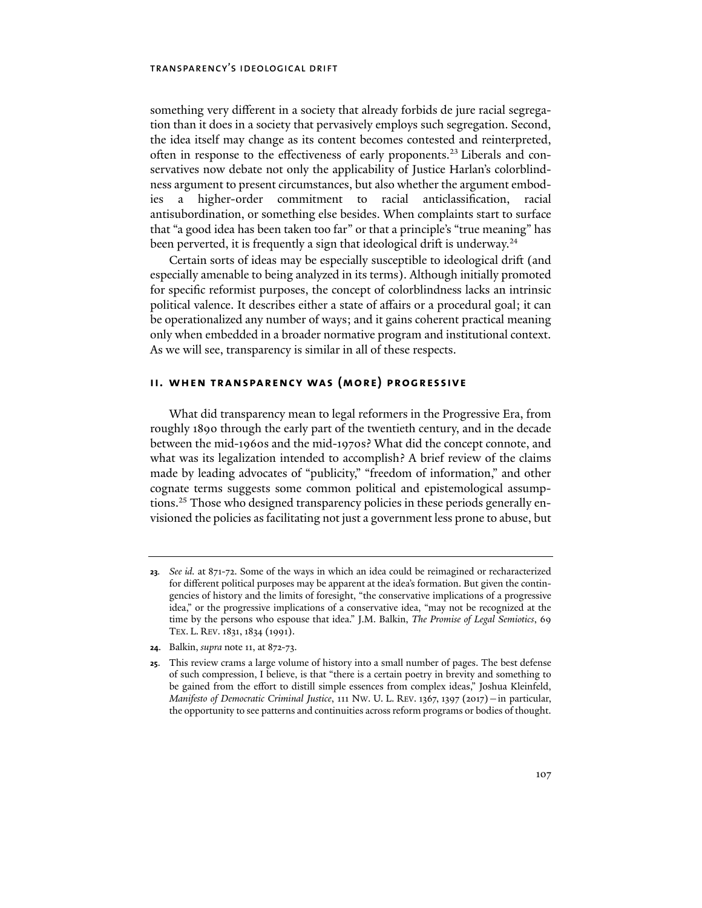something very different in a society that already forbids de jure racial segregation than it does in a society that pervasively employs such segregation. Second, the idea itself may change as its content becomes contested and reinterpreted, often in response to the effectiveness of early proponents.[23] Liberals and conservatives now debate not only the applicability of Justice Harlan's colorblindness argument to present circumstances, but also whether the argument embodies a higher-order commitment to racial anticlassification, racial antisubordination, or something else besides. When complaints start to surface that "a good idea has been taken too far" or that a principle's "true meaning" has been perverted, it is frequently a sign that ideological drift is underway.[24]

Certain sorts of ideas may be especially susceptible to ideological drift (and especially amenable to being analyzed in its terms). Although initially promoted for specific reformist purposes, the concept of colorblindness lacks an intrinsic political valence. It describes either a state of affairs or a procedural goal; it can be operationalized any number of ways; and it gains coherent practical meaning only when embedded in a broader normative program and institutional context. As we will see, transparency is similar in all of these respects.

## II. WHEN TRANSPARENCY WAS (MORE) PROGRESSIVE

What did transparency mean to legal reformers in the Progressive Era, from roughly 1890 through the early part of the twentieth century, and in the decade between the mid-1960s and the mid-1970s? What did the concept connote, and what was its legalization intended to accomplish? A brief review of the claims made by leading advocates of "publicity," "freedom of information," and other cognate terms suggests some common political and epistemological assumptions.[25] Those who designed transparency policies in these periods generally envisioned the policies as facilitating not just a government less prone to abuse, but

---

23. *See id.* at 871-72. Some of the ways in which an idea could be reimagined or recharacterized for different political purposes may be apparent at the idea's formation. But given the contingencies of history and the limits of foresight, "the conservative implications of a progressive idea," or the progressive implications of a conservative idea, "may not be recognized at the time by the persons who espouse that idea." J.M. Balkin, *The Promise of Legal Semiotics*, 69 TEX. L. REV. 1831, 1834 (1991).

24. Balkin, *supra* note 11, at 872-73.

25. This review crams a large volume of history into a small number of pages. The best defense of such compression, I believe, is that "there is a certain poetry in brevity and something to be gained from the effort to distill simple essences from complex ideas," Joshua Kleinfeld, *Manifesto of Democratic Criminal Justice*, 111 NW. U. L. REV. 1367, 1397 (2017)—in particular, the opportunity to see patterns and continuities across reform programs or bodies of thought.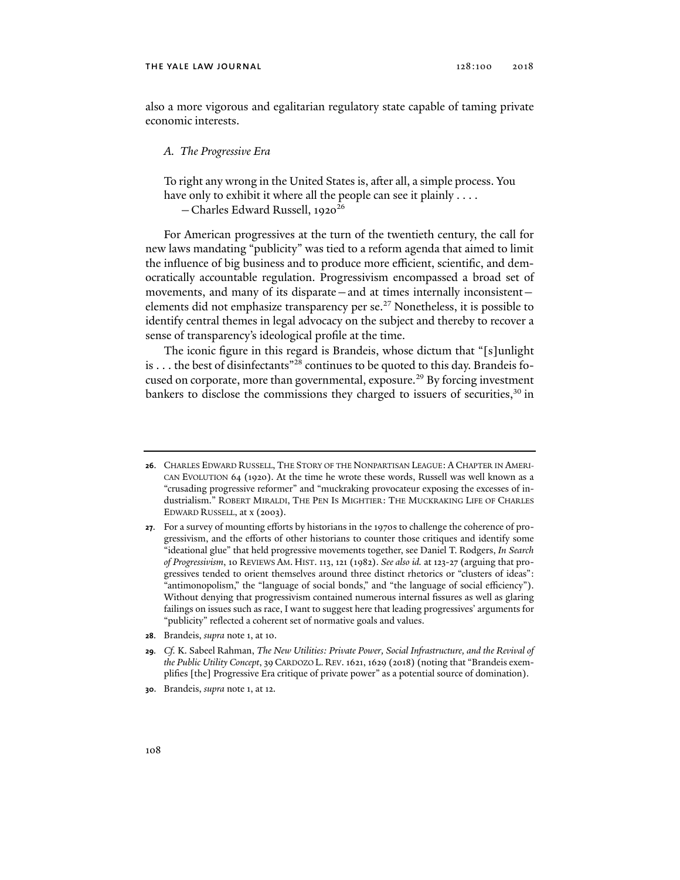also a more vigorous and egalitarian regulatory state capable of taming private economic interests.

### *A. The Progressive Era*

> To right any wrong in the United States is, after all, a simple process. You have only to exhibit it where all the people can see it plainly . . . .
>
> —Charles Edward Russell, 1920[26]

For American progressives at the turn of the twentieth century, the call for new laws mandating "publicity" was tied to a reform agenda that aimed to limit the influence of big business and to produce more efficient, scientific, and democratically accountable regulation. Progressivism encompassed a broad set of movements, and many of its disparate—and at times internally inconsistent—elements did not emphasize transparency per se.[27] Nonetheless, it is possible to identify central themes in legal advocacy on the subject and thereby to recover a sense of transparency's ideological profile at the time.

The iconic figure in this regard is Brandeis, whose dictum that "[s]unlight is . . . the best of disinfectants"[28] continues to be quoted to this day. Brandeis focused on corporate, more than governmental, exposure.[29] By forcing investment bankers to disclose the commissions they charged to issuers of securities,[30] in

---

**26.** Charles Edward Russell, The Story of the Nonpartisan League: A Chapter in American Evolution 64 (1920). At the time he wrote these words, Russell was well known as a "crusading progressive reformer" and "muckraking provocateur exposing the excesses of industrialism." Robert Miraldi, The Pen Is Mightier: The Muckraking Life of Charles Edward Russell, at x (2003).

**27.** For a survey of mounting efforts by historians in the 1970s to challenge the coherence of progressivism, and the efforts of other historians to counter those critiques and identify some "ideational glue" that held progressive movements together, see Daniel T. Rodgers, *In Search of Progressivism*, 10 Reviews Am. Hist. 113, 121 (1982). *See also id.* at 123-27 (arguing that progressives tended to orient themselves around three distinct rhetorics or "clusters of ideas": "antimonopolism," the "language of social bonds," and "the language of social efficiency"). Without denying that progressivism contained numerous internal fissures as well as glaring failings on issues such as race, I want to suggest here that leading progressives' arguments for "publicity" reflected a coherent set of normative goals and values.

**28.** Brandeis, *supra* note 1, at 10.

**29.** *Cf.* K. Sabeel Rahman, *The New Utilities: Private Power, Social Infrastructure, and the Revival of the Public Utility Concept*, 39 Cardozo L. Rev. 1621, 1629 (2018) (noting that "Brandeis exemplifies [the] Progressive Era critique of private power" as a potential source of domination).

**30.** Brandeis, *supra* note 1, at 12.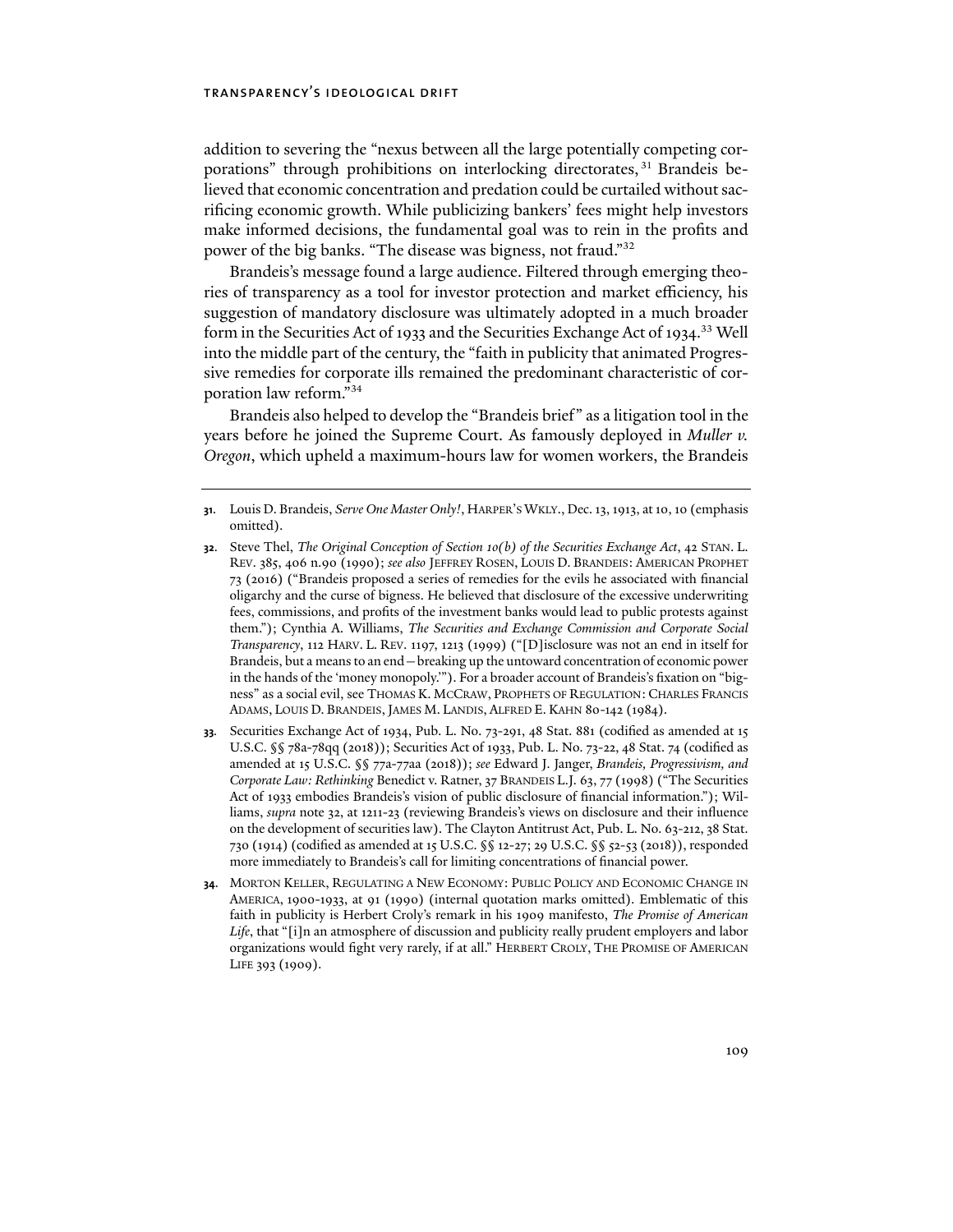addition to severing the "nexus between all the large potentially competing corporations" through prohibitions on interlocking directorates,[31] Brandeis believed that economic concentration and predation could be curtailed without sacrificing economic growth. While publicizing bankers' fees might help investors make informed decisions, the fundamental goal was to rein in the profits and power of the big banks. "The disease was bigness, not fraud."[32]

Brandeis's message found a large audience. Filtered through emerging theories of transparency as a tool for investor protection and market efficiency, his suggestion of mandatory disclosure was ultimately adopted in a much broader form in the Securities Act of 1933 and the Securities Exchange Act of 1934.[33] Well into the middle part of the century, the "faith in publicity that animated Progressive remedies for corporate ills remained the predominant characteristic of corporation law reform."[34]

Brandeis also helped to develop the "Brandeis brief" as a litigation tool in the years before he joined the Supreme Court. As famously deployed in *Muller v. Oregon*, which upheld a maximum-hours law for women workers, the Brandeis

---

**31.** Louis D. Brandeis, *Serve One Master Only!*, HARPER'S WKLY., Dec. 13, 1913, at 10, 10 (emphasis omitted).

**32.** Steve Thel, *The Original Conception of Section 10(b) of the Securities Exchange Act*, 42 STAN. L. REV. 385, 406 n.90 (1990); *see also* JEFFREY ROSEN, LOUIS D. BRANDEIS: AMERICAN PROPHET 73 (2016) ("Brandeis proposed a series of remedies for the evils he associated with financial oligarchy and the curse of bigness. He believed that disclosure of the excessive underwriting fees, commissions, and profits of the investment banks would lead to public protests against them."); Cynthia A. Williams, *The Securities and Exchange Commission and Corporate Social Transparency*, 112 HARV. L. REV. 1197, 1213 (1999) ("[D]isclosure was not an end in itself for Brandeis, but a means to an end—breaking up the untoward concentration of economic power in the hands of the 'money monopoly.'"). For a broader account of Brandeis's fixation on "bigness" as a social evil, see THOMAS K. MCCRAW, PROPHETS OF REGULATION: CHARLES FRANCIS ADAMS, LOUIS D. BRANDEIS, JAMES M. LANDIS, ALFRED E. KAHN 80-142 (1984).

**33.** Securities Exchange Act of 1934, Pub. L. No. 73-291, 48 Stat. 881 (codified as amended at 15 U.S.C. §§ 78a-78qq (2018)); Securities Act of 1933, Pub. L. No. 73-22, 48 Stat. 74 (codified as amended at 15 U.S.C. §§ 77a-77aa (2018)); *see* Edward J. Janger, *Brandeis, Progressivism, and Corporate Law: Rethinking* Benedict v. Ratner, 37 BRANDEIS L.J. 63, 77 (1998) ("The Securities Act of 1933 embodies Brandeis's vision of public disclosure of financial information."); Williams, *supra* note 32, at 1211-23 (reviewing Brandeis's views on disclosure and their influence on the development of securities law). The Clayton Antitrust Act, Pub. L. No. 63-212, 38 Stat. 730 (1914) (codified as amended at 15 U.S.C. §§ 12-27; 29 U.S.C. §§ 52-53 (2018)), responded more immediately to Brandeis's call for limiting concentrations of financial power.

**34.** MORTON KELLER, REGULATING A NEW ECONOMY: PUBLIC POLICY AND ECONOMIC CHANGE IN AMERICA, 1900-1933, at 91 (1990) (internal quotation marks omitted). Emblematic of this faith in publicity is Herbert Croly's remark in his 1909 manifesto, *The Promise of American Life*, that "[i]n an atmosphere of discussion and publicity really prudent employers and labor organizations would fight very rarely, if at all." HERBERT CROLY, THE PROMISE OF AMERICAN LIFE 393 (1909).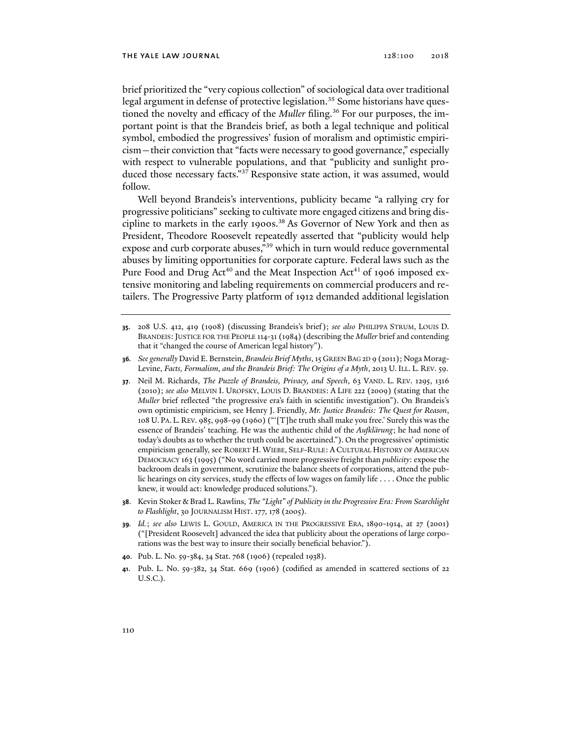brief prioritized the "very copious collection" of sociological data over traditional legal argument in defense of protective legislation.[35] Some historians have questioned the novelty and efficacy of the *Muller* filing.[36] For our purposes, the important point is that the Brandeis brief, as both a legal technique and political symbol, embodied the progressives' fusion of moralism and optimistic empiricism—their conviction that "facts were necessary to good governance," especially with respect to vulnerable populations, and that "publicity and sunlight produced those necessary facts."[37] Responsive state action, it was assumed, would follow.

Well beyond Brandeis's interventions, publicity became "a rallying cry for progressive politicians" seeking to cultivate more engaged citizens and bring discipline to markets in the early 1900s.[38] As Governor of New York and then as President, Theodore Roosevelt repeatedly asserted that "publicity would help expose and curb corporate abuses,"[39] which in turn would reduce governmental abuses by limiting opportunities for corporate capture. Federal laws such as the Pure Food and Drug Act[40] and the Meat Inspection Act[41] of 1906 imposed extensive monitoring and labeling requirements on commercial producers and retailers. The Progressive Party platform of 1912 demanded additional legislation

---

**35.** 208 U.S. 412, 419 (1908) (discussing Brandeis's brief); *see also* PHILIPPA STRUM, LOUIS D. BRANDEIS: JUSTICE FOR THE PEOPLE 114-31 (1984) (describing the *Muller* brief and contending that it "changed the course of American legal history").

**36.** *See generally* David E. Bernstein, *Brandeis Brief Myths*, 15 GREEN BAG 2D 9 (2011); Noga Morag-Levine, *Facts, Formalism, and the Brandeis Brief: The Origins of a Myth*, 2013 U. ILL. L. REV. 59.

**37.** Neil M. Richards, *The Puzzle of Brandeis, Privacy, and Speech*, 63 VAND. L. REV. 1295, 1316 (2010); *see also* MELVIN I. UROFSKY, LOUIS D. BRANDEIS: A LIFE 222 (2009) (stating that the *Muller* brief reflected "the progressive era's faith in scientific investigation"). On Brandeis's own optimistic empiricism, see Henry J. Friendly, *Mr. Justice Brandeis: The Quest for Reason*, 108 U. PA. L. REV. 985, 998-99 (1960) ("'[T]he truth shall make you free.' Surely this was the essence of Brandeis' teaching. He was the authentic child of the *Aufklärung*; he had none of today's doubts as to whether the truth could be ascertained."). On the progressives' optimistic empiricism generally, see ROBERT H. WIEBE, SELF-RULE: A CULTURAL HISTORY OF AMERICAN DEMOCRACY 163 (1995) ("No word carried more progressive freight than *publicity*: expose the backroom deals in government, scrutinize the balance sheets of corporations, attend the public hearings on city services, study the effects of low wages on family life . . . . Once the public knew, it would act: knowledge produced solutions.").

**38.** Kevin Stoker & Brad L. Rawlins, *The "Light" of Publicity in the Progressive Era: From Searchlight to Flashlight*, 30 JOURNALISM HIST. 177, 178 (2005).

**39.** *Id.*; *see also* LEWIS L. GOULD, AMERICA IN THE PROGRESSIVE ERA, 1890-1914, at 27 (2001) ("[President Roosevelt] advanced the idea that publicity about the operations of large corporations was the best way to insure their socially beneficial behavior.").

**40.** Pub. L. No. 59-384, 34 Stat. 768 (1906) (repealed 1938).

**41.** Pub. L. No. 59-382, 34 Stat. 669 (1906) (codified as amended in scattered sections of 22 U.S.C.).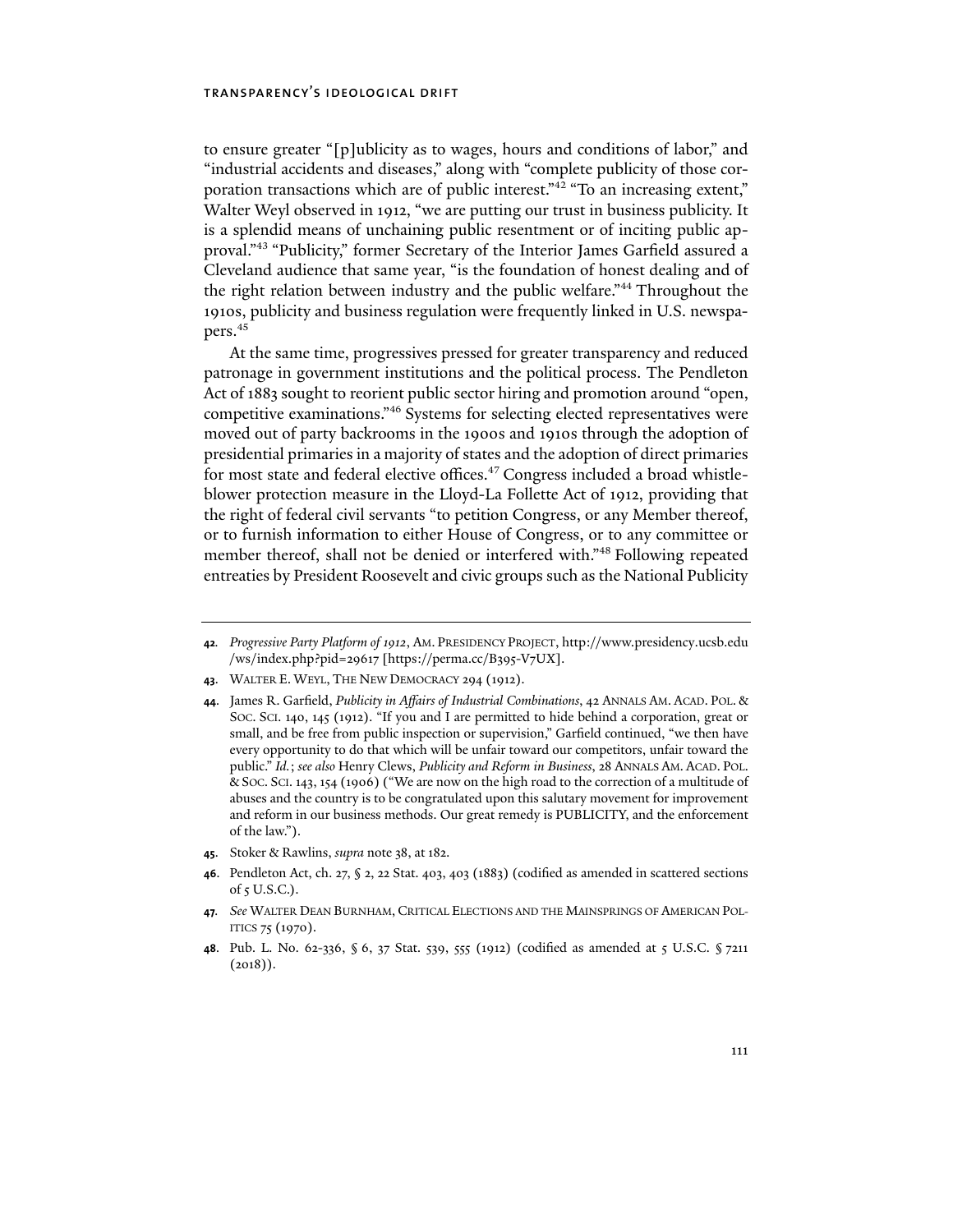to ensure greater "[p]ublicity as to wages, hours and conditions of labor," and "industrial accidents and diseases," along with "complete publicity of those corporation transactions which are of public interest."[42] "To an increasing extent," Walter Weyl observed in 1912, "we are putting our trust in business publicity. It is a splendid means of unchaining public resentment or of inciting public approval."[43] "Publicity," former Secretary of the Interior James Garfield assured a Cleveland audience that same year, "is the foundation of honest dealing and of the right relation between industry and the public welfare."[44] Throughout the 1910s, publicity and business regulation were frequently linked in U.S. newspapers.[45]

At the same time, progressives pressed for greater transparency and reduced patronage in government institutions and the political process. The Pendleton Act of 1883 sought to reorient public sector hiring and promotion around "open, competitive examinations."[46] Systems for selecting elected representatives were moved out of party backrooms in the 1900s and 1910s through the adoption of presidential primaries in a majority of states and the adoption of direct primaries for most state and federal elective offices.[47] Congress included a broad whistleblower protection measure in the Lloyd-La Follette Act of 1912, providing that the right of federal civil servants "to petition Congress, or any Member thereof, or to furnish information to either House of Congress, or to any committee or member thereof, shall not be denied or interfered with."[48] Following repeated entreaties by President Roosevelt and civic groups such as the National Publicity

---

**42.** *Progressive Party Platform of 1912*, AM. PRESIDENCY PROJECT, http://www.presidency.ucsb.edu/ws/index.php?pid=29617 [https://perma.cc/B395-V7UX].

**43.** WALTER E. WEYL, THE NEW DEMOCRACY 294 (1912).

**44.** James R. Garfield, *Publicity in Affairs of Industrial Combinations*, 42 ANNALS AM. ACAD. POL. & SOC. SCI. 140, 145 (1912). "If you and I are permitted to hide behind a corporation, great or small, and be free from public inspection or supervision," Garfield continued, "we then have every opportunity to do that which will be unfair toward our competitors, unfair toward the public." *Id.*; *see also* Henry Clews, *Publicity and Reform in Business*, 28 ANNALS AM. ACAD. POL. & SOC. SCI. 143, 154 (1906) ("We are now on the high road to the correction of a multitude of abuses and the country is to be congratulated upon this salutary movement for improvement and reform in our business methods. Our great remedy is PUBLICITY, and the enforcement of the law.").

**45.** Stoker & Rawlins, *supra* note 38, at 182.

**46.** Pendleton Act, ch. 27, § 2, 22 Stat. 403, 403 (1883) (codified as amended in scattered sections of 5 U.S.C.).

**47.** *See* WALTER DEAN BURNHAM, CRITICAL ELECTIONS AND THE MAINSPRINGS OF AMERICAN POLITICS 75 (1970).

**48.** Pub. L. No. 62-336, § 6, 37 Stat. 539, 555 (1912) (codified as amended at 5 U.S.C. § 7211 (2018)).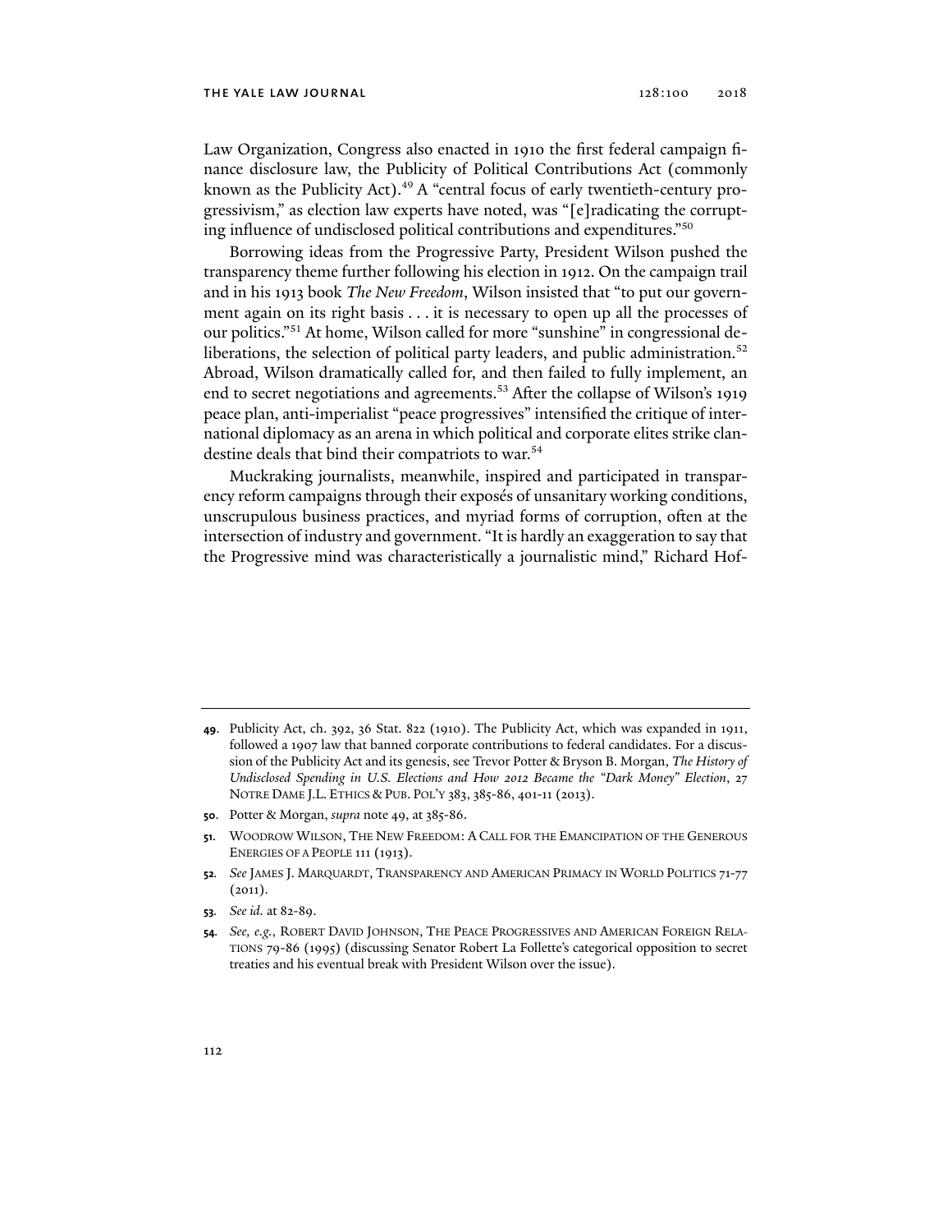Law Organization, Congress also enacted in 1910 the first federal campaign finance disclosure law, the Publicity of Political Contributions Act (commonly known as the Publicity Act).[49] A "central focus of early twentieth-century progressivism," as election law experts have noted, was "[e]radicating the corrupting influence of undisclosed political contributions and expenditures."[50]

Borrowing ideas from the Progressive Party, President Wilson pushed the transparency theme further following his election in 1912. On the campaign trail and in his 1913 book *The New Freedom*, Wilson insisted that "to put our government again on its right basis . . . it is necessary to open up all the processes of our politics."[51] At home, Wilson called for more "sunshine" in congressional deliberations, the selection of political party leaders, and public administration.[52] Abroad, Wilson dramatically called for, and then failed to fully implement, an end to secret negotiations and agreements.[53] After the collapse of Wilson's 1919 peace plan, anti-imperialist "peace progressives" intensified the critique of international diplomacy as an arena in which political and corporate elites strike clandestine deals that bind their compatriots to war.[54]

Muckraking journalists, meanwhile, inspired and participated in transparency reform campaigns through their exposés of unsanitary working conditions, unscrupulous business practices, and myriad forms of corruption, often at the intersection of industry and government. "It is hardly an exaggeration to say that the Progressive mind was characteristically a journalistic mind," Richard Hof-

---

**49.** Publicity Act, ch. 392, 36 Stat. 822 (1910). The Publicity Act, which was expanded in 1911, followed a 1907 law that banned corporate contributions to federal candidates. For a discussion of the Publicity Act and its genesis, see Trevor Potter & Bryson B. Morgan, *The History of Undisclosed Spending in U.S. Elections and How 2012 Became the "Dark Money" Election*, 27 NOTRE DAME J.L. ETHICS & PUB. POL'Y 383, 385-86, 401-11 (2013).

**50.** Potter & Morgan, *supra* note 49, at 385-86.

**51.** WOODROW WILSON, THE NEW FREEDOM: A CALL FOR THE EMANCIPATION OF THE GENEROUS ENERGIES OF A PEOPLE 111 (1913).

**52.** *See* JAMES J. MARQUARDT, TRANSPARENCY AND AMERICAN PRIMACY IN WORLD POLITICS 71-77 (2011).

**53.** *See id.* at 82-89.

**54.** *See, e.g.*, ROBERT DAVID JOHNSON, THE PEACE PROGRESSIVES AND AMERICAN FOREIGN RELATIONS 79-86 (1995) (discussing Senator Robert La Follette's categorical opposition to secret treaties and his eventual break with President Wilson over the issue).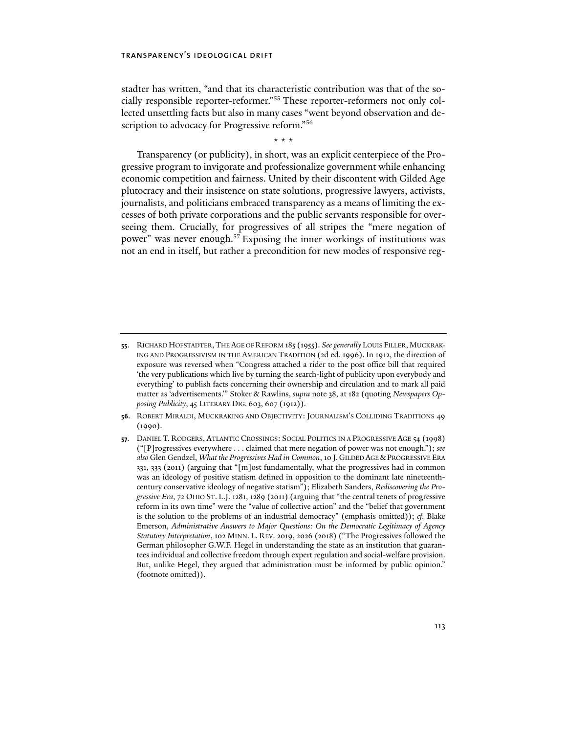stadter has written, "and that its characteristic contribution was that of the socially responsible reporter-reformer."[55] These reporter-reformers not only collected unsettling facts but also in many cases "went beyond observation and description to advocacy for Progressive reform."[56]

\* \* \*

Transparency (or publicity), in short, was an explicit centerpiece of the Progressive program to invigorate and professionalize government while enhancing economic competition and fairness. United by their discontent with Gilded Age plutocracy and their insistence on state solutions, progressive lawyers, activists, journalists, and politicians embraced transparency as a means of limiting the excesses of both private corporations and the public servants responsible for overseeing them. Crucially, for progressives of all stripes the "mere negation of power" was never enough.[57] Exposing the inner workings of institutions was not an end in itself, but rather a precondition for new modes of responsive reg-

---

**55.** RICHARD HOFSTADTER, THE AGE OF REFORM 185 (1955). *See generally* LOUIS FILLER, MUCKRAKING AND PROGRESSIVISM IN THE AMERICAN TRADITION (2d ed. 1996). In 1912, the direction of exposure was reversed when "Congress attached a rider to the post office bill that required 'the very publications which live by turning the search-light of publicity upon everybody and everything' to publish facts concerning their ownership and circulation and to mark all paid matter as 'advertisements.'" Stoker & Rawlins, *supra* note 38, at 182 (quoting *Newspapers Opposing Publicity*, 45 LITERARY DIG. 603, 607 (1912)).

**56.** ROBERT MIRALDI, MUCKRAKING AND OBJECTIVITY: JOURNALISM'S COLLIDING TRADITIONS 49 (1990).

**57.** DANIEL T. RODGERS, ATLANTIC CROSSINGS: SOCIAL POLITICS IN A PROGRESSIVE AGE 54 (1998) ("[P]rogressives everywhere . . . claimed that mere negation of power was not enough."); *see also* Glen Gendzel, *What the Progressives Had in Common*, 10 J. GILDED AGE & PROGRESSIVE ERA 331, 333 (2011) (arguing that "[m]ost fundamentally, what the progressives had in common was an ideology of positive statism defined in opposition to the dominant late nineteenth-century conservative ideology of negative statism"); Elizabeth Sanders, *Rediscovering the Progressive Era*, 72 OHIO ST. L.J. 1281, 1289 (2011) (arguing that "the central tenets of progressive reform in its own time" were the "value of collective action" and the "belief that government is the solution to the problems of an industrial democracy" (emphasis omitted)); *cf.* Blake Emerson, *Administrative Answers to Major Questions: On the Democratic Legitimacy of Agency Statutory Interpretation*, 102 MINN. L. REV. 2019, 2026 (2018) ("The Progressives followed the German philosopher G.W.F. Hegel in understanding the state as an institution that guarantees individual and collective freedom through expert regulation and social-welfare provision. But, unlike Hegel, they argued that administration must be informed by public opinion." (footnote omitted)).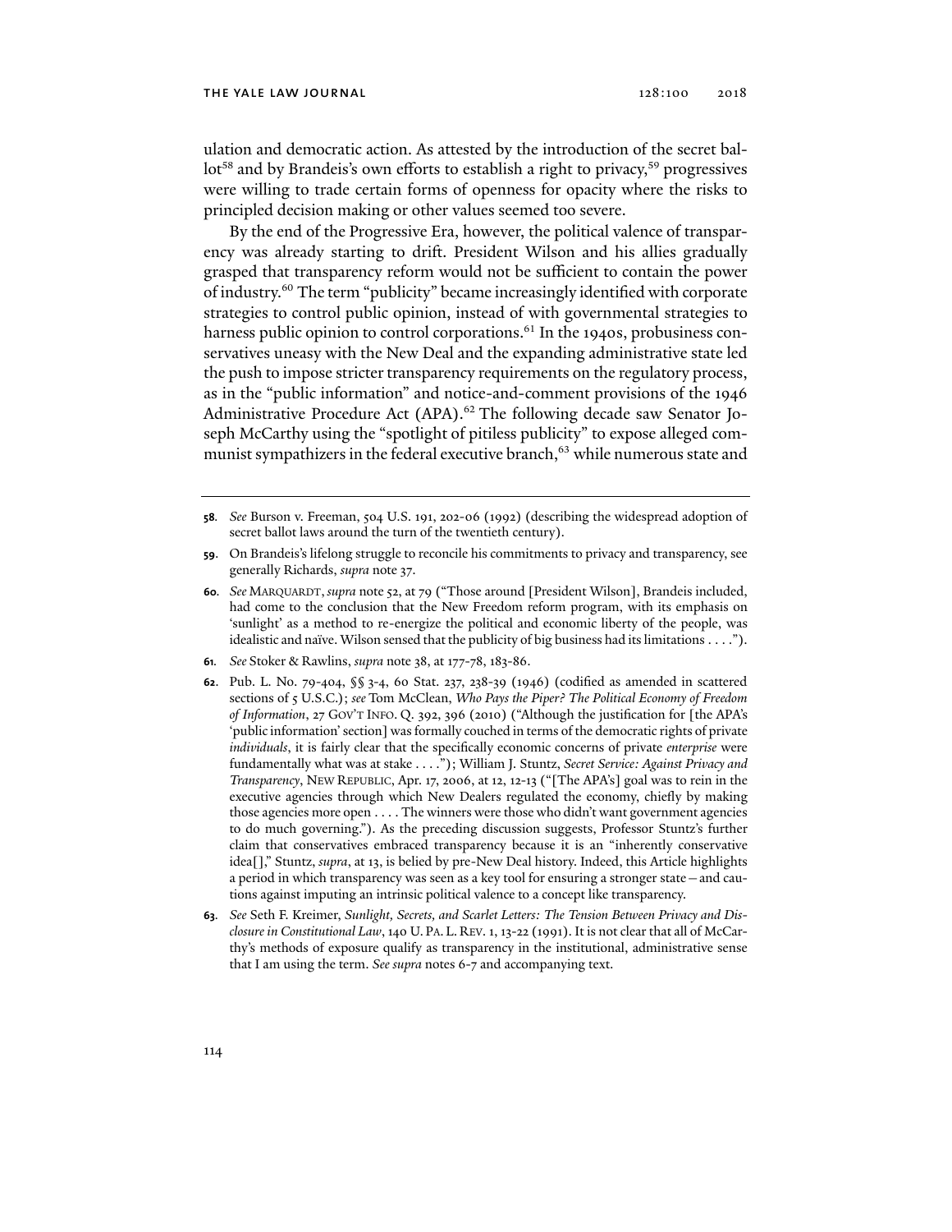ulation and democratic action. As attested by the introduction of the secret ballot[58] and by Brandeis's own efforts to establish a right to privacy,[59] progressives were willing to trade certain forms of openness for opacity where the risks to principled decision making or other values seemed too severe.

By the end of the Progressive Era, however, the political valence of transparency was already starting to drift. President Wilson and his allies gradually grasped that transparency reform would not be sufficient to contain the power of industry.[60] The term "publicity" became increasingly identified with corporate strategies to control public opinion, instead of with governmental strategies to harness public opinion to control corporations.[61] In the 1940s, probusiness conservatives uneasy with the New Deal and the expanding administrative state led the push to impose stricter transparency requirements on the regulatory process, as in the "public information" and notice-and-comment provisions of the 1946 Administrative Procedure Act (APA).[62] The following decade saw Senator Joseph McCarthy using the "spotlight of pitiless publicity" to expose alleged communist sympathizers in the federal executive branch,[63] while numerous state and

---

**58**. *See* Burson v. Freeman, 504 U.S. 191, 202-06 (1992) (describing the widespread adoption of secret ballot laws around the turn of the twentieth century).

**59**. On Brandeis's lifelong struggle to reconcile his commitments to privacy and transparency, see generally Richards, *supra* note 37.

**60**. *See* MARQUARDT, *supra* note 52, at 79 ("Those around [President Wilson], Brandeis included, had come to the conclusion that the New Freedom reform program, with its emphasis on 'sunlight' as a method to re-energize the political and economic liberty of the people, was idealistic and naïve. Wilson sensed that the publicity of big business had its limitations . . . .").

**61**. *See* Stoker & Rawlins, *supra* note 38, at 177-78, 183-86.

**62**. Pub. L. No. 79-404, §§ 3-4, 60 Stat. 237, 238-39 (1946) (codified as amended in scattered sections of 5 U.S.C.); *see* Tom McClean, *Who Pays the Piper? The Political Economy of Freedom of Information*, 27 GOV'T INFO. Q. 392, 396 (2010) ("Although the justification for [the APA's 'public information' section] was formally couched in terms of the democratic rights of private *individuals*, it is fairly clear that the specifically economic concerns of private *enterprise* were fundamentally what was at stake . . . ."); William J. Stuntz, *Secret Service: Against Privacy and Transparency*, NEW REPUBLIC, Apr. 17, 2006, at 12, 12-13 ("[The APA's] goal was to rein in the executive agencies through which New Dealers regulated the economy, chiefly by making those agencies more open . . . . The winners were those who didn't want government agencies to do much governing."). As the preceding discussion suggests, Professor Stuntz's further claim that conservatives embraced transparency because it is an "inherently conservative idea[]," Stuntz, *supra*, at 13, is belied by pre-New Deal history. Indeed, this Article highlights a period in which transparency was seen as a key tool for ensuring a stronger state—and cautions against imputing an intrinsic political valence to a concept like transparency.

**63**. *See* Seth F. Kreimer, *Sunlight, Secrets, and Scarlet Letters: The Tension Between Privacy and Disclosure in Constitutional Law*, 140 U. PA. L. REV. 1, 13-22 (1991). It is not clear that all of McCarthy's methods of exposure qualify as transparency in the institutional, administrative sense that I am using the term. *See supra* notes 6-7 and accompanying text.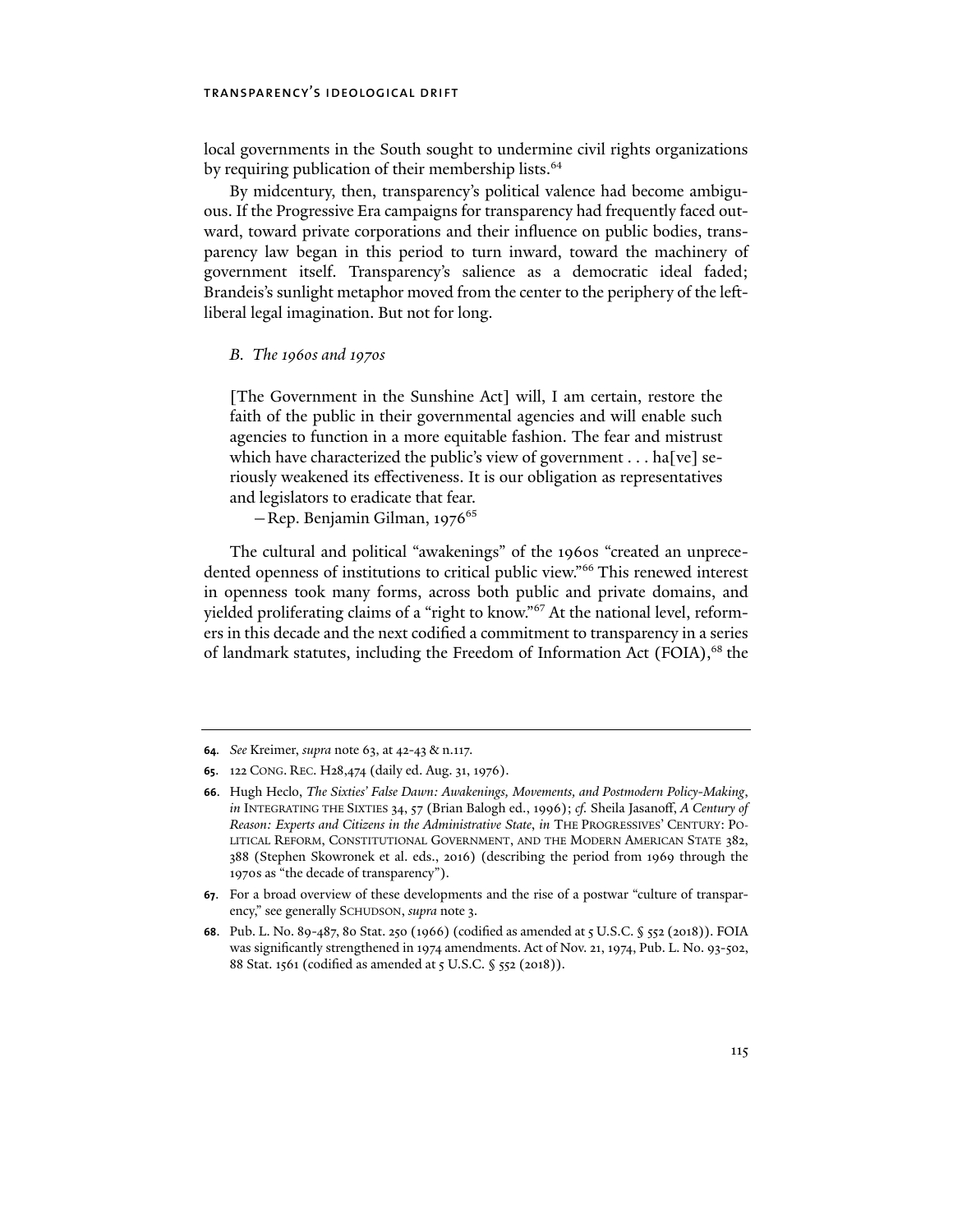local governments in the South sought to undermine civil rights organizations by requiring publication of their membership lists.[64]

By midcentury, then, transparency's political valence had become ambiguous. If the Progressive Era campaigns for transparency had frequently faced outward, toward private corporations and their influence on public bodies, transparency law began in this period to turn inward, toward the machinery of government itself. Transparency's salience as a democratic ideal faded; Brandeis's sunlight metaphor moved from the center to the periphery of the left-liberal legal imagination. But not for long.

### *B. The 1960s and 1970s*

> [The Government in the Sunshine Act] will, I am certain, restore the faith of the public in their governmental agencies and will enable such agencies to function in a more equitable fashion. The fear and mistrust which have characterized the public's view of government . . . ha[ve] seriously weakened its effectiveness. It is our obligation as representatives and legislators to eradicate that fear.
>
> —Rep. Benjamin Gilman, 1976[65]

The cultural and political "awakenings" of the 1960s "created an unprecedented openness of institutions to critical public view."[66] This renewed interest in openness took many forms, across both public and private domains, and yielded proliferating claims of a "right to know."[67] At the national level, reformers in this decade and the next codified a commitment to transparency in a series of landmark statutes, including the Freedom of Information Act (FOIA),[68] the

---

**64**. *See* Kreimer, *supra* note 63, at 42-43 & n.117.

**65**. 122 CONG. REC. H28,474 (daily ed. Aug. 31, 1976).

**66**. Hugh Heclo, *The Sixties' False Dawn: Awakenings, Movements, and Postmodern Policy-Making*, *in* INTEGRATING THE SIXTIES 34, 57 (Brian Balogh ed., 1996); *cf.* Sheila Jasanoff, *A Century of Reason: Experts and Citizens in the Administrative State*, *in* THE PROGRESSIVES' CENTURY: POLITICAL REFORM, CONSTITUTIONAL GOVERNMENT, AND THE MODERN AMERICAN STATE 382, 388 (Stephen Skowronek et al. eds., 2016) (describing the period from 1969 through the 1970s as "the decade of transparency").

**67**. For a broad overview of these developments and the rise of a postwar "culture of transparency," see generally SCHUDSON, *supra* note 3.

**68**. Pub. L. No. 89-487, 80 Stat. 250 (1966) (codified as amended at 5 U.S.C. § 552 (2018)). FOIA was significantly strengthened in 1974 amendments. Act of Nov. 21, 1974, Pub. L. No. 93-502, 88 Stat. 1561 (codified as amended at 5 U.S.C. § 552 (2018)).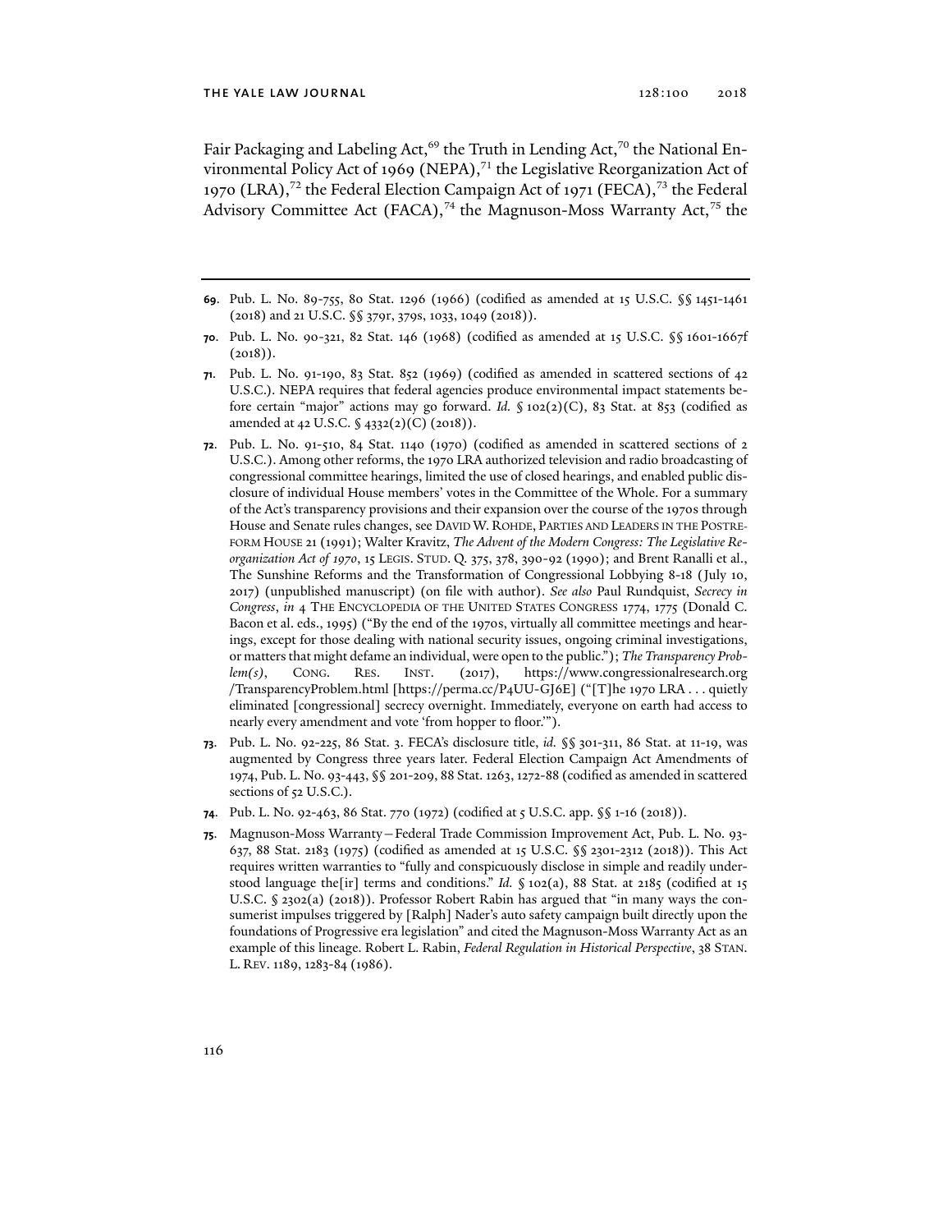Fair Packaging and Labeling Act,[69] the Truth in Lending Act,[70] the National Environmental Policy Act of 1969 (NEPA),[71] the Legislative Reorganization Act of 1970 (LRA),[72] the Federal Election Campaign Act of 1971 (FECA),[73] the Federal Advisory Committee Act (FACA),[74] the Magnuson-Moss Warranty Act,[75] the

---

**69**. Pub. L. No. 89-755, 80 Stat. 1296 (1966) (codified as amended at 15 U.S.C. §§ 1451-1461 (2018) and 21 U.S.C. §§ 379r, 379s, 1033, 1049 (2018)).

**70**. Pub. L. No. 90-321, 82 Stat. 146 (1968) (codified as amended at 15 U.S.C. §§ 1601-1667f (2018)).

**71**. Pub. L. No. 91-190, 83 Stat. 852 (1969) (codified as amended in scattered sections of 42 U.S.C.). NEPA requires that federal agencies produce environmental impact statements before certain "major" actions may go forward. *Id.* § 102(2)(C), 83 Stat. at 853 (codified as amended at 42 U.S.C. § 4332(2)(C) (2018)).

**72**. Pub. L. No. 91-510, 84 Stat. 1140 (1970) (codified as amended in scattered sections of 2 U.S.C.). Among other reforms, the 1970 LRA authorized television and radio broadcasting of congressional committee hearings, limited the use of closed hearings, and enabled public disclosure of individual House members' votes in the Committee of the Whole. For a summary of the Act's transparency provisions and their expansion over the course of the 1970s through House and Senate rules changes, see DAVID W. ROHDE, PARTIES AND LEADERS IN THE POSTREFORM HOUSE 21 (1991); Walter Kravitz, *The Advent of the Modern Congress: The Legislative Reorganization Act of 1970*, 15 LEGIS. STUD. Q. 375, 378, 390-92 (1990); and Brent Ranalli et al., The Sunshine Reforms and the Transformation of Congressional Lobbying 8-18 (July 10, 2017) (unpublished manuscript) (on file with author). *See also* Paul Rundquist, *Secrecy in Congress*, *in* 4 THE ENCYCLOPEDIA OF THE UNITED STATES CONGRESS 1774, 1775 (Donald C. Bacon et al. eds., 1995) ("By the end of the 1970s, virtually all committee meetings and hearings, except for those dealing with national security issues, ongoing criminal investigations, or matters that might defame an individual, were open to the public."); *The Transparency Problem(s)*, CONG. RES. INST. (2017), https://www.congressionalresearch.org/TransparencyProblem.html [https://perma.cc/P4UU-GJ6E] ("[T]he 1970 LRA . . . quietly eliminated [congressional] secrecy overnight. Immediately, everyone on earth had access to nearly every amendment and vote 'from hopper to floor.'").

**73**. Pub. L. No. 92-225, 86 Stat. 3. FECA's disclosure title, *id.* §§ 301-311, 86 Stat. at 11-19, was augmented by Congress three years later. Federal Election Campaign Act Amendments of 1974, Pub. L. No. 93-443, §§ 201-209, 88 Stat. 1263, 1272-88 (codified as amended in scattered sections of 52 U.S.C.).

**74**. Pub. L. No. 92-463, 86 Stat. 770 (1972) (codified at 5 U.S.C. app. §§ 1-16 (2018)).

**75**. Magnuson-Moss Warranty—Federal Trade Commission Improvement Act, Pub. L. No. 93-637, 88 Stat. 2183 (1975) (codified as amended at 15 U.S.C. §§ 2301-2312 (2018)). This Act requires written warranties to "fully and conspicuously disclose in simple and readily understood language the[ir] terms and conditions." *Id.* § 102(a), 88 Stat. at 2185 (codified at 15 U.S.C. § 2302(a) (2018)). Professor Robert Rabin has argued that "in many ways the consumerist impulses triggered by [Ralph] Nader's auto safety campaign built directly upon the foundations of Progressive era legislation" and cited the Magnuson-Moss Warranty Act as an example of this lineage. Robert L. Rabin, *Federal Regulation in Historical Perspective*, 38 STAN. L. REV. 1189, 1283-84 (1986).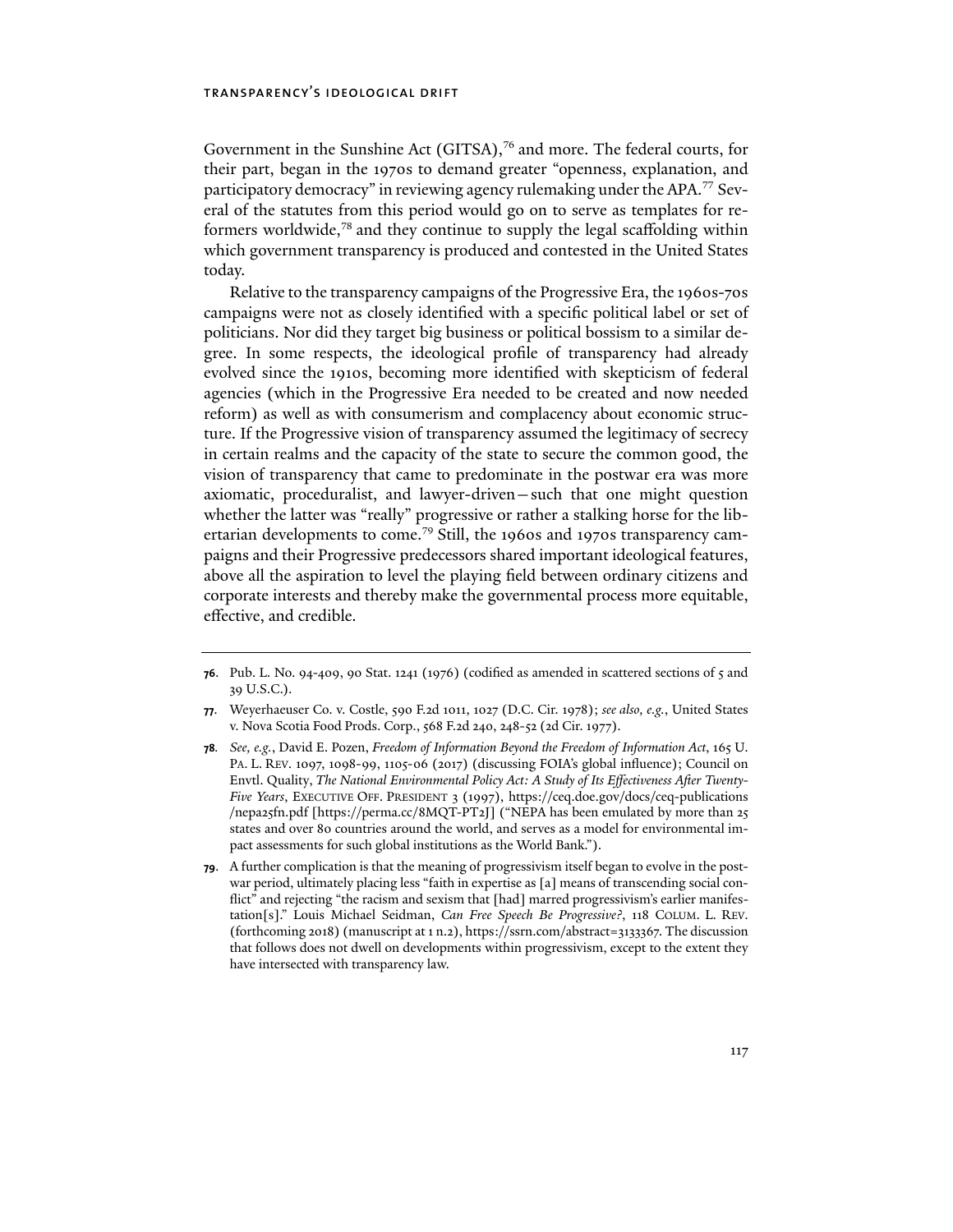Government in the Sunshine Act (GITSA),[76] and more. The federal courts, for their part, began in the 1970s to demand greater "openness, explanation, and participatory democracy" in reviewing agency rulemaking under the APA.[77] Several of the statutes from this period would go on to serve as templates for reformers worldwide,[78] and they continue to supply the legal scaffolding within which government transparency is produced and contested in the United States today.

Relative to the transparency campaigns of the Progressive Era, the 1960s-70s campaigns were not as closely identified with a specific political label or set of politicians. Nor did they target big business or political bossism to a similar degree. In some respects, the ideological profile of transparency had already evolved since the 1910s, becoming more identified with skepticism of federal agencies (which in the Progressive Era needed to be created and now needed reform) as well as with consumerism and complacency about economic structure. If the Progressive vision of transparency assumed the legitimacy of secrecy in certain realms and the capacity of the state to secure the common good, the vision of transparency that came to predominate in the postwar era was more axiomatic, proceduralist, and lawyer-driven—such that one might question whether the latter was "really" progressive or rather a stalking horse for the libertarian developments to come.[79] Still, the 1960s and 1970s transparency campaigns and their Progressive predecessors shared important ideological features, above all the aspiration to level the playing field between ordinary citizens and corporate interests and thereby make the governmental process more equitable, effective, and credible.

---

**76.** Pub. L. No. 94-409, 90 Stat. 1241 (1976) (codified as amended in scattered sections of 5 and 39 U.S.C.).

**77.** Weyerhaeuser Co. v. Costle, 590 F.2d 1011, 1027 (D.C. Cir. 1978); *see also, e.g.*, United States v. Nova Scotia Food Prods. Corp., 568 F.2d 240, 248-52 (2d Cir. 1977).

**78.** *See, e.g.*, David E. Pozen, *Freedom of Information Beyond the Freedom of Information Act*, 165 U. PA. L. REV. 1097, 1098-99, 1105-06 (2017) (discussing FOIA's global influence); Council on Envtl. Quality, *The National Environmental Policy Act: A Study of Its Effectiveness After Twenty-Five Years*, EXECUTIVE OFF. PRESIDENT 3 (1997), https://ceq.doe.gov/docs/ceq-publications/nepa25fn.pdf [https://perma.cc/8MQT-PT2J] ("NEPA has been emulated by more than 25 states and over 80 countries around the world, and serves as a model for environmental impact assessments for such global institutions as the World Bank.").

**79.** A further complication is that the meaning of progressivism itself began to evolve in the postwar period, ultimately placing less "faith in expertise as [a] means of transcending social conflict" and rejecting "the racism and sexism that [had] marred progressivism's earlier manifestation[s]." Louis Michael Seidman, *Can Free Speech Be Progressive?*, 118 COLUM. L. REV. (forthcoming 2018) (manuscript at 1 n.2), https://ssrn.com/abstract=3133367. The discussion that follows does not dwell on developments within progressivism, except to the extent they have intersected with transparency law.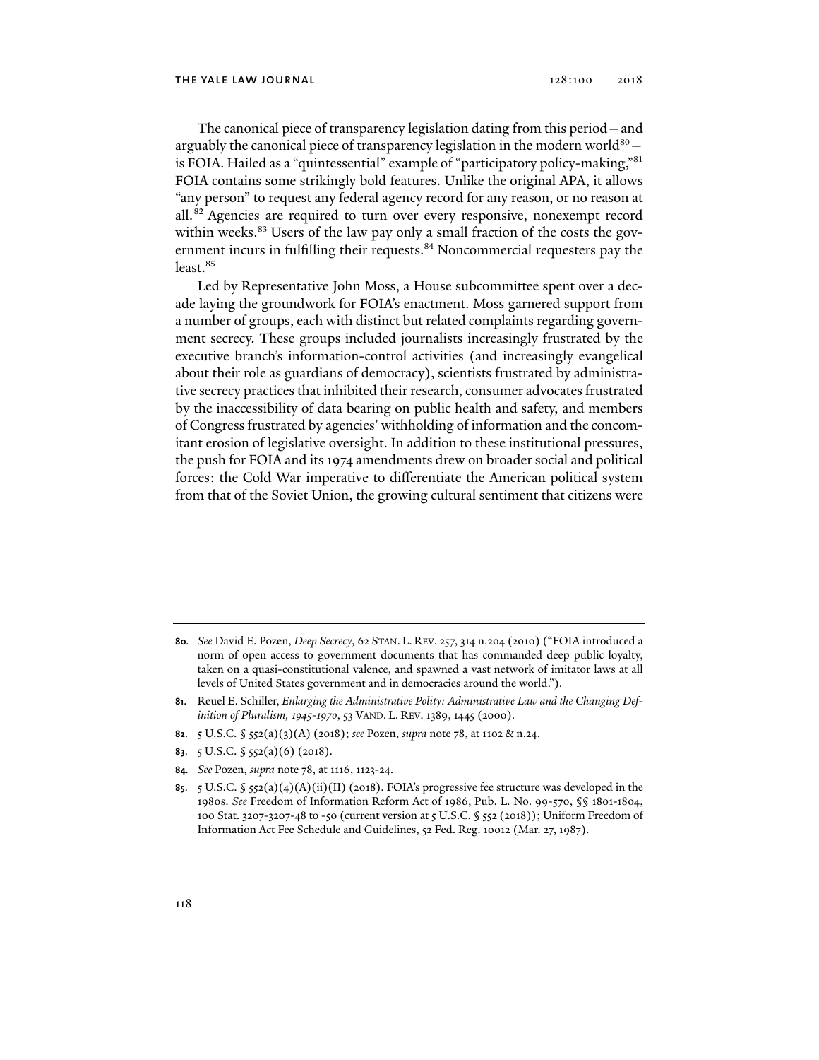The canonical piece of transparency legislation dating from this period—and arguably the canonical piece of transparency legislation in the modern world[80]—is FOIA. Hailed as a "quintessential" example of "participatory policy-making,"[81] FOIA contains some strikingly bold features. Unlike the original APA, it allows "any person" to request any federal agency record for any reason, or no reason at all.[82] Agencies are required to turn over every responsive, nonexempt record within weeks.[83] Users of the law pay only a small fraction of the costs the government incurs in fulfilling their requests.[84] Noncommercial requesters pay the least.[85]

Led by Representative John Moss, a House subcommittee spent over a decade laying the groundwork for FOIA's enactment. Moss garnered support from a number of groups, each with distinct but related complaints regarding government secrecy. These groups included journalists increasingly frustrated by the executive branch's information-control activities (and increasingly evangelical about their role as guardians of democracy), scientists frustrated by administrative secrecy practices that inhibited their research, consumer advocates frustrated by the inaccessibility of data bearing on public health and safety, and members of Congress frustrated by agencies' withholding of information and the concomitant erosion of legislative oversight. In addition to these institutional pressures, the push for FOIA and its 1974 amendments drew on broader social and political forces: the Cold War imperative to differentiate the American political system from that of the Soviet Union, the growing cultural sentiment that citizens were

---

**80.** *See* David E. Pozen, *Deep Secrecy*, 62 STAN. L. REV. 257, 314 n.204 (2010) ("FOIA introduced a norm of open access to government documents that has commanded deep public loyalty, taken on a quasi-constitutional valence, and spawned a vast network of imitator laws at all levels of United States government and in democracies around the world.").

**81.** Reuel E. Schiller, *Enlarging the Administrative Polity: Administrative Law and the Changing Definition of Pluralism, 1945-1970*, 53 VAND. L. REV. 1389, 1445 (2000).

**82.** 5 U.S.C. § 552(a)(3)(A) (2018); *see* Pozen, *supra* note 78, at 1102 & n.24.

**83.** 5 U.S.C. § 552(a)(6) (2018).

**84.** *See* Pozen, *supra* note 78, at 1116, 1123-24.

**85.** 5 U.S.C. § 552(a)(4)(A)(ii)(II) (2018). FOIA's progressive fee structure was developed in the 1980s. *See* Freedom of Information Reform Act of 1986, Pub. L. No. 99-570, §§ 1801-1804, 100 Stat. 3207-3207-48 to -50 (current version at 5 U.S.C. § 552 (2018)); Uniform Freedom of Information Act Fee Schedule and Guidelines, 52 Fed. Reg. 10012 (Mar. 27, 1987).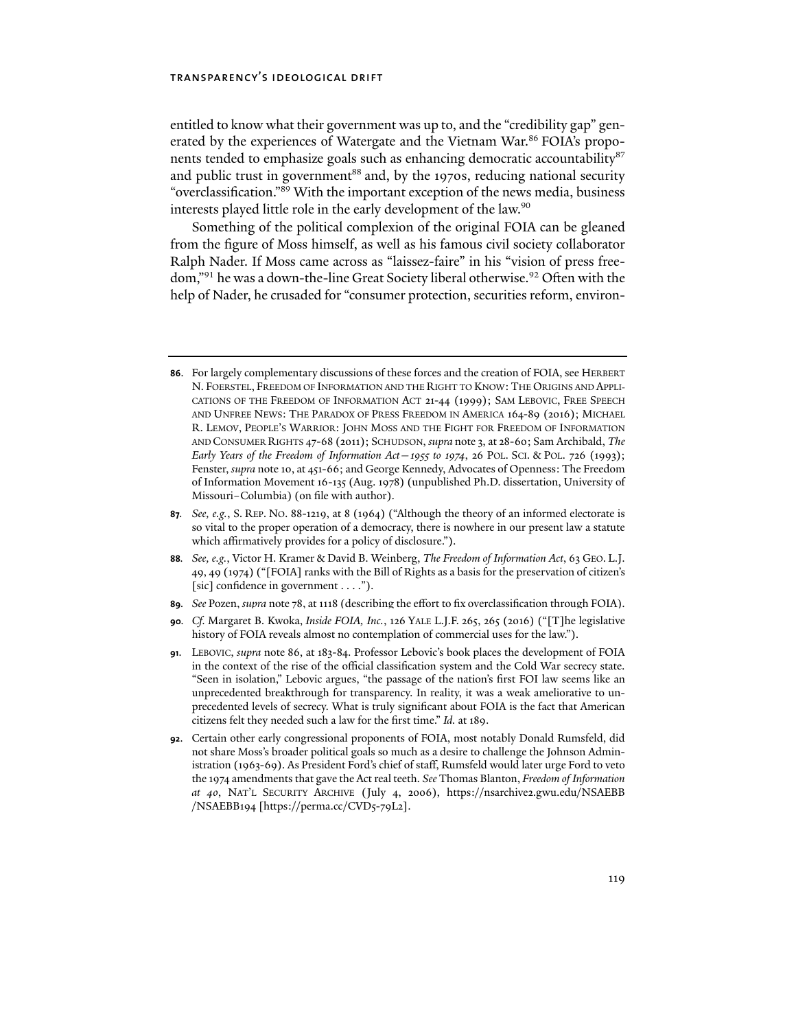entitled to know what their government was up to, and the "credibility gap" generated by the experiences of Watergate and the Vietnam War.[86] FOIA's proponents tended to emphasize goals such as enhancing democratic accountability[87] and public trust in government[88] and, by the 1970s, reducing national security "overclassification."[89] With the important exception of the news media, business interests played little role in the early development of the law.[90]

Something of the political complexion of the original FOIA can be gleaned from the figure of Moss himself, as well as his famous civil society collaborator Ralph Nader. If Moss came across as "laissez-faire" in his "vision of press freedom,"[91] he was a down-the-line Great Society liberal otherwise.[92] Often with the help of Nader, he crusaded for "consumer protection, securities reform, environ-

---

**86.** For largely complementary discussions of these forces and the creation of FOIA, see HERBERT N. FOERSTEL, FREEDOM OF INFORMATION AND THE RIGHT TO KNOW: THE ORIGINS AND APPLICATIONS OF THE FREEDOM OF INFORMATION ACT 21-44 (1999); SAM LEBOVIC, FREE SPEECH AND UNFREE NEWS: THE PARADOX OF PRESS FREEDOM IN AMERICA 164-89 (2016); MICHAEL R. LEMOV, PEOPLE'S WARRIOR: JOHN MOSS AND THE FIGHT FOR FREEDOM OF INFORMATION AND CONSUMER RIGHTS 47-68 (2011); SCHUDSON, *supra* note 3, at 28-60; Sam Archibald, *The Early Years of the Freedom of Information Act—1955 to 1974*, 26 POL. SCI. & POL. 726 (1993); Fenster, *supra* note 10, at 451-66; and George Kennedy, Advocates of Openness: The Freedom of Information Movement 16-135 (Aug. 1978) (unpublished Ph.D. dissertation, University of Missouri–Columbia) (on file with author).

**87.** *See, e.g.*, S. REP. NO. 88-1219, at 8 (1964) ("Although the theory of an informed electorate is so vital to the proper operation of a democracy, there is nowhere in our present law a statute which affirmatively provides for a policy of disclosure.").

**88.** *See, e.g.*, Victor H. Kramer & David B. Weinberg, *The Freedom of Information Act*, 63 GEO. L.J. 49, 49 (1974) ("[FOIA] ranks with the Bill of Rights as a basis for the preservation of citizen's [sic] confidence in government . . . .").

**89.** *See* Pozen, *supra* note 78, at 1118 (describing the effort to fix overclassification through FOIA).

**90.** *Cf.* Margaret B. Kwoka, *Inside FOIA, Inc.*, 126 YALE L.J.F. 265, 265 (2016) ("[T]he legislative history of FOIA reveals almost no contemplation of commercial uses for the law.").

**91.** LEBOVIC, *supra* note 86, at 183-84. Professor Lebovic's book places the development of FOIA in the context of the rise of the official classification system and the Cold War secrecy state. "Seen in isolation," Lebovic argues, "the passage of the nation's first FOI law seems like an unprecedented breakthrough for transparency. In reality, it was a weak ameliorative to unprecedented levels of secrecy. What is truly significant about FOIA is the fact that American citizens felt they needed such a law for the first time." *Id.* at 189.

**92.** Certain other early congressional proponents of FOIA, most notably Donald Rumsfeld, did not share Moss's broader political goals so much as a desire to challenge the Johnson Administration (1963-69). As President Ford's chief of staff, Rumsfeld would later urge Ford to veto the 1974 amendments that gave the Act real teeth. *See* Thomas Blanton, *Freedom of Information at 40*, NAT'L SECURITY ARCHIVE (July 4, 2006), https://nsarchive2.gwu.edu/NSAEBB/NSAEBB194 [https://perma.cc/CVD5-79L2].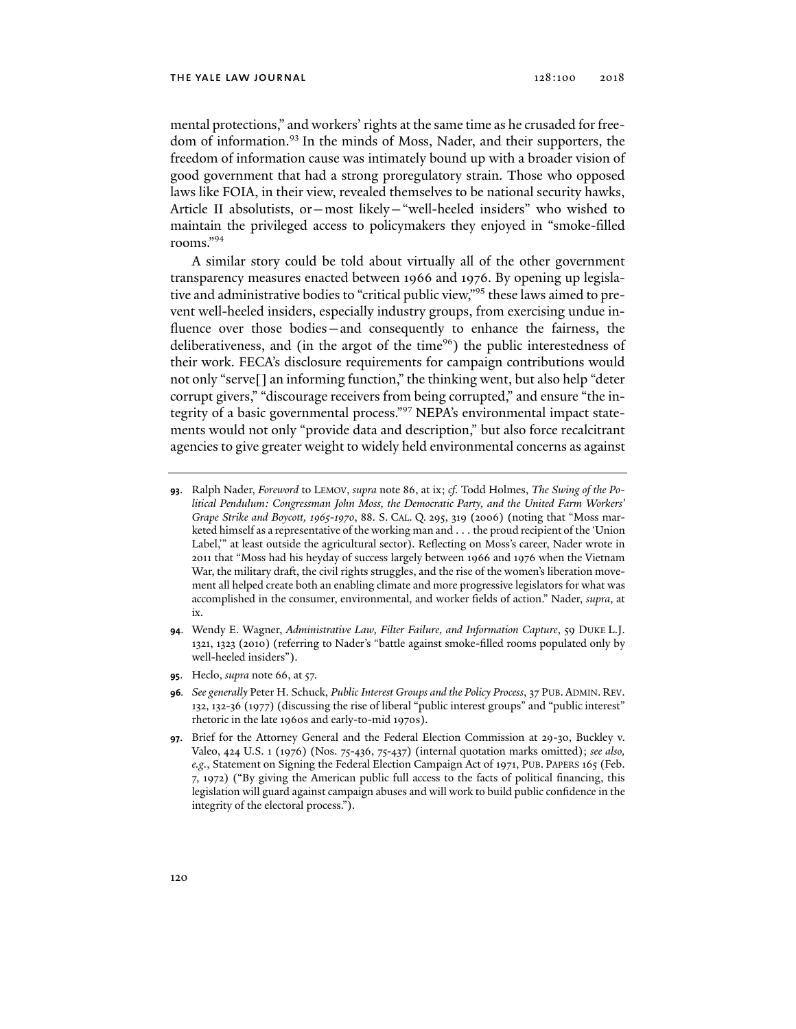mental protections," and workers' rights at the same time as he crusaded for freedom of information.[93] In the minds of Moss, Nader, and their supporters, the freedom of information cause was intimately bound up with a broader vision of good government that had a strong proregulatory strain. Those who opposed laws like FOIA, in their view, revealed themselves to be national security hawks, Article II absolutists, or—most likely—"well-heeled insiders" who wished to maintain the privileged access to policymakers they enjoyed in "smoke-filled rooms."[94]

A similar story could be told about virtually all of the other government transparency measures enacted between 1966 and 1976. By opening up legislative and administrative bodies to "critical public view,"[95] these laws aimed to prevent well-heeled insiders, especially industry groups, from exercising undue influence over those bodies—and consequently to enhance the fairness, the deliberativeness, and (in the argot of the time[96]) the public interestedness of their work. FECA's disclosure requirements for campaign contributions would not only "serve[] an informing function," the thinking went, but also help "deter corrupt givers," "discourage receivers from being corrupted," and ensure "the integrity of a basic governmental process."[97] NEPA's environmental impact statements would not only "provide data and description," but also force recalcitrant agencies to give greater weight to widely held environmental concerns as against

---

**93.** Ralph Nader, *Foreword* to LEMOV, *supra* note 86, at ix; *cf.* Todd Holmes, *The Swing of the Political Pendulum: Congressman John Moss, the Democratic Party, and the United Farm Workers' Grape Strike and Boycott, 1965-1970*, 88 S. CAL. Q. 295, 319 (2006) (noting that "Moss marketed himself as a representative of the working man and . . . the proud recipient of the 'Union Label,'" at least outside the agricultural sector). Reflecting on Moss's career, Nader wrote in 2011 that "Moss had his heyday of success largely between 1966 and 1976 when the Vietnam War, the military draft, the civil rights struggles, and the rise of the women's liberation movement all helped create both an enabling climate and more progressive legislators for what was accomplished in the consumer, environmental, and worker fields of action." Nader, *supra*, at ix.

**94.** Wendy E. Wagner, *Administrative Law, Filter Failure, and Information Capture*, 59 DUKE L.J. 1321, 1323 (2010) (referring to Nader's "battle against smoke-filled rooms populated only by well-heeled insiders").

**95.** Heclo, *supra* note 66, at 57.

**96.** *See generally* Peter H. Schuck, *Public Interest Groups and the Policy Process*, 37 PUB. ADMIN. REV. 132, 132-36 (1977) (discussing the rise of liberal "public interest groups" and "public interest" rhetoric in the late 1960s and early-to-mid 1970s).

**97.** Brief for the Attorney General and the Federal Election Commission at 29-30, Buckley v. Valeo, 424 U.S. 1 (1976) (Nos. 75-436, 75-437) (internal quotation marks omitted); *see also, e.g.*, Statement on Signing the Federal Election Campaign Act of 1971, PUB. PAPERS 165 (Feb. 7, 1972) ("By giving the American public full access to the facts of political financing, this legislation will guard against campaign abuses and will work to build public confidence in the integrity of the electoral process.").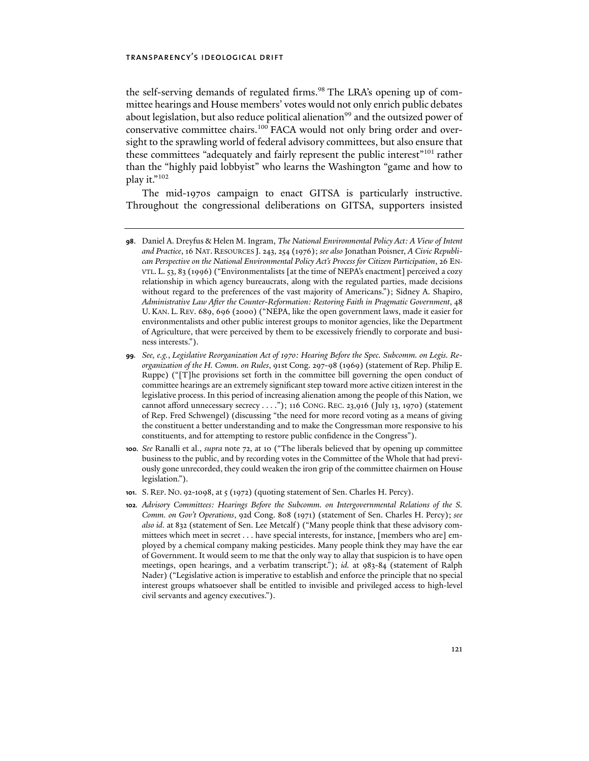the self-serving demands of regulated firms.[98] The LRA's opening up of committee hearings and House members' votes would not only enrich public debates about legislation, but also reduce political alienation[99] and the outsized power of conservative committee chairs.[100] FACA would not only bring order and oversight to the sprawling world of federal advisory committees, but also ensure that these committees "adequately and fairly represent the public interest"[101] rather than the "highly paid lobbyist" who learns the Washington "game and how to play it."[102]

The mid-1970s campaign to enact GITSA is particularly instructive. Throughout the congressional deliberations on GITSA, supporters insisted

---

**98.** Daniel A. Dreyfus & Helen M. Ingram, *The National Environmental Policy Act: A View of Intent and Practice*, 16 NAT. RESOURCES J. 243, 254 (1976); *see also* Jonathan Poisner, *A Civic Republican Perspective on the National Environmental Policy Act's Process for Citizen Participation*, 26 ENVTL. L. 53, 83 (1996) ("Environmentalists [at the time of NEPA's enactment] perceived a cozy relationship in which agency bureaucrats, along with the regulated parties, made decisions without regard to the preferences of the vast majority of Americans."); Sidney A. Shapiro, *Administrative Law After the Counter-Reformation: Restoring Faith in Pragmatic Government*, 48 U. KAN. L. REV. 689, 696 (2000) ("NEPA, like the open government laws, made it easier for environmentalists and other public interest groups to monitor agencies, like the Department of Agriculture, that were perceived by them to be excessively friendly to corporate and business interests.").

**99.** *See, e.g.*, *Legislative Reorganization Act of 1970: Hearing Before the Spec. Subcomm. on Legis. Reorganization of the H. Comm. on Rules*, 91st Cong. 297-98 (1969) (statement of Rep. Philip E. Ruppe) ("[T]he provisions set forth in the committee bill governing the open conduct of committee hearings are an extremely significant step toward more active citizen interest in the legislative process. In this period of increasing alienation among the people of this Nation, we cannot afford unnecessary secrecy . . . ."); 116 CONG. REC. 23,916 (July 13, 1970) (statement of Rep. Fred Schwengel) (discussing "the need for more record voting as a means of giving the constituent a better understanding and to make the Congressman more responsive to his constituents, and for attempting to restore public confidence in the Congress").

**100.** *See* Ranalli et al., *supra* note 72, at 10 ("The liberals believed that by opening up committee business to the public, and by recording votes in the Committee of the Whole that had previously gone unrecorded, they could weaken the iron grip of the committee chairmen on House legislation.").

**101.** S. REP. NO. 92-1098, at 5 (1972) (quoting statement of Sen. Charles H. Percy).

**102.** *Advisory Committees: Hearings Before the Subcomm. on Intergovernmental Relations of the S. Comm. on Gov't Operations*, 92d Cong. 808 (1971) (statement of Sen. Charles H. Percy); *see also id.* at 832 (statement of Sen. Lee Metcalf) ("Many people think that these advisory committees which meet in secret . . . have special interests, for instance, [members who are] employed by a chemical company making pesticides. Many people think they may have the ear of Government. It would seem to me that the only way to allay that suspicion is to have open meetings, open hearings, and a verbatim transcript."); *id.* at 983-84 (statement of Ralph Nader) ("Legislative action is imperative to establish and enforce the principle that no special interest groups whatsoever shall be entitled to invisible and privileged access to high-level civil servants and agency executives.").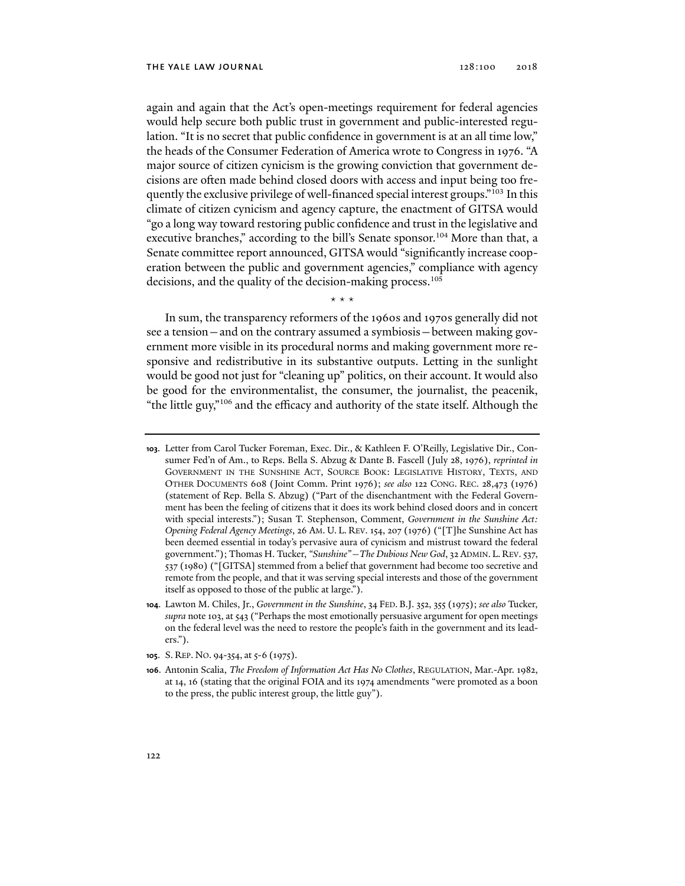again and again that the Act's open-meetings requirement for federal agencies would help secure both public trust in government and public-interested regulation. "It is no secret that public confidence in government is at an all time low," the heads of the Consumer Federation of America wrote to Congress in 1976. "A major source of citizen cynicism is the growing conviction that government decisions are often made behind closed doors with access and input being too frequently the exclusive privilege of well-financed special interest groups."[103] In this climate of citizen cynicism and agency capture, the enactment of GITSA would "go a long way toward restoring public confidence and trust in the legislative and executive branches," according to the bill's Senate sponsor.[104] More than that, a Senate committee report announced, GITSA would "significantly increase cooperation between the public and government agencies," compliance with agency decisions, and the quality of the decision-making process.[105]

\* \* \*

In sum, the transparency reformers of the 1960s and 1970s generally did not see a tension—and on the contrary assumed a symbiosis—between making government more visible in its procedural norms and making government more responsive and redistributive in its substantive outputs. Letting in the sunlight would be good not just for "cleaning up" politics, on their account. It would also be good for the environmentalist, the consumer, the journalist, the peacenik, "the little guy,"[106] and the efficacy and authority of the state itself. Although the

---

**103.** Letter from Carol Tucker Foreman, Exec. Dir., & Kathleen F. O'Reilly, Legislative Dir., Consumer Fed'n of Am., to Reps. Bella S. Abzug & Dante B. Fascell (July 28, 1976), *reprinted in* GOVERNMENT IN THE SUNSHINE ACT, SOURCE BOOK: LEGISLATIVE HISTORY, TEXTS, AND OTHER DOCUMENTS 608 (Joint Comm. Print 1976); *see also* 122 CONG. REC. 28,473 (1976) (statement of Rep. Bella S. Abzug) ("Part of the disenchantment with the Federal Government has been the feeling of citizens that it does its work behind closed doors and in concert with special interests."); Susan T. Stephenson, Comment, *Government in the Sunshine Act: Opening Federal Agency Meetings*, 26 AM. U. L. REV. 154, 207 (1976) ("[T]he Sunshine Act has been deemed essential in today's pervasive aura of cynicism and mistrust toward the federal government."); Thomas H. Tucker, *"Sunshine"—The Dubious New God*, 32 ADMIN. L. REV. 537, 537 (1980) ("[GITSA] stemmed from a belief that government had become too secretive and remote from the people, and that it was serving special interests and those of the government itself as opposed to those of the public at large.").

**104.** Lawton M. Chiles, Jr., *Government in the Sunshine*, 34 FED. B.J. 352, 355 (1975); *see also* Tucker, *supra* note 103, at 543 ("Perhaps the most emotionally persuasive argument for open meetings on the federal level was the need to restore the people's faith in the government and its leaders.").

**105.** S. REP. NO. 94-354, at 5-6 (1975).

**106.** Antonin Scalia, *The Freedom of Information Act Has No Clothes*, REGULATION, Mar.-Apr. 1982, at 14, 16 (stating that the original FOIA and its 1974 amendments "were promoted as a boon to the press, the public interest group, the little guy").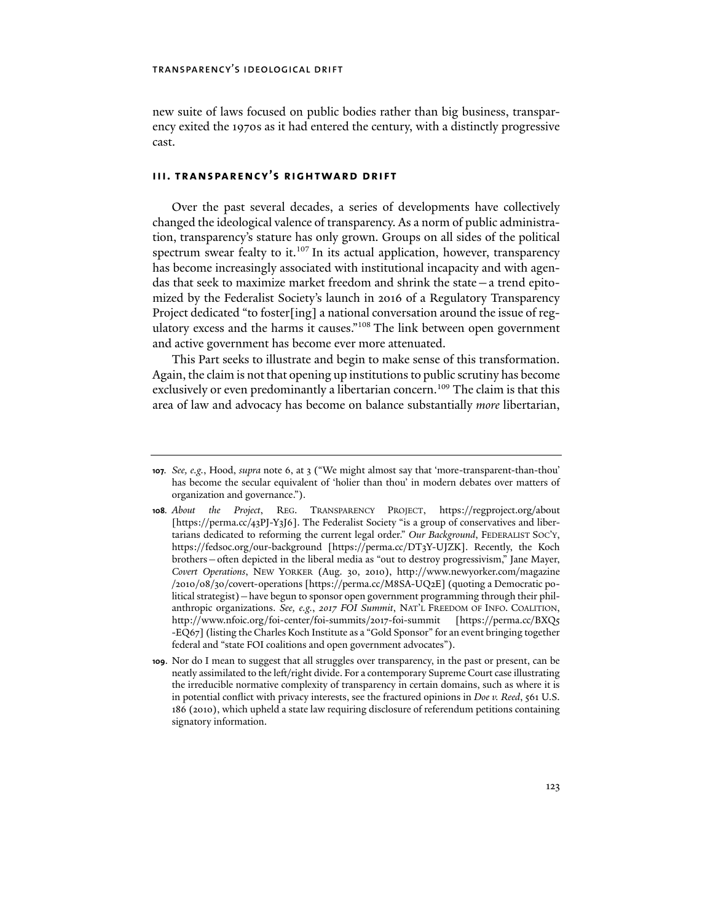new suite of laws focused on public bodies rather than big business, transparency exited the 1970s as it had entered the century, with a distinctly progressive cast.

## III. TRANSPARENCY'S RIGHTWARD DRIFT

Over the past several decades, a series of developments have collectively changed the ideological valence of transparency. As a norm of public administration, transparency's stature has only grown. Groups on all sides of the political spectrum swear fealty to it.[107] In its actual application, however, transparency has become increasingly associated with institutional incapacity and with agendas that seek to maximize market freedom and shrink the state—a trend epitomized by the Federalist Society's launch in 2016 of a Regulatory Transparency Project dedicated "to foster[ing] a national conversation around the issue of regulatory excess and the harms it causes."[108] The link between open government and active government has become ever more attenuated.

This Part seeks to illustrate and begin to make sense of this transformation. Again, the claim is not that opening up institutions to public scrutiny has become exclusively or even predominantly a libertarian concern.[109] The claim is that this area of law and advocacy has become on balance substantially *more* libertarian,

---

107. *See, e.g.*, Hood, *supra* note 6, at 3 ("We might almost say that 'more-transparent-than-thou' has become the secular equivalent of 'holier than thou' in modern debates over matters of organization and governance.").

108. *About the Project*, REG. TRANSPARENCY PROJECT, https://regproject.org/about [https://perma.cc/43PJ-Y3J6]. The Federalist Society "is a group of conservatives and libertarians dedicated to reforming the current legal order." *Our Background*, FEDERALIST SOC'Y, https://fedsoc.org/our-background [https://perma.cc/DT3Y-UJZK]. Recently, the Koch brothers—often depicted in the liberal media as "out to destroy progressivism," Jane Mayer, *Covert Operations*, NEW YORKER (Aug. 30, 2010), http://www.newyorker.com/magazine/2010/08/30/covert-operations [https://perma.cc/M8SA-UQ2E] (quoting a Democratic political strategist)—have begun to sponsor open government programming through their philanthropic organizations. *See, e.g.*, *2017 FOI Summit*, NAT'L FREEDOM OF INFO. COALITION, http://www.nfoic.org/foi-center/foi-summits/2017-foi-summit [https://perma.cc/BXQ5-EQ67] (listing the Charles Koch Institute as a "Gold Sponsor" for an event bringing together federal and "state FOI coalitions and open government advocates").

109. Nor do I mean to suggest that all struggles over transparency, in the past or present, can be neatly assimilated to the left/right divide. For a contemporary Supreme Court case illustrating the irreducible normative complexity of transparency in certain domains, such as where it is in potential conflict with privacy interests, see the fractured opinions in *Doe v. Reed*, 561 U.S. 186 (2010), which upheld a state law requiring disclosure of referendum petitions containing signatory information.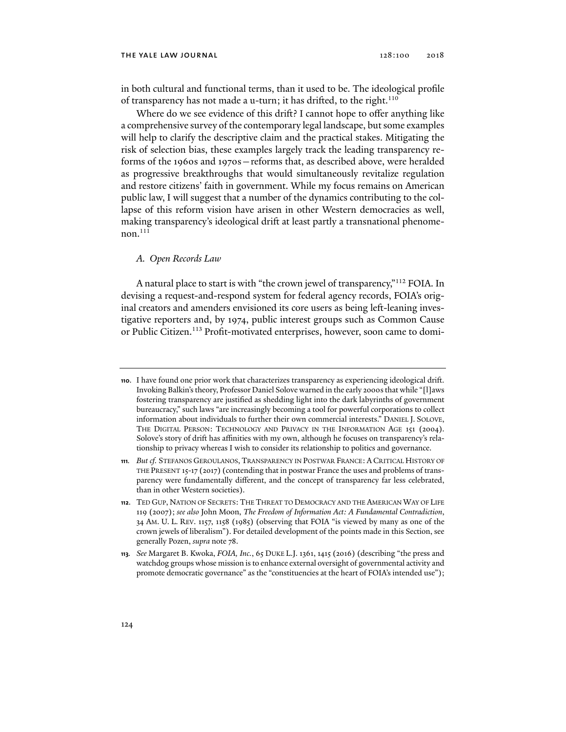in both cultural and functional terms, than it used to be. The ideological profile of transparency has not made a u-turn; it has drifted, to the right.[110]

Where do we see evidence of this drift? I cannot hope to offer anything like a comprehensive survey of the contemporary legal landscape, but some examples will help to clarify the descriptive claim and the practical stakes. Mitigating the risk of selection bias, these examples largely track the leading transparency reforms of the 1960s and 1970s—reforms that, as described above, were heralded as progressive breakthroughs that would simultaneously revitalize regulation and restore citizens' faith in government. While my focus remains on American public law, I will suggest that a number of the dynamics contributing to the collapse of this reform vision have arisen in other Western democracies as well, making transparency's ideological drift at least partly a transnational phenomenon.[111]

### *A. Open Records Law*

A natural place to start is with "the crown jewel of transparency,"[112] FOIA. In devising a request-and-respond system for federal agency records, FOIA's original creators and amenders envisioned its core users as being left-leaning investigative reporters and, by 1974, public interest groups such as Common Cause or Public Citizen.[113] Profit-motivated enterprises, however, soon came to domi-

---

**110.** I have found one prior work that characterizes transparency as experiencing ideological drift. Invoking Balkin's theory, Professor Daniel Solove warned in the early 2000s that while "[l]aws fostering transparency are justified as shedding light into the dark labyrinths of government bureaucracy," such laws "are increasingly becoming a tool for powerful corporations to collect information about individuals to further their own commercial interests." DANIEL J. SOLOVE, THE DIGITAL PERSON: TECHNOLOGY AND PRIVACY IN THE INFORMATION AGE 151 (2004). Solove's story of drift has affinities with my own, although he focuses on transparency's relationship to privacy whereas I wish to consider its relationship to politics and governance.

**111.** *But cf.* STEFANOS GEROULANOS, TRANSPARENCY IN POSTWAR FRANCE: A CRITICAL HISTORY OF THE PRESENT 15-17 (2017) (contending that in postwar France the uses and problems of transparency were fundamentally different, and the concept of transparency far less celebrated, than in other Western societies).

**112.** TED GUP, NATION OF SECRETS: THE THREAT TO DEMOCRACY AND THE AMERICAN WAY OF LIFE 119 (2007); *see also* John Moon, *The Freedom of Information Act: A Fundamental Contradiction*, 34 AM. U. L. REV. 1157, 1158 (1985) (observing that FOIA "is viewed by many as one of the crown jewels of liberalism"). For detailed development of the points made in this Section, see generally Pozen, *supra* note 78.

**113.** *See* Margaret B. Kwoka, *FOIA, Inc.*, 65 DUKE L.J. 1361, 1415 (2016) (describing "the press and watchdog groups whose mission is to enhance external oversight of governmental activity and promote democratic governance" as the "constituencies at the heart of FOIA's intended use");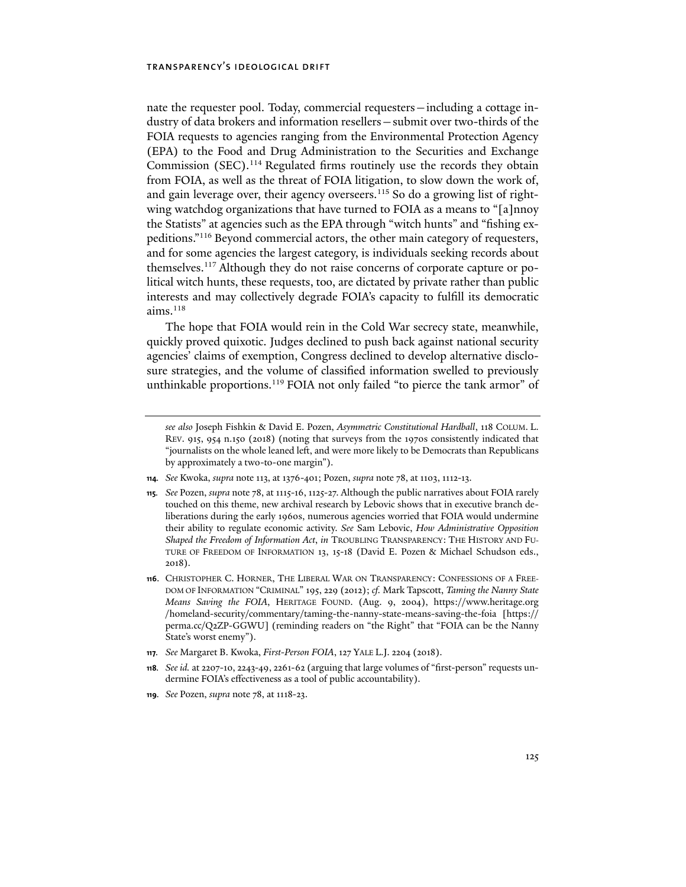nate the requester pool. Today, commercial requesters—including a cottage industry of data brokers and information resellers—submit over two-thirds of the FOIA requests to agencies ranging from the Environmental Protection Agency (EPA) to the Food and Drug Administration to the Securities and Exchange Commission (SEC).[114] Regulated firms routinely use the records they obtain from FOIA, as well as the threat of FOIA litigation, to slow down the work of, and gain leverage over, their agency overseers.[115] So do a growing list of right-wing watchdog organizations that have turned to FOIA as a means to "[a]nnoy the Statists" at agencies such as the EPA through "witch hunts" and "fishing expeditions."[116] Beyond commercial actors, the other main category of requesters, and for some agencies the largest category, is individuals seeking records about themselves.[117] Although they do not raise concerns of corporate capture or political witch hunts, these requests, too, are dictated by private rather than public interests and may collectively degrade FOIA's capacity to fulfill its democratic aims.[118]

The hope that FOIA would rein in the Cold War secrecy state, meanwhile, quickly proved quixotic. Judges declined to push back against national security agencies' claims of exemption, Congress declined to develop alternative disclosure strategies, and the volume of classified information swelled to previously unthinkable proportions.[119] FOIA not only failed "to pierce the tank armor" of

---

*see also* Joseph Fishkin & David E. Pozen, *Asymmetric Constitutional Hardball*, 118 COLUM. L. REV. 915, 954 n.150 (2018) (noting that surveys from the 1970s consistently indicated that "journalists on the whole leaned left, and were more likely to be Democrats than Republicans by approximately a two-to-one margin").

**114.** *See* Kwoka, *supra* note 113, at 1376-401; Pozen, *supra* note 78, at 1103, 1112-13.

**115.** *See* Pozen, *supra* note 78, at 1115-16, 1125-27. Although the public narratives about FOIA rarely touched on this theme, new archival research by Lebovic shows that in executive branch deliberations during the early 1960s, numerous agencies worried that FOIA would undermine their ability to regulate economic activity. *See* Sam Lebovic, *How Administrative Opposition Shaped the Freedom of Information Act*, *in* TROUBLING TRANSPARENCY: THE HISTORY AND FUTURE OF FREEDOM OF INFORMATION 13, 15-18 (David E. Pozen & Michael Schudson eds., 2018).

**116.** CHRISTOPHER C. HORNER, THE LIBERAL WAR ON TRANSPARENCY: CONFESSIONS OF A FREEDOM OF INFORMATION "CRIMINAL" 195, 229 (2012); *cf.* Mark Tapscott, *Taming the Nanny State Means Saving the FOIA*, HERITAGE FOUND. (Aug. 9, 2004), https://www.heritage.org/homeland-security/commentary/taming-the-nanny-state-means-saving-the-foia [https://perma.cc/Q2ZP-GGWU] (reminding readers on "the Right" that "FOIA can be the Nanny State's worst enemy").

**117.** *See* Margaret B. Kwoka, *First-Person FOIA*, 127 YALE L.J. 2204 (2018).

**118.** *See id.* at 2207-10, 2243-49, 2261-62 (arguing that large volumes of "first-person" requests undermine FOIA's effectiveness as a tool of public accountability).

**119.** *See* Pozen, *supra* note 78, at 1118-23.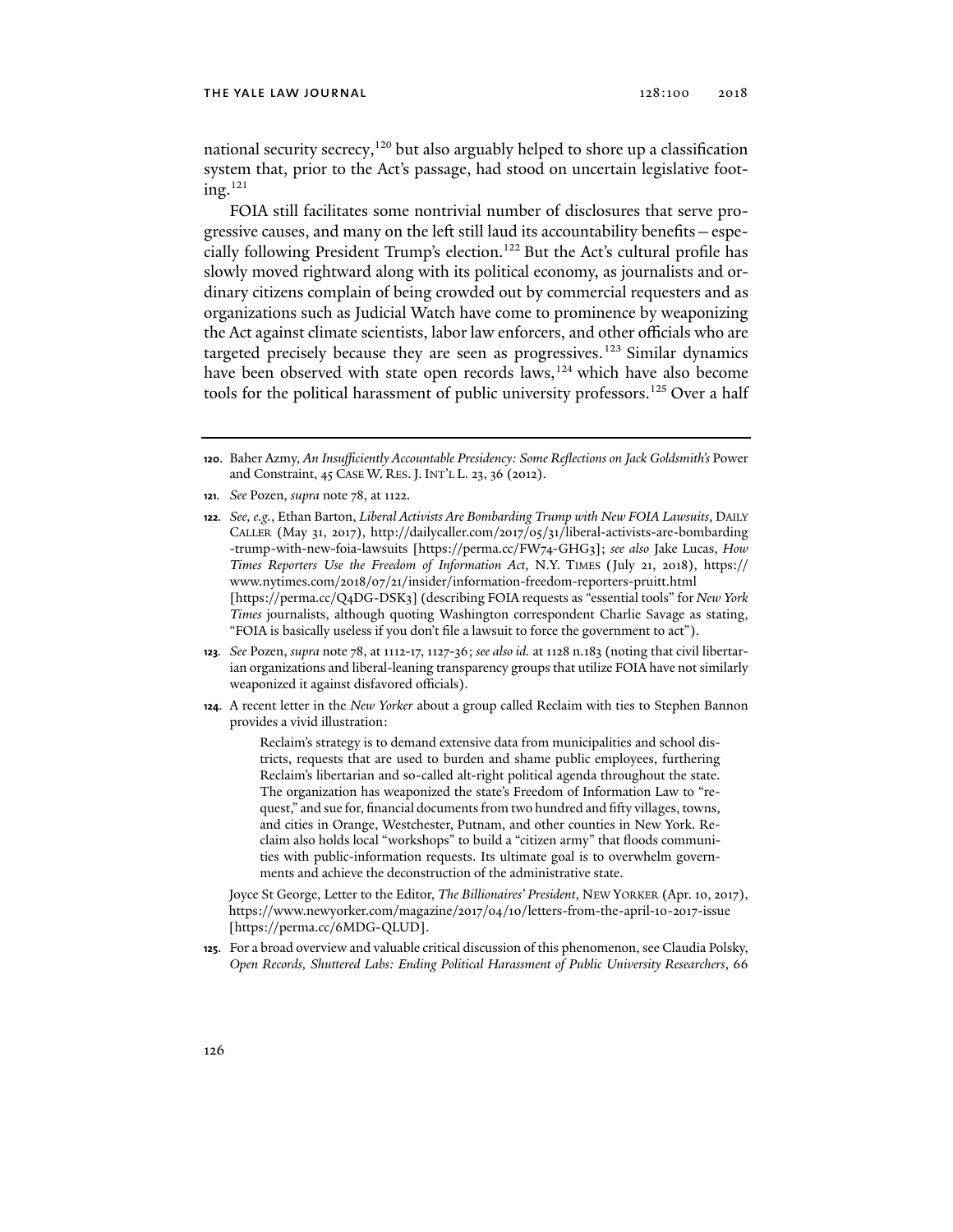national security secrecy,[120] but also arguably helped to shore up a classification system that, prior to the Act's passage, had stood on uncertain legislative footing.[121]

FOIA still facilitates some nontrivial number of disclosures that serve progressive causes, and many on the left still laud its accountability benefits – especially following President Trump's election.[122] But the Act's cultural profile has slowly moved rightward along with its political economy, as journalists and ordinary citizens complain of being crowded out by commercial requesters and as organizations such as Judicial Watch have come to prominence by weaponizing the Act against climate scientists, labor law enforcers, and other officials who are targeted precisely because they are seen as progressives.[123] Similar dynamics have been observed with state open records laws,[124] which have also become tools for the political harassment of public university professors.[125] Over a half

---

**120.** Baher Azmy, *An Insufficiently Accountable Presidency: Some Reflections on Jack Goldsmith's* Power and Constraint, 45 CASE W. RES. J. INT'L L. 23, 36 (2012).

**121.** *See* Pozen, *supra* note 78, at 1122.

**122.** *See, e.g.*, Ethan Barton, *Liberal Activists Are Bombarding Trump with New FOIA Lawsuits*, DAILY CALLER (May 31, 2017), http://dailycaller.com/2017/05/31/liberal-activists-are-bombarding-trump-with-new-foia-lawsuits [https://perma.cc/FW74-GHG3]; *see also* Jake Lucas, *How Times Reporters Use the Freedom of Information Act*, N.Y. TIMES (July 21, 2018), https://www.nytimes.com/2018/07/21/insider/information-freedom-reporters-pruitt.html [https://perma.cc/Q4DG-DSK3] (describing FOIA requests as "essential tools" for *New York Times* journalists, although quoting Washington correspondent Charlie Savage as stating, "FOIA is basically useless if you don't file a lawsuit to force the government to act").

**123.** *See* Pozen, *supra* note 78, at 1112-17, 1127-36; *see also id.* at 1128 n.183 (noting that civil libertarian organizations and liberal-leaning transparency groups that utilize FOIA have not similarly weaponized it against disfavored officials).

**124.** A recent letter in the *New Yorker* about a group called Reclaim with ties to Stephen Bannon provides a vivid illustration:

> Reclaim's strategy is to demand extensive data from municipalities and school districts, requests that are used to burden and shame public employees, furthering Reclaim's libertarian and so-called alt-right political agenda throughout the state. The organization has weaponized the state's Freedom of Information Law to "request," and sue for, financial documents from two hundred and fifty villages, towns, and cities in Orange, Westchester, Putnam, and other counties in New York. Reclaim also holds local "workshops" to build a "citizen army" that floods communities with public-information requests. Its ultimate goal is to overwhelm governments and achieve the deconstruction of the administrative state.

Joyce St George, Letter to the Editor, *The Billionaires' President*, NEW YORKER (Apr. 10, 2017), https://www.newyorker.com/magazine/2017/04/10/letters-from-the-april-10-2017-issue [https://perma.cc/6MDG-QLUD].

**125.** For a broad overview and valuable critical discussion of this phenomenon, see Claudia Polsky, *Open Records, Shuttered Labs: Ending Political Harassment of Public University Researchers*, 66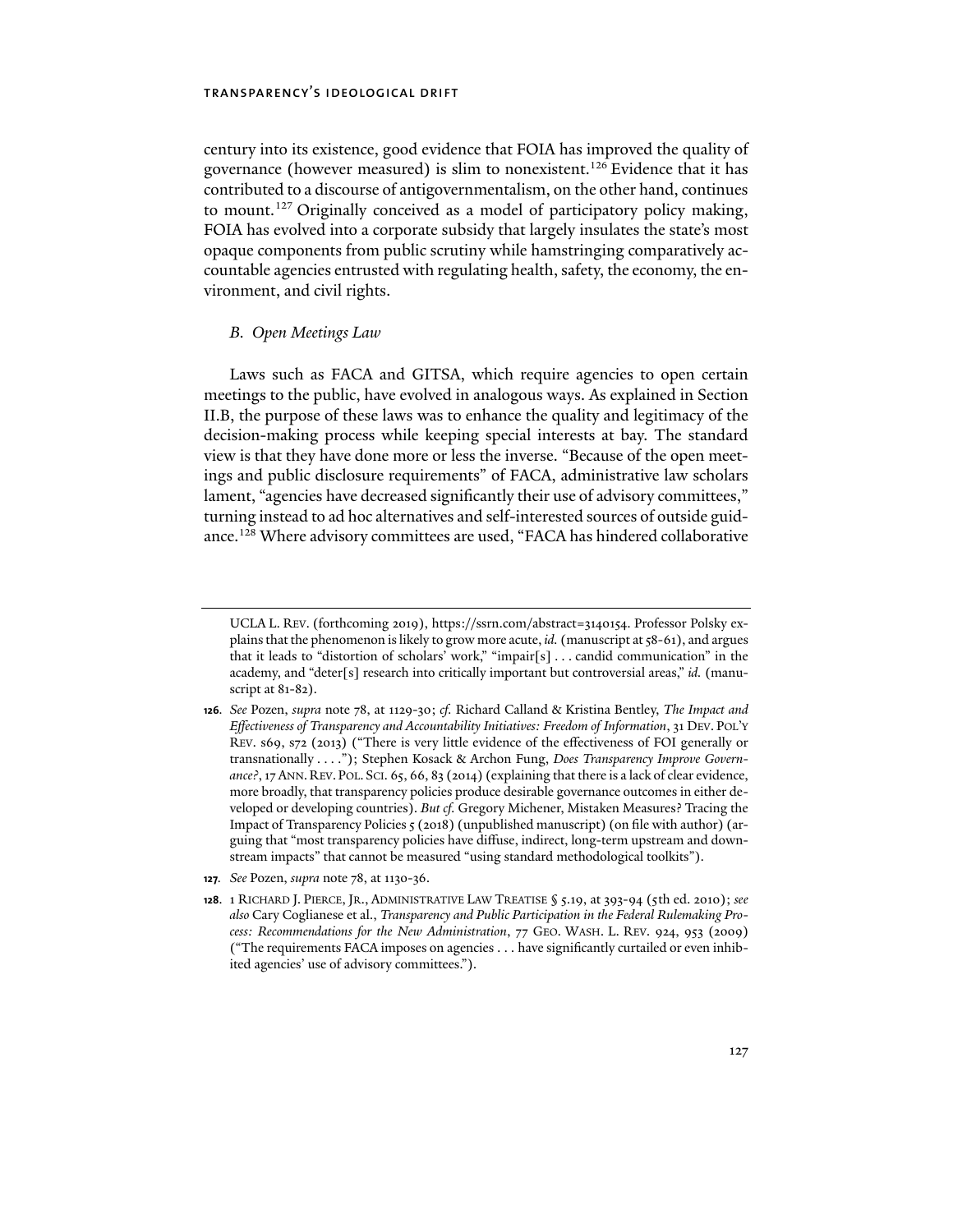century into its existence, good evidence that FOIA has improved the quality of governance (however measured) is slim to nonexistent.[126] Evidence that it has contributed to a discourse of antigovernmentalism, on the other hand, continues to mount.[127] Originally conceived as a model of participatory policy making, FOIA has evolved into a corporate subsidy that largely insulates the state's most opaque components from public scrutiny while hamstringing comparatively accountable agencies entrusted with regulating health, safety, the economy, the environment, and civil rights.

### *B. Open Meetings Law*

Laws such as FACA and GITSA, which require agencies to open certain meetings to the public, have evolved in analogous ways. As explained in Section II.B, the purpose of these laws was to enhance the quality and legitimacy of the decision-making process while keeping special interests at bay. The standard view is that they have done more or less the inverse. "Because of the open meetings and public disclosure requirements" of FACA, administrative law scholars lament, "agencies have decreased significantly their use of advisory committees," turning instead to ad hoc alternatives and self-interested sources of outside guidance.[128] Where advisory committees are used, "FACA has hindered collaborative

---

UCLA L. REV. (forthcoming 2019), https://ssrn.com/abstract=3140154. Professor Polsky explains that the phenomenon is likely to grow more acute, *id.* (manuscript at 58-61), and argues that it leads to "distortion of scholars' work," "impair[s] . . . candid communication" in the academy, and "deter[s] research into critically important but controversial areas," *id.* (manuscript at 81-82).

**126.** *See* Pozen, *supra* note 78, at 1129-30; *cf.* Richard Calland & Kristina Bentley, *The Impact and Effectiveness of Transparency and Accountability Initiatives: Freedom of Information*, 31 DEV. POL'Y REV. s69, s72 (2013) ("There is very little evidence of the effectiveness of FOI generally or transnationally . . . ."); Stephen Kosack & Archon Fung, *Does Transparency Improve Governance?*, 17 ANN. REV. POL. SCI. 65, 66, 83 (2014) (explaining that there is a lack of clear evidence, more broadly, that transparency policies produce desirable governance outcomes in either developed or developing countries). *But cf.* Gregory Michener, Mistaken Measures? Tracing the Impact of Transparency Policies 5 (2018) (unpublished manuscript) (on file with author) (arguing that "most transparency policies have diffuse, indirect, long-term upstream and downstream impacts" that cannot be measured "using standard methodological toolkits").

**127.** *See* Pozen, *supra* note 78, at 1130-36.

**128.** 1 RICHARD J. PIERCE, JR., ADMINISTRATIVE LAW TREATISE § 5.19, at 393-94 (5th ed. 2010); *see also* Cary Coglianese et al., *Transparency and Public Participation in the Federal Rulemaking Process: Recommendations for the New Administration*, 77 GEO. WASH. L. REV. 924, 953 (2009) ("The requirements FACA imposes on agencies . . . have significantly curtailed or even inhibited agencies' use of advisory committees.").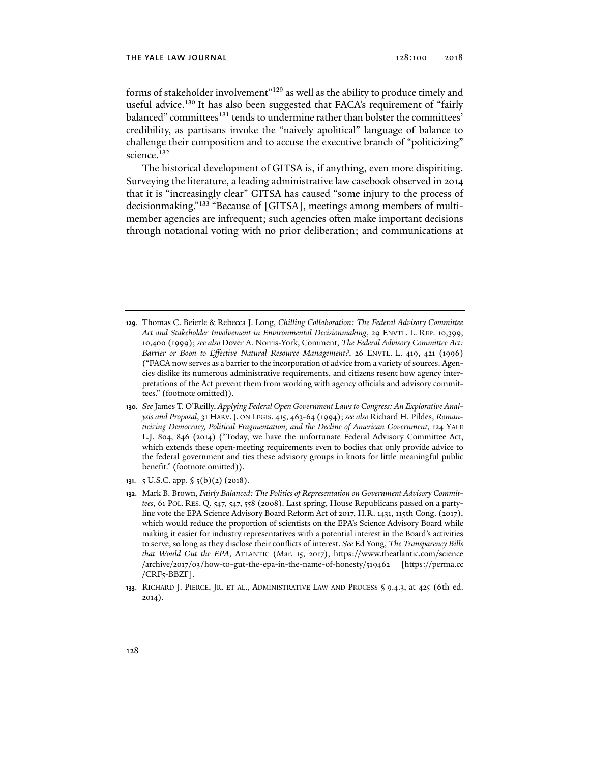forms of stakeholder involvement"[129] as well as the ability to produce timely and useful advice.[130] It has also been suggested that FACA's requirement of "fairly balanced" committees[131] tends to undermine rather than bolster the committees' credibility, as partisans invoke the "naively apolitical" language of balance to challenge their composition and to accuse the executive branch of "politicizing" science.[132]

The historical development of GITSA is, if anything, even more dispiriting. Surveying the literature, a leading administrative law casebook observed in 2014 that it is "increasingly clear" GITSA has caused "some injury to the process of decisionmaking."[133] "Because of [GITSA], meetings among members of multi-member agencies are infrequent; such agencies often make important decisions through notational voting with no prior deliberation; and communications at

---

**129.** Thomas C. Beierle & Rebecca J. Long, *Chilling Collaboration: The Federal Advisory Committee Act and Stakeholder Involvement in Environmental Decisionmaking*, 29 ENVTL. L. REP. 10,399, 10,400 (1999); *see also* Dover A. Norris-York, Comment, *The Federal Advisory Committee Act: Barrier or Boon to Effective Natural Resource Management?*, 26 ENVTL. L. 419, 421 (1996) ("FACA now serves as a barrier to the incorporation of advice from a variety of sources. Agencies dislike its numerous administrative requirements, and citizens resent how agency interpretations of the Act prevent them from working with agency officials and advisory committees." (footnote omitted)).

**130.** *See* James T. O'Reilly, *Applying Federal Open Government Laws to Congress: An Explorative Analysis and Proposal*, 31 HARV. J. ON LEGIS. 415, 463-64 (1994); *see also* Richard H. Pildes, *Romanticizing Democracy, Political Fragmentation, and the Decline of American Government*, 124 YALE L.J. 804, 846 (2014) ("Today, we have the unfortunate Federal Advisory Committee Act, which extends these open-meeting requirements even to bodies that only provide advice to the federal government and ties these advisory groups in knots for little meaningful public benefit." (footnote omitted)).

**131.** 5 U.S.C. app. § 5(b)(2) (2018).

**132.** Mark B. Brown, *Fairly Balanced: The Politics of Representation on Government Advisory Committees*, 61 POL. RES. Q. 547, 547, 558 (2008). Last spring, House Republicans passed on a party-line vote the EPA Science Advisory Board Reform Act of 2017, H.R. 1431, 115th Cong. (2017), which would reduce the proportion of scientists on the EPA's Science Advisory Board while making it easier for industry representatives with a potential interest in the Board's activities to serve, so long as they disclose their conflicts of interest. *See* Ed Yong, *The Transparency Bills that Would Gut the EPA*, ATLANTIC (Mar. 15, 2017), https://www.theatlantic.com/science/archive/2017/03/how-to-gut-the-epa-in-the-name-of-honesty/519462 [https://perma.cc/CRF5-BBZF].

**133.** RICHARD J. PIERCE, JR. ET AL., ADMINISTRATIVE LAW AND PROCESS § 9.4.3, at 425 (6th ed. 2014).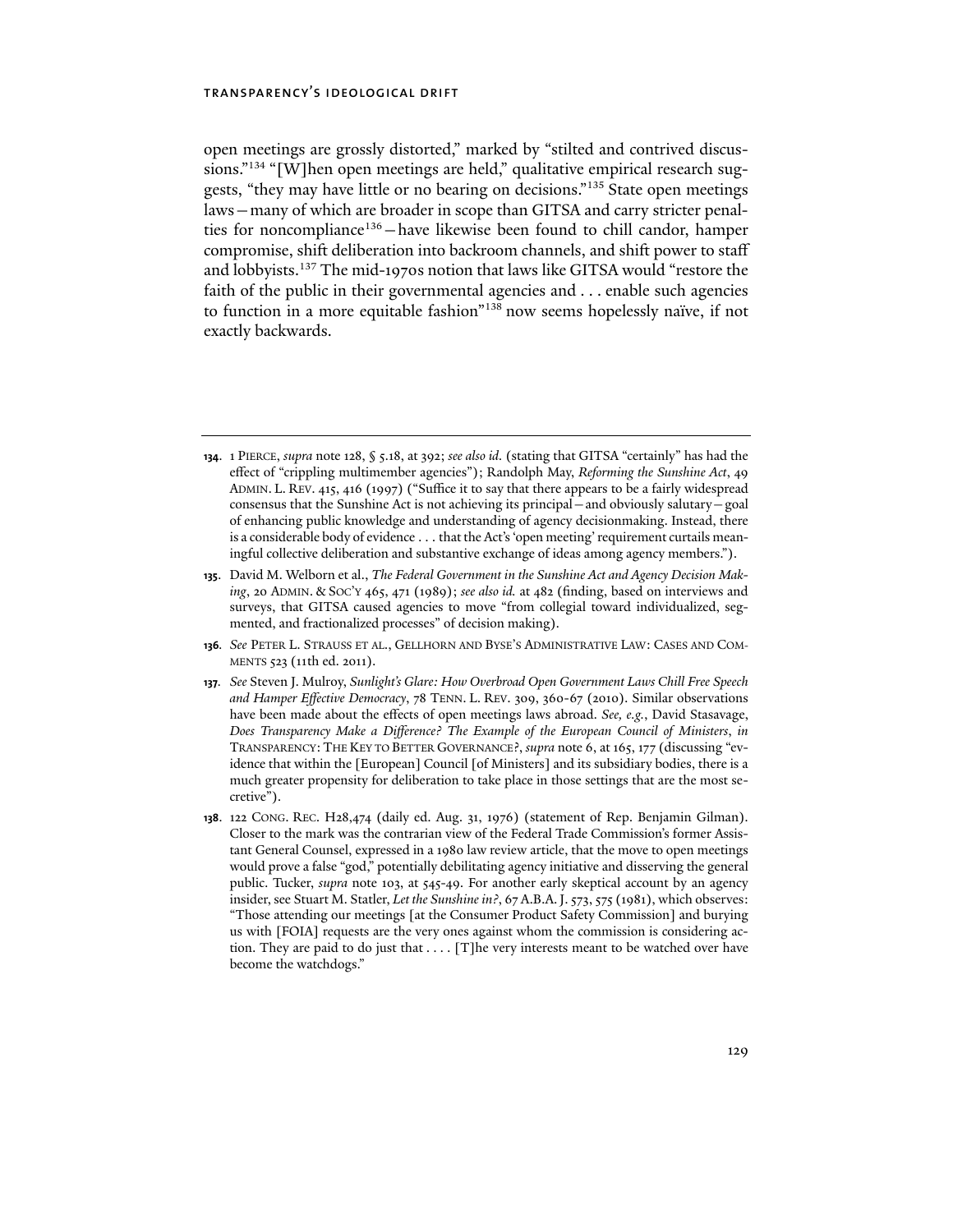open meetings are grossly distorted," marked by "stilted and contrived discussions."[134] "[W]hen open meetings are held," qualitative empirical research suggests, "they may have little or no bearing on decisions."[135] State open meetings laws—many of which are broader in scope than GITSA and carry stricter penalties for noncompliance[136]—have likewise been found to chill candor, hamper compromise, shift deliberation into backroom channels, and shift power to staff and lobbyists.[137] The mid-1970s notion that laws like GITSA would "restore the faith of the public in their governmental agencies and . . . enable such agencies to function in a more equitable fashion"[138] now seems hopelessly naïve, if not exactly backwards.

---

**134.** 1 PIERCE, *supra* note 128, § 5.18, at 392; *see also id.* (stating that GITSA "certainly" has had the effect of "crippling multimember agencies"); Randolph May, *Reforming the Sunshine Act*, 49 ADMIN. L. REV. 415, 416 (1997) ("Suffice it to say that there appears to be a fairly widespread consensus that the Sunshine Act is not achieving its principal—and obviously salutary—goal of enhancing public knowledge and understanding of agency decisionmaking. Instead, there is a considerable body of evidence . . . that the Act's 'open meeting' requirement curtails meaningful collective deliberation and substantive exchange of ideas among agency members.").

**135.** David M. Welborn et al., *The Federal Government in the Sunshine Act and Agency Decision Making*, 20 ADMIN. & SOC'Y 465, 471 (1989); *see also id.* at 482 (finding, based on interviews and surveys, that GITSA caused agencies to move "from collegial toward individualized, segmented, and fractionalized processes" of decision making).

**136.** *See* PETER L. STRAUSS ET AL., GELLHORN AND BYSE'S ADMINISTRATIVE LAW: CASES AND COMMENTS 523 (11th ed. 2011).

**137.** *See* Steven J. Mulroy, *Sunlight's Glare: How Overbroad Open Government Laws Chill Free Speech and Hamper Effective Democracy*, 78 TENN. L. REV. 309, 360-67 (2010). Similar observations have been made about the effects of open meetings laws abroad. *See, e.g.*, David Stasavage, *Does Transparency Make a Difference? The Example of the European Council of Ministers*, *in* TRANSPARENCY: THE KEY TO BETTER GOVERNANCE?, *supra* note 6, at 165, 177 (discussing "evidence that within the [European] Council [of Ministers] and its subsidiary bodies, there is a much greater propensity for deliberation to take place in those settings that are the most secretive").

**138.** 122 CONG. REC. H28,474 (daily ed. Aug. 31, 1976) (statement of Rep. Benjamin Gilman). Closer to the mark was the contrarian view of the Federal Trade Commission's former Assistant General Counsel, expressed in a 1980 law review article, that the move to open meetings would prove a false "god," potentially debilitating agency initiative and disserving the general public. Tucker, *supra* note 103, at 545-49. For another early skeptical account by an agency insider, see Stuart M. Statler, *Let the Sunshine in?*, 67 A.B.A. J. 573, 575 (1981), which observes: "Those attending our meetings [at the Consumer Product Safety Commission] and burying us with [FOIA] requests are the very ones against whom the commission is considering action. They are paid to do just that . . . . [T]he very interests meant to be watched over have become the watchdogs."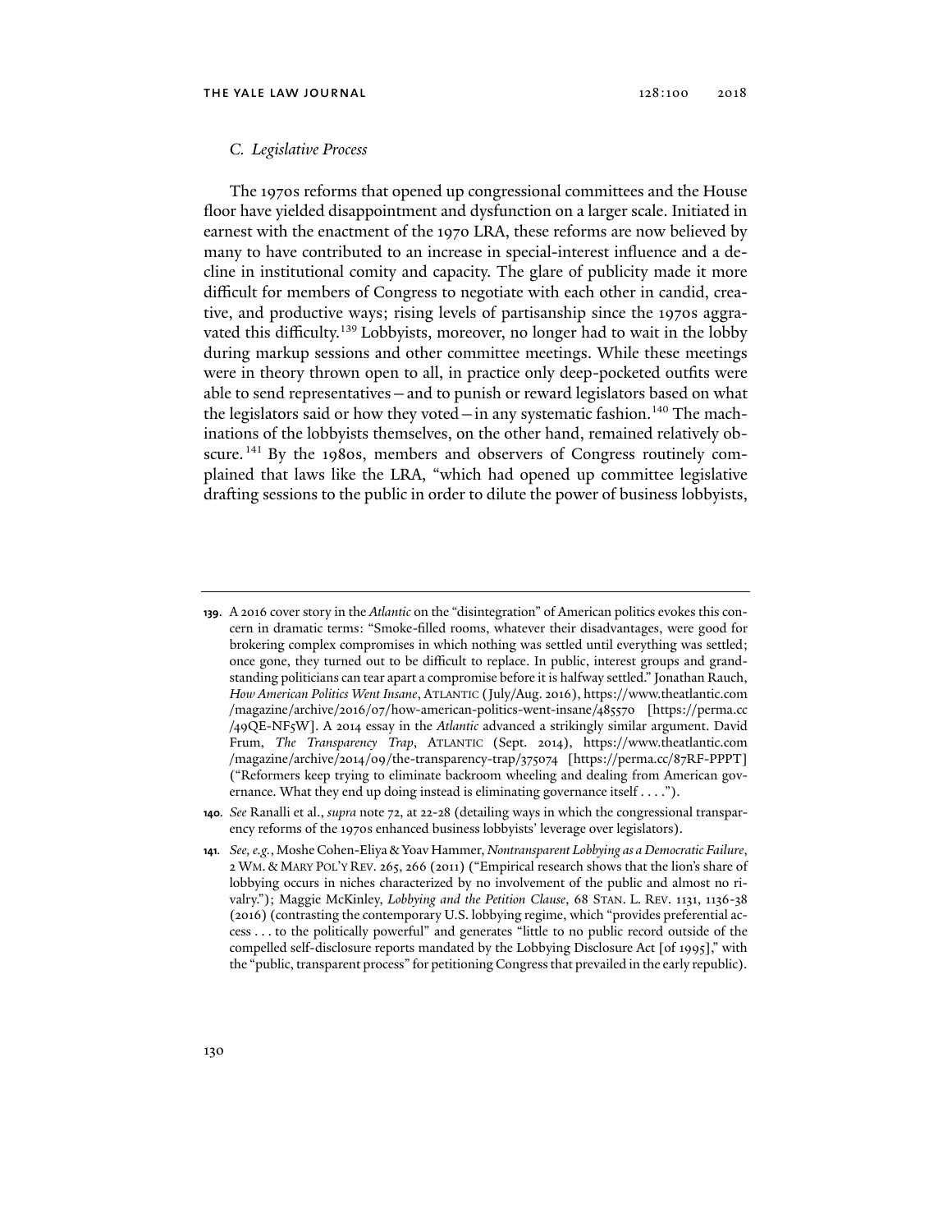### *C. Legislative Process*

The 1970s reforms that opened up congressional committees and the House floor have yielded disappointment and dysfunction on a larger scale. Initiated in earnest with the enactment of the 1970 LRA, these reforms are now believed by many to have contributed to an increase in special-interest influence and a decline in institutional comity and capacity. The glare of publicity made it more difficult for members of Congress to negotiate with each other in candid, creative, and productive ways; rising levels of partisanship since the 1970s aggravated this difficulty.[139] Lobbyists, moreover, no longer had to wait in the lobby during markup sessions and other committee meetings. While these meetings were in theory thrown open to all, in practice only deep-pocketed outfits were able to send representatives—and to punish or reward legislators based on what the legislators said or how they voted—in any systematic fashion.[140] The machinations of the lobbyists themselves, on the other hand, remained relatively obscure.[141] By the 1980s, members and observers of Congress routinely complained that laws like the LRA, "which had opened up committee legislative drafting sessions to the public in order to dilute the power of business lobbyists,

---

**139.** A 2016 cover story in the *Atlantic* on the "disintegration" of American politics evokes this concern in dramatic terms: "Smoke-filled rooms, whatever their disadvantages, were good for brokering complex compromises in which nothing was settled until everything was settled; once gone, they turned out to be difficult to replace. In public, interest groups and grandstanding politicians can tear apart a compromise before it is halfway settled." Jonathan Rauch, *How American Politics Went Insane*, ATLANTIC (July/Aug. 2016), https://www.theatlantic.com/magazine/archive/2016/07/how-american-politics-went-insane/485570 [https://perma.cc/49QE-NF5W]. A 2014 essay in the *Atlantic* advanced a strikingly similar argument. David Frum, *The Transparency Trap*, ATLANTIC (Sept. 2014), https://www.theatlantic.com/magazine/archive/2014/09/the-transparency-trap/375074 [https://perma.cc/87RF-PPPT] ("Reformers keep trying to eliminate backroom wheeling and dealing from American governance. What they end up doing instead is eliminating governance itself . . . .").

**140.** *See* Ranalli et al., *supra* note 72, at 22-28 (detailing ways in which the congressional transparency reforms of the 1970s enhanced business lobbyists' leverage over legislators).

**141.** *See, e.g.*, Moshe Cohen-Eliya & Yoav Hammer, *Nontransparent Lobbying as a Democratic Failure*, 2 WM. & MARY POL'Y REV. 265, 266 (2011) ("Empirical research shows that the lion's share of lobbying occurs in niches characterized by no involvement of the public and almost no rivalry."); Maggie McKinley, *Lobbying and the Petition Clause*, 68 STAN. L. REV. 1131, 1136-38 (2016) (contrasting the contemporary U.S. lobbying regime, which "provides preferential access . . . to the politically powerful" and generates "little to no public record outside of the compelled self-disclosure reports mandated by the Lobbying Disclosure Act [of 1995]," with the "public, transparent process" for petitioning Congress that prevailed in the early republic).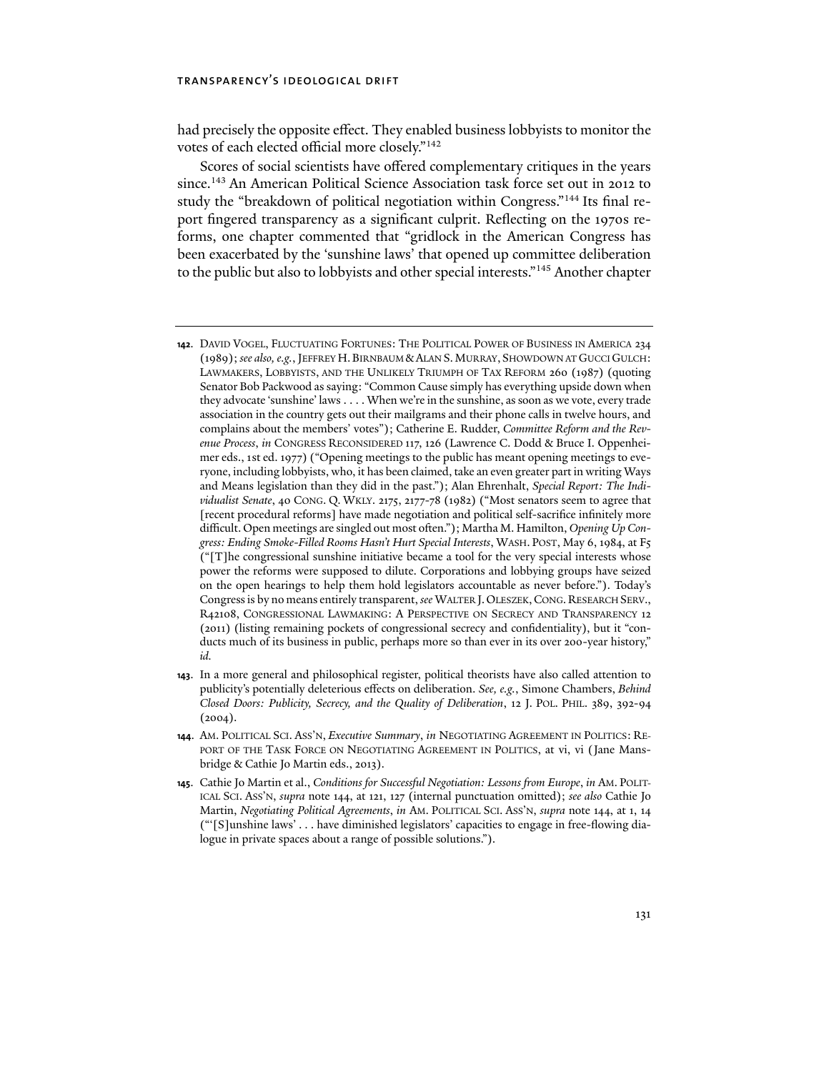had precisely the opposite effect. They enabled business lobbyists to monitor the votes of each elected official more closely."[142]

Scores of social scientists have offered complementary critiques in the years since.[143] An American Political Science Association task force set out in 2012 to study the "breakdown of political negotiation within Congress."[144] Its final report fingered transparency as a significant culprit. Reflecting on the 1970s reforms, one chapter commented that "gridlock in the American Congress has been exacerbated by the 'sunshine laws' that opened up committee deliberation to the public but also to lobbyists and other special interests."[145] Another chapter

---

**142.** David Vogel, Fluctuating Fortunes: The Political Power of Business in America 234 (1989); *see also, e.g.*, Jeffrey H. Birnbaum & Alan S. Murray, Showdown at Gucci Gulch: Lawmakers, Lobbyists, and the Unlikely Triumph of Tax Reform 260 (1987) (quoting Senator Bob Packwood as saying: "Common Cause simply has everything upside down when they advocate 'sunshine' laws . . . . When we're in the sunshine, as soon as we vote, every trade association in the country gets out their mailgrams and their phone calls in twelve hours, and complains about the members' votes"); Catherine E. Rudder, *Committee Reform and the Revenue Process*, *in* Congress Reconsidered 117, 126 (Lawrence C. Dodd & Bruce I. Oppenheimer eds., 1st ed. 1977) ("Opening meetings to the public has meant opening meetings to everyone, including lobbyists, who, it has been claimed, take an even greater part in writing Ways and Means legislation than they did in the past."); Alan Ehrenhalt, *Special Report: The Individualist Senate*, 40 Cong. Q. Wkly. 2175, 2177-78 (1982) ("Most senators seem to agree that [recent procedural reforms] have made negotiation and political self-sacrifice infinitely more difficult. Open meetings are singled out most often."); Martha M. Hamilton, *Opening Up Congress: Ending Smoke-Filled Rooms Hasn't Hurt Special Interests*, Wash. Post, May 6, 1984, at F5 ("[T]he congressional sunshine initiative became a tool for the very special interests whose power the reforms were supposed to dilute. Corporations and lobbying groups have seized on the open hearings to help them hold legislators accountable as never before."). Today's Congress is by no means entirely transparent, *see* Walter J. Oleszek, Cong. Research Serv., R42108, Congressional Lawmaking: A Perspective on Secrecy and Transparency 12 (2011) (listing remaining pockets of congressional secrecy and confidentiality), but it "conducts much of its business in public, perhaps more so than ever in its over 200-year history," *id.*

**143.** In a more general and philosophical register, political theorists have also called attention to publicity's potentially deleterious effects on deliberation. *See, e.g.*, Simone Chambers, *Behind Closed Doors: Publicity, Secrecy, and the Quality of Deliberation*, 12 J. Pol. Phil. 389, 392-94 (2004).

**144.** Am. Political Sci. Ass'n, *Executive Summary*, *in* Negotiating Agreement in Politics: Report of the Task Force on Negotiating Agreement in Politics, at vi, vi (Jane Mansbridge & Cathie Jo Martin eds., 2013).

**145.** Cathie Jo Martin et al., *Conditions for Successful Negotiation: Lessons from Europe*, *in* Am. Political Sci. Ass'n, *supra* note 144, at 121, 127 (internal punctuation omitted); *see also* Cathie Jo Martin, *Negotiating Political Agreements*, *in* Am. Political Sci. Ass'n, *supra* note 144, at 1, 14 ("'[S]unshine laws' . . . have diminished legislators' capacities to engage in free-flowing dialogue in private spaces about a range of possible solutions.").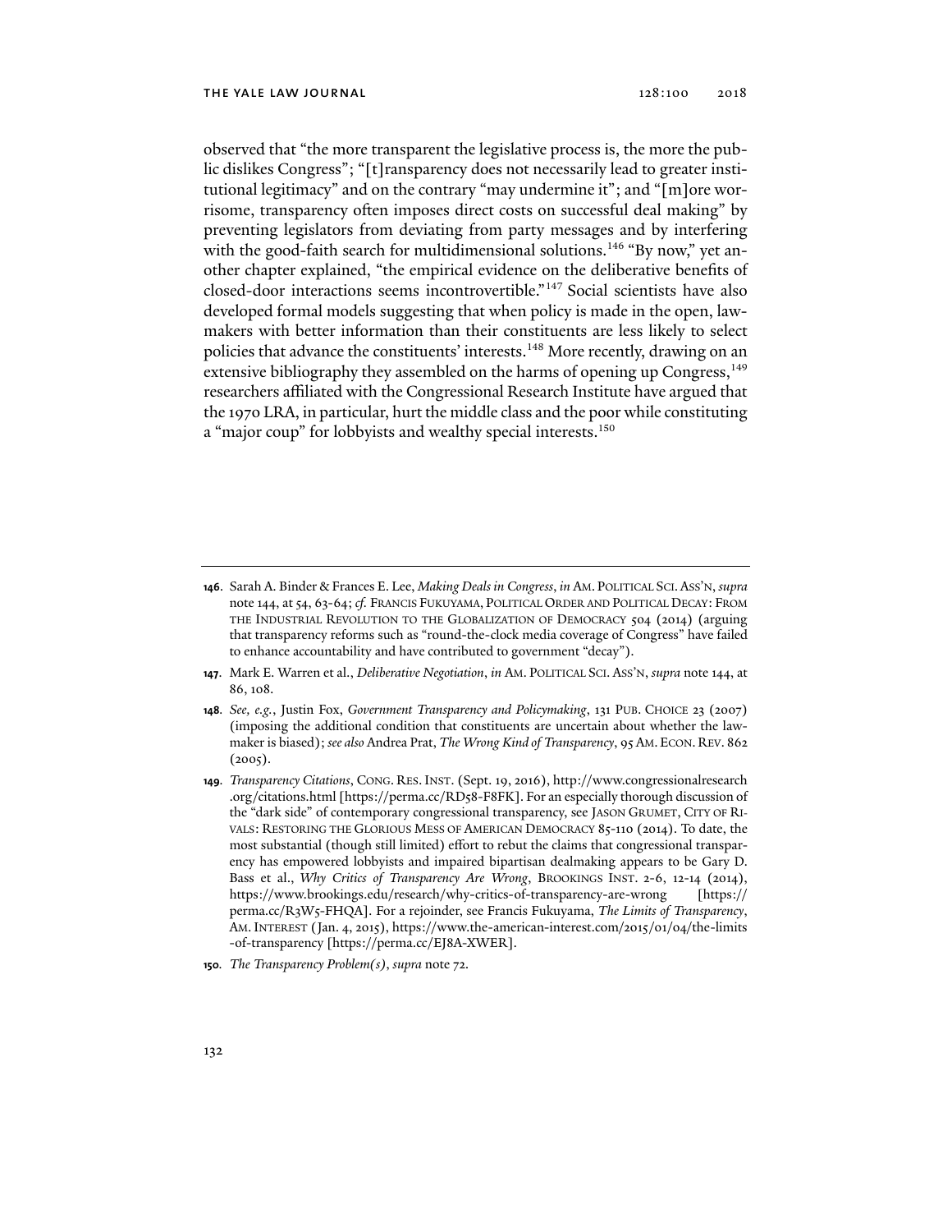observed that "the more transparent the legislative process is, the more the public dislikes Congress"; "[t]ransparency does not necessarily lead to greater institutional legitimacy" and on the contrary "may undermine it"; and "[m]ore worrisome, transparency often imposes direct costs on successful deal making" by preventing legislators from deviating from party messages and by interfering with the good-faith search for multidimensional solutions.[146] "By now," yet another chapter explained, "the empirical evidence on the deliberative benefits of closed-door interactions seems incontrovertible."[147] Social scientists have also developed formal models suggesting that when policy is made in the open, lawmakers with better information than their constituents are less likely to select policies that advance the constituents' interests.[148] More recently, drawing on an extensive bibliography they assembled on the harms of opening up Congress,[149] researchers affiliated with the Congressional Research Institute have argued that the 1970 LRA, in particular, hurt the middle class and the poor while constituting a "major coup" for lobbyists and wealthy special interests.[150]

---

**146.** Sarah A. Binder & Frances E. Lee, *Making Deals in Congress*, *in* AM. POLITICAL SCI. ASS'N, *supra* note 144, at 54, 63-64; *cf.* FRANCIS FUKUYAMA, POLITICAL ORDER AND POLITICAL DECAY: FROM THE INDUSTRIAL REVOLUTION TO THE GLOBALIZATION OF DEMOCRACY 504 (2014) (arguing that transparency reforms such as "round-the-clock media coverage of Congress" have failed to enhance accountability and have contributed to government "decay").

**147.** Mark E. Warren et al., *Deliberative Negotiation*, *in* AM. POLITICAL SCI. ASS'N, *supra* note 144, at 86, 108.

**148.** *See, e.g.*, Justin Fox, *Government Transparency and Policymaking*, 131 PUB. CHOICE 23 (2007) (imposing the additional condition that constituents are uncertain about whether the lawmaker is biased); *see also* Andrea Prat, *The Wrong Kind of Transparency*, 95 AM. ECON. REV. 862 (2005).

**149.** *Transparency Citations*, CONG. RES. INST. (Sept. 19, 2016), http://www.congressionalresearch.org/citations.html [https://perma.cc/RD58-F8FK]. For an especially thorough discussion of the "dark side" of contemporary congressional transparency, see JASON GRUMET, CITY OF RIVALS: RESTORING THE GLORIOUS MESS OF AMERICAN DEMOCRACY 85-110 (2014). To date, the most substantial (though still limited) effort to rebut the claims that congressional transparency has empowered lobbyists and impaired bipartisan dealmaking appears to be Gary D. Bass et al., *Why Critics of Transparency Are Wrong*, BROOKINGS INST. 2-6, 12-14 (2014), https://www.brookings.edu/research/why-critics-of-transparency-are-wrong [https://perma.cc/R3W5-FHQA]. For a rejoinder, see Francis Fukuyama, *The Limits of Transparency*, AM. INTEREST (Jan. 4, 2015), https://www.the-american-interest.com/2015/01/04/the-limits-of-transparency [https://perma.cc/EJ8A-XWER].

**150.** *The Transparency Problem(s)*, *supra* note 72.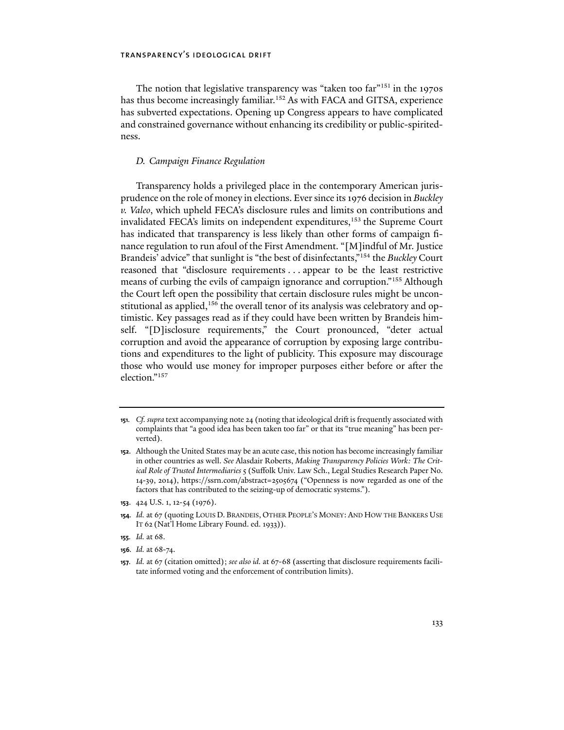The notion that legislative transparency was "taken too far"[151] in the 1970s has thus become increasingly familiar.[152] As with FACA and GITSA, experience has subverted expectations. Opening up Congress appears to have complicated and constrained governance without enhancing its credibility or public-spiritedness.

### *D. Campaign Finance Regulation*

Transparency holds a privileged place in the contemporary American jurisprudence on the role of money in elections. Ever since its 1976 decision in *Buckley v. Valeo*, which upheld FECA's disclosure rules and limits on contributions and invalidated FECA's limits on independent expenditures,[153] the Supreme Court has indicated that transparency is less likely than other forms of campaign finance regulation to run afoul of the First Amendment. "[M]indful of Mr. Justice Brandeis' advice" that sunlight is "the best of disinfectants,"[154] the *Buckley* Court reasoned that "disclosure requirements . . . appear to be the least restrictive means of curbing the evils of campaign ignorance and corruption."[155] Although the Court left open the possibility that certain disclosure rules might be unconstitutional as applied,[156] the overall tenor of its analysis was celebratory and optimistic. Key passages read as if they could have been written by Brandeis himself. "[D]isclosure requirements," the Court pronounced, "deter actual corruption and avoid the appearance of corruption by exposing large contributions and expenditures to the light of publicity. This exposure may discourage those who would use money for improper purposes either before or after the election."[157]

---

151. *Cf. supra* text accompanying note 24 (noting that ideological drift is frequently associated with complaints that "a good idea has been taken too far" or that its "true meaning" has been perverted).

152. Although the United States may be an acute case, this notion has become increasingly familiar in other countries as well. *See* Alasdair Roberts, *Making Transparency Policies Work: The Critical Role of Trusted Intermediaries* 5 (Suffolk Univ. Law Sch., Legal Studies Research Paper No. 14-39, 2014), https://ssrn.com/abstract=2505674 ("Openness is now regarded as one of the factors that has contributed to the seizing-up of democratic systems.").

153. 424 U.S. 1, 12-54 (1976).

154. *Id.* at 67 (quoting LOUIS D. BRANDEIS, OTHER PEOPLE'S MONEY: AND HOW THE BANKERS USE IT 62 (Nat'l Home Library Found. ed. 1933)).

155. *Id.* at 68.

156. *Id.* at 68-74.

157. *Id.* at 67 (citation omitted); *see also id.* at 67-68 (asserting that disclosure requirements facilitate informed voting and the enforcement of contribution limits).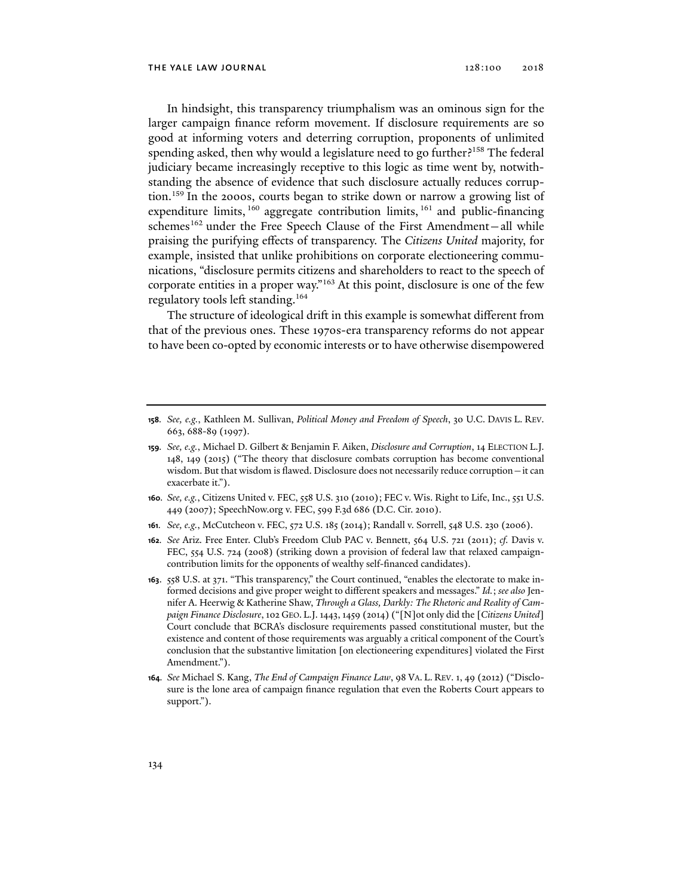In hindsight, this transparency triumphalism was an ominous sign for the larger campaign finance reform movement. If disclosure requirements are so good at informing voters and deterring corruption, proponents of unlimited spending asked, then why would a legislature need to go further?[158] The federal judiciary became increasingly receptive to this logic as time went by, notwithstanding the absence of evidence that such disclosure actually reduces corruption.[159] In the 2000s, courts began to strike down or narrow a growing list of expenditure limits,[160] aggregate contribution limits,[161] and public-financing schemes[162] under the Free Speech Clause of the First Amendment—all while praising the purifying effects of transparency. The *Citizens United* majority, for example, insisted that unlike prohibitions on corporate electioneering communications, "disclosure permits citizens and shareholders to react to the speech of corporate entities in a proper way."[163] At this point, disclosure is one of the few regulatory tools left standing.[164]

The structure of ideological drift in this example is somewhat different from that of the previous ones. These 1970s-era transparency reforms do not appear to have been co-opted by economic interests or to have otherwise disempowered

---

**158.** *See, e.g.*, Kathleen M. Sullivan, *Political Money and Freedom of Speech*, 30 U.C. Davis L. Rev. 663, 688-89 (1997).

**159.** *See, e.g.*, Michael D. Gilbert & Benjamin F. Aiken, *Disclosure and Corruption*, 14 Election L.J. 148, 149 (2015) ("The theory that disclosure combats corruption has become conventional wisdom. But that wisdom is flawed. Disclosure does not necessarily reduce corruption—it can exacerbate it.").

**160.** *See, e.g.*, Citizens United v. FEC, 558 U.S. 310 (2010); FEC v. Wis. Right to Life, Inc., 551 U.S. 449 (2007); SpeechNow.org v. FEC, 599 F.3d 686 (D.C. Cir. 2010).

**161.** *See, e.g.*, McCutcheon v. FEC, 572 U.S. 185 (2014); Randall v. Sorrell, 548 U.S. 230 (2006).

**162.** *See* Ariz. Free Enter. Club's Freedom Club PAC v. Bennett, 564 U.S. 721 (2011); *cf.* Davis v. FEC, 554 U.S. 724 (2008) (striking down a provision of federal law that relaxed campaign-contribution limits for the opponents of wealthy self-financed candidates).

**163.** 558 U.S. at 371. "This transparency," the Court continued, "enables the electorate to make informed decisions and give proper weight to different speakers and messages." *Id.*; *see also* Jennifer A. Heerwig & Katherine Shaw, *Through a Glass, Darkly: The Rhetoric and Reality of Campaign Finance Disclosure*, 102 Geo. L.J. 1443, 1459 (2014) ("[N]ot only did the [*Citizens United*] Court conclude that BCRA's disclosure requirements passed constitutional muster, but the existence and content of those requirements was arguably a critical component of the Court's conclusion that the substantive limitation [on electioneering expenditures] violated the First Amendment.").

**164.** *See* Michael S. Kang, *The End of Campaign Finance Law*, 98 Va. L. Rev. 1, 49 (2012) ("Disclosure is the lone area of campaign finance regulation that even the Roberts Court appears to support.").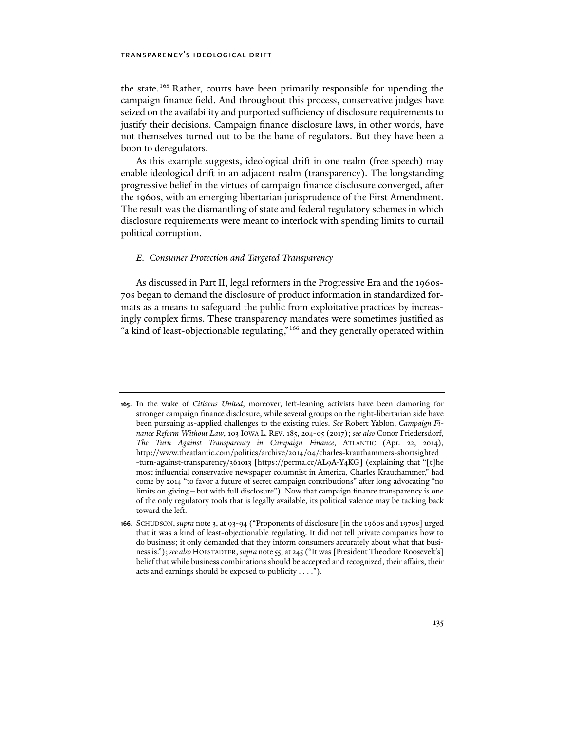the state.[165] Rather, courts have been primarily responsible for upending the campaign finance field. And throughout this process, conservative judges have seized on the availability and purported sufficiency of disclosure requirements to justify their decisions. Campaign finance disclosure laws, in other words, have not themselves turned out to be the bane of regulators. But they have been a boon to deregulators.

As this example suggests, ideological drift in one realm (free speech) may enable ideological drift in an adjacent realm (transparency). The longstanding progressive belief in the virtues of campaign finance disclosure converged, after the 1960s, with an emerging libertarian jurisprudence of the First Amendment. The result was the dismantling of state and federal regulatory schemes in which disclosure requirements were meant to interlock with spending limits to curtail political corruption.

### *E. Consumer Protection and Targeted Transparency*

As discussed in Part II, legal reformers in the Progressive Era and the 1960s-70s began to demand the disclosure of product information in standardized formats as a means to safeguard the public from exploitative practices by increasingly complex firms. These transparency mandates were sometimes justified as "a kind of least-objectionable regulating,"[166] and they generally operated within

---

**165.** In the wake of *Citizens United*, moreover, left-leaning activists have been clamoring for stronger campaign finance disclosure, while several groups on the right-libertarian side have been pursuing as-applied challenges to the existing rules. *See* Robert Yablon, *Campaign Finance Reform Without Law*, 103 IOWA L. REV. 185, 204-05 (2017); *see also* Conor Friedersdorf, *The Turn Against Transparency in Campaign Finance*, ATLANTIC (Apr. 22, 2014), http://www.theatlantic.com/politics/archive/2014/04/charles-krauthammers-shortsighted-turn-against-transparency/361013 [https://perma.cc/AL9A-Y4KG] (explaining that "[t]he most influential conservative newspaper columnist in America, Charles Krauthammer," had come by 2014 "to favor a future of secret campaign contributions" after long advocating "no limits on giving—but with full disclosure"). Now that campaign finance transparency is one of the only regulatory tools that is legally available, its political valence may be tacking back toward the left.

**166.** SCHUDSON, *supra* note 3, at 93-94 ("Proponents of disclosure [in the 1960s and 1970s] urged that it was a kind of least-objectionable regulating. It did not tell private companies how to do business; it only demanded that they inform consumers accurately about what that business is."); *see also* HOFSTADTER, *supra* note 55, at 245 ("It was [President Theodore Roosevelt's] belief that while business combinations should be accepted and recognized, their affairs, their acts and earnings should be exposed to publicity . . . .").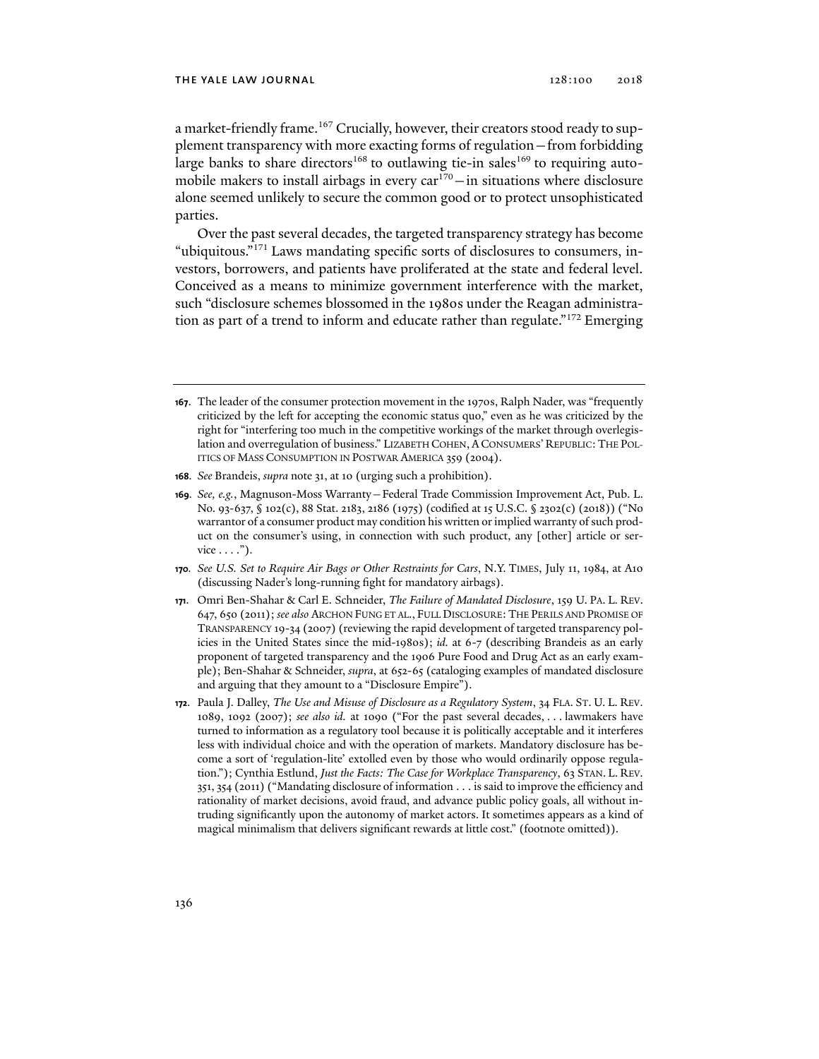a market-friendly frame.[167] Crucially, however, their creators stood ready to supplement transparency with more exacting forms of regulation—from forbidding large banks to share directors[168] to outlawing tie-in sales[169] to requiring automobile makers to install airbags in every car[170]—in situations where disclosure alone seemed unlikely to secure the common good or to protect unsophisticated parties.

Over the past several decades, the targeted transparency strategy has become "ubiquitous."[171] Laws mandating specific sorts of disclosures to consumers, investors, borrowers, and patients have proliferated at the state and federal level. Conceived as a means to minimize government interference with the market, such "disclosure schemes blossomed in the 1980s under the Reagan administration as part of a trend to inform and educate rather than regulate."[172] Emerging

---

**167.** The leader of the consumer protection movement in the 1970s, Ralph Nader, was "frequently criticized by the left for accepting the economic status quo," even as he was criticized by the right for "interfering too much in the competitive workings of the market through overlegislation and overregulation of business." LIZABETH COHEN, A CONSUMERS' REPUBLIC: THE POLITICS OF MASS CONSUMPTION IN POSTWAR AMERICA 359 (2004).

**168.** *See* Brandeis, *supra* note 31, at 10 (urging such a prohibition).

**169.** *See, e.g.*, Magnuson-Moss Warranty—Federal Trade Commission Improvement Act, Pub. L. No. 93-637, § 102(c), 88 Stat. 2183, 2186 (1975) (codified at 15 U.S.C. § 2302(c) (2018)) ("No warrantor of a consumer product may condition his written or implied warranty of such product on the consumer's using, in connection with such product, any [other] article or service . . . .").

**170.** *See U.S. Set to Require Air Bags or Other Restraints for Cars*, N.Y. TIMES, July 11, 1984, at A10 (discussing Nader's long-running fight for mandatory airbags).

**171.** Omri Ben-Shahar & Carl E. Schneider, *The Failure of Mandated Disclosure*, 159 U. PA. L. REV. 647, 650 (2011); *see also* ARCHON FUNG ET AL., FULL DISCLOSURE: THE PERILS AND PROMISE OF TRANSPARENCY 19-34 (2007) (reviewing the rapid development of targeted transparency policies in the United States since the mid-1980s); *id.* at 6-7 (describing Brandeis as an early proponent of targeted transparency and the 1906 Pure Food and Drug Act as an early example); Ben-Shahar & Schneider, *supra*, at 652-65 (cataloging examples of mandated disclosure and arguing that they amount to a "Disclosure Empire").

**172.** Paula J. Dalley, *The Use and Misuse of Disclosure as a Regulatory System*, 34 FLA. ST. U. L. REV. 1089, 1092 (2007); *see also id.* at 1090 ("For the past several decades, . . . lawmakers have turned to information as a regulatory tool because it is politically acceptable and it interferes less with individual choice and with the operation of markets. Mandatory disclosure has become a sort of 'regulation-lite' extolled even by those who would ordinarily oppose regulation."); Cynthia Estlund, *Just the Facts: The Case for Workplace Transparency*, 63 STAN. L. REV. 351, 354 (2011) ("Mandating disclosure of information . . . is said to improve the efficiency and rationality of market decisions, avoid fraud, and advance public policy goals, all without intruding significantly upon the autonomy of market actors. It sometimes appears as a kind of magical minimalism that delivers significant rewards at little cost." (footnote omitted)).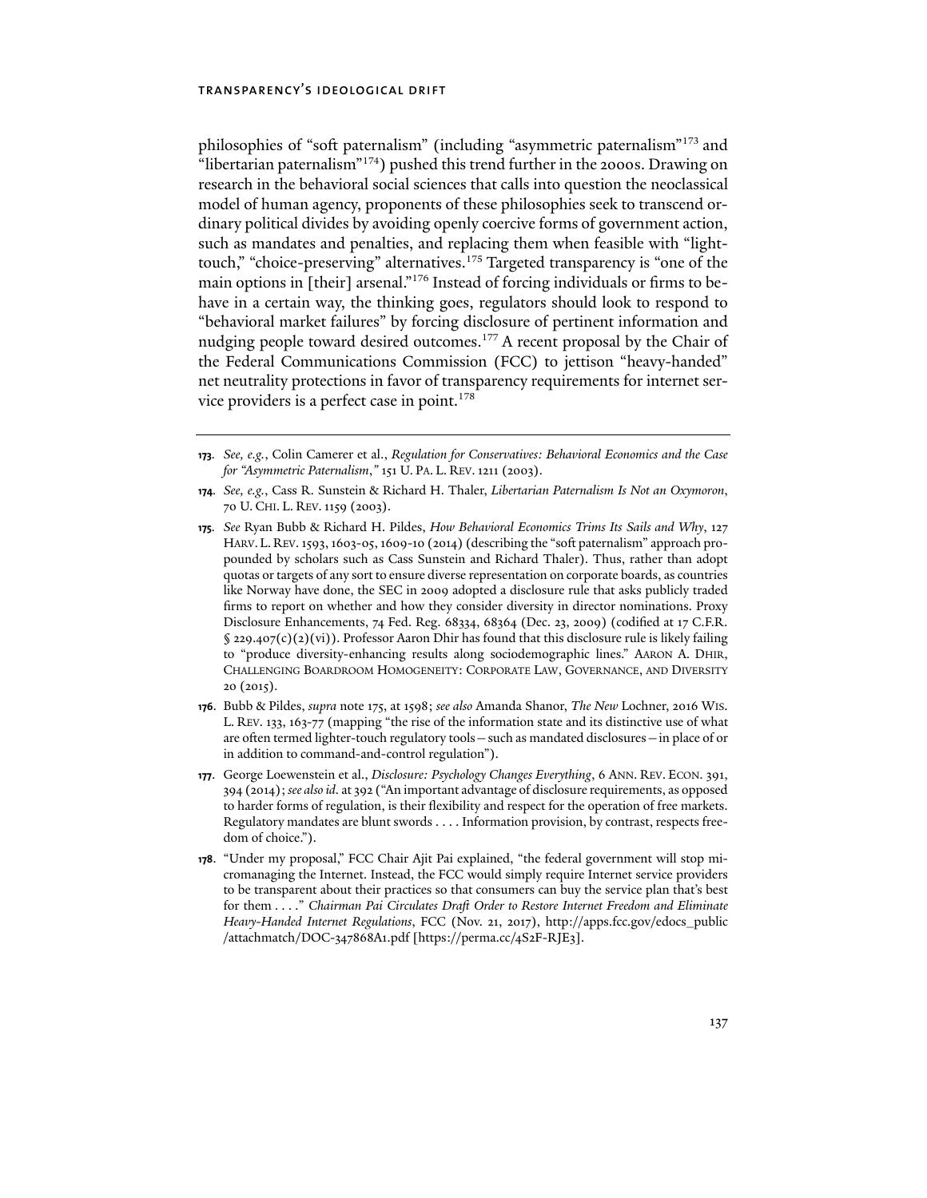philosophies of "soft paternalism" (including "asymmetric paternalism"[173] and "libertarian paternalism"[174]) pushed this trend further in the 2000s. Drawing on research in the behavioral social sciences that calls into question the neoclassical model of human agency, proponents of these philosophies seek to transcend ordinary political divides by avoiding openly coercive forms of government action, such as mandates and penalties, and replacing them when feasible with "light-touch," "choice-preserving" alternatives.[175] Targeted transparency is "one of the main options in [their] arsenal."[176] Instead of forcing individuals or firms to behave in a certain way, the thinking goes, regulators should look to respond to "behavioral market failures" by forcing disclosure of pertinent information and nudging people toward desired outcomes.[177] A recent proposal by the Chair of the Federal Communications Commission (FCC) to jettison "heavy-handed" net neutrality protections in favor of transparency requirements for internet service providers is a perfect case in point.[178]

---

**173**. *See, e.g.*, Colin Camerer et al., *Regulation for Conservatives: Behavioral Economics and the Case for "Asymmetric Paternalism*,*"* 151 U. PA. L. REV. 1211 (2003).

**174**. *See, e.g.*, Cass R. Sunstein & Richard H. Thaler, *Libertarian Paternalism Is Not an Oxymoron*, 70 U. CHI. L. REV. 1159 (2003).

**175**. *See* Ryan Bubb & Richard H. Pildes, *How Behavioral Economics Trims Its Sails and Why*, 127 HARV. L. REV. 1593, 1603-05, 1609-10 (2014) (describing the "soft paternalism" approach propounded by scholars such as Cass Sunstein and Richard Thaler). Thus, rather than adopt quotas or targets of any sort to ensure diverse representation on corporate boards, as countries like Norway have done, the SEC in 2009 adopted a disclosure rule that asks publicly traded firms to report on whether and how they consider diversity in director nominations. Proxy Disclosure Enhancements, 74 Fed. Reg. 68334, 68364 (Dec. 23, 2009) (codified at 17 C.F.R. § 229.407(c)(2)(vi)). Professor Aaron Dhir has found that this disclosure rule is likely failing to "produce diversity-enhancing results along sociodemographic lines." AARON A. DHIR, CHALLENGING BOARDROOM HOMOGENEITY: CORPORATE LAW, GOVERNANCE, AND DIVERSITY 20 (2015).

**176**. Bubb & Pildes, *supra* note 175, at 1598; *see also* Amanda Shanor, *The New* Lochner, 2016 WIS. L. REV. 133, 163-77 (mapping "the rise of the information state and its distinctive use of what are often termed lighter-touch regulatory tools—such as mandated disclosures—in place of or in addition to command-and-control regulation").

**177**. George Loewenstein et al., *Disclosure: Psychology Changes Everything*, 6 ANN. REV. ECON. 391, 394 (2014); *see also id.* at 392 ("An important advantage of disclosure requirements, as opposed to harder forms of regulation, is their flexibility and respect for the operation of free markets. Regulatory mandates are blunt swords . . . . Information provision, by contrast, respects freedom of choice.").

**178**. "Under my proposal," FCC Chair Ajit Pai explained, "the federal government will stop micromanaging the Internet. Instead, the FCC would simply require Internet service providers to be transparent about their practices so that consumers can buy the service plan that's best for them . . . ." *Chairman Pai Circulates Draft Order to Restore Internet Freedom and Eliminate Heavy-Handed Internet Regulations*, FCC (Nov. 21, 2017), http://apps.fcc.gov/edocs_public/attachmatch/DOC-347868A1.pdf [https://perma.cc/4S2F-RJE3].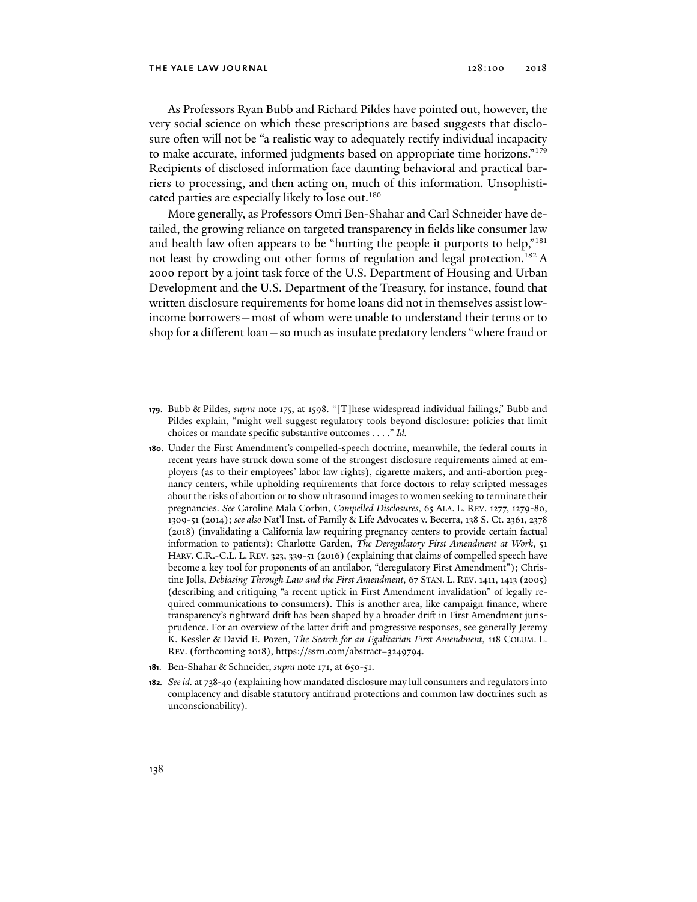As Professors Ryan Bubb and Richard Pildes have pointed out, however, the very social science on which these prescriptions are based suggests that disclosure often will not be "a realistic way to adequately rectify individual incapacity to make accurate, informed judgments based on appropriate time horizons."[179] Recipients of disclosed information face daunting behavioral and practical barriers to processing, and then acting on, much of this information. Unsophisticated parties are especially likely to lose out.[180]

More generally, as Professors Omri Ben-Shahar and Carl Schneider have detailed, the growing reliance on targeted transparency in fields like consumer law and health law often appears to be "hurting the people it purports to help,"[181] not least by crowding out other forms of regulation and legal protection.[182] A 2000 report by a joint task force of the U.S. Department of Housing and Urban Development and the U.S. Department of the Treasury, for instance, found that written disclosure requirements for home loans did not in themselves assist low-income borrowers—most of whom were unable to understand their terms or to shop for a different loan—so much as insulate predatory lenders "where fraud or

---

**179.** Bubb & Pildes, *supra* note 175, at 1598. "[T]hese widespread individual failings," Bubb and Pildes explain, "might well suggest regulatory tools beyond disclosure: policies that limit choices or mandate specific substantive outcomes . . . ." *Id.*

**180.** Under the First Amendment's compelled-speech doctrine, meanwhile, the federal courts in recent years have struck down some of the strongest disclosure requirements aimed at employers (as to their employees' labor law rights), cigarette makers, and anti-abortion pregnancy centers, while upholding requirements that force doctors to relay scripted messages about the risks of abortion or to show ultrasound images to women seeking to terminate their pregnancies. *See* Caroline Mala Corbin, *Compelled Disclosures*, 65 ALA. L. REV. 1277, 1279-80, 1309-51 (2014); *see also* Nat'l Inst. of Family & Life Advocates v. Becerra, 138 S. Ct. 2361, 2378 (2018) (invalidating a California law requiring pregnancy centers to provide certain factual information to patients); Charlotte Garden, *The Deregulatory First Amendment at Work*, 51 HARV. C.R.-C.L. L. REV. 323, 339-51 (2016) (explaining that claims of compelled speech have become a key tool for proponents of an antilabor, "deregulatory First Amendment"); Christine Jolls, *Debiasing Through Law and the First Amendment*, 67 STAN. L. REV. 1411, 1413 (2005) (describing and critiquing "a recent uptick in First Amendment invalidation" of legally required communications to consumers). This is another area, like campaign finance, where transparency's rightward drift has been shaped by a broader drift in First Amendment jurisprudence. For an overview of the latter drift and progressive responses, see generally Jeremy K. Kessler & David E. Pozen, *The Search for an Egalitarian First Amendment*, 118 COLUM. L. REV. (forthcoming 2018), https://ssrn.com/abstract=3249794.

**181.** Ben-Shahar & Schneider, *supra* note 171, at 650-51.

**182.** *See id.* at 738-40 (explaining how mandated disclosure may lull consumers and regulators into complacency and disable statutory antifraud protections and common law doctrines such as unconscionability).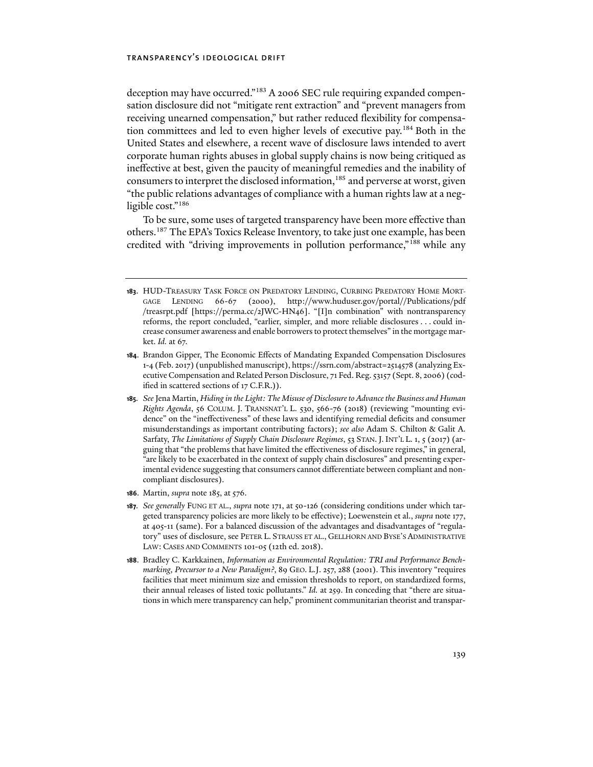deception may have occurred."[183] A 2006 SEC rule requiring expanded compensation disclosure did not "mitigate rent extraction" and "prevent managers from receiving unearned compensation," but rather reduced flexibility for compensation committees and led to even higher levels of executive pay.[184] Both in the United States and elsewhere, a recent wave of disclosure laws intended to avert corporate human rights abuses in global supply chains is now being critiqued as ineffective at best, given the paucity of meaningful remedies and the inability of consumers to interpret the disclosed information,[185] and perverse at worst, given "the public relations advantages of compliance with a human rights law at a negligible cost."[186]

To be sure, some uses of targeted transparency have been more effective than others.[187] The EPA's Toxics Release Inventory, to take just one example, has been credited with "driving improvements in pollution performance,"[188] while any

---

**183.** HUD-Treasury Task Force on Predatory Lending, Curbing Predatory Home Mortgage Lending 66-67 (2000), http://www.huduser.gov/portal//Publications/pdf/treasrpt.pdf [https://perma.cc/2JWC-HN46]. "[I]n combination" with nontransparency reforms, the report concluded, "earlier, simpler, and more reliable disclosures . . . could increase consumer awareness and enable borrowers to protect themselves" in the mortgage market. *Id.* at 67.

**184.** Brandon Gipper, The Economic Effects of Mandating Expanded Compensation Disclosures 1-4 (Feb. 2017) (unpublished manuscript), https://ssrn.com/abstract=2514578 (analyzing Executive Compensation and Related Person Disclosure, 71 Fed. Reg. 53157 (Sept. 8, 2006) (codified in scattered sections of 17 C.F.R.)).

**185.** *See* Jena Martin, *Hiding in the Light: The Misuse of Disclosure to Advance the Business and Human Rights Agenda*, 56 Colum. J. Transnat'l L. 530, 566-76 (2018) (reviewing "mounting evidence" on the "ineffectiveness" of these laws and identifying remedial deficits and consumer misunderstandings as important contributing factors); *see also* Adam S. Chilton & Galit A. Sarfaty, *The Limitations of Supply Chain Disclosure Regimes*, 53 Stan. J. Int'l L. 1, 5 (2017) (arguing that "the problems that have limited the effectiveness of disclosure regimes," in general, "are likely to be exacerbated in the context of supply chain disclosures" and presenting experimental evidence suggesting that consumers cannot differentiate between compliant and noncompliant disclosures).

**186.** Martin, *supra* note 185, at 576.

**187.** *See generally* Fung et al., *supra* note 171, at 50-126 (considering conditions under which targeted transparency policies are more likely to be effective); Loewenstein et al., *supra* note 177, at 405-11 (same). For a balanced discussion of the advantages and disadvantages of "regulatory" uses of disclosure, see Peter L. Strauss et al., Gellhorn and Byse's Administrative Law: Cases and Comments 101-05 (12th ed. 2018).

**188.** Bradley C. Karkkainen, *Information as Environmental Regulation: TRI and Performance Benchmarking, Precursor to a New Paradigm?*, 89 Geo. L.J. 257, 288 (2001). This inventory "requires facilities that meet minimum size and emission thresholds to report, on standardized forms, their annual releases of listed toxic pollutants." *Id.* at 259. In conceding that "there are situations in which mere transparency can help," prominent communitarian theorist and transpar-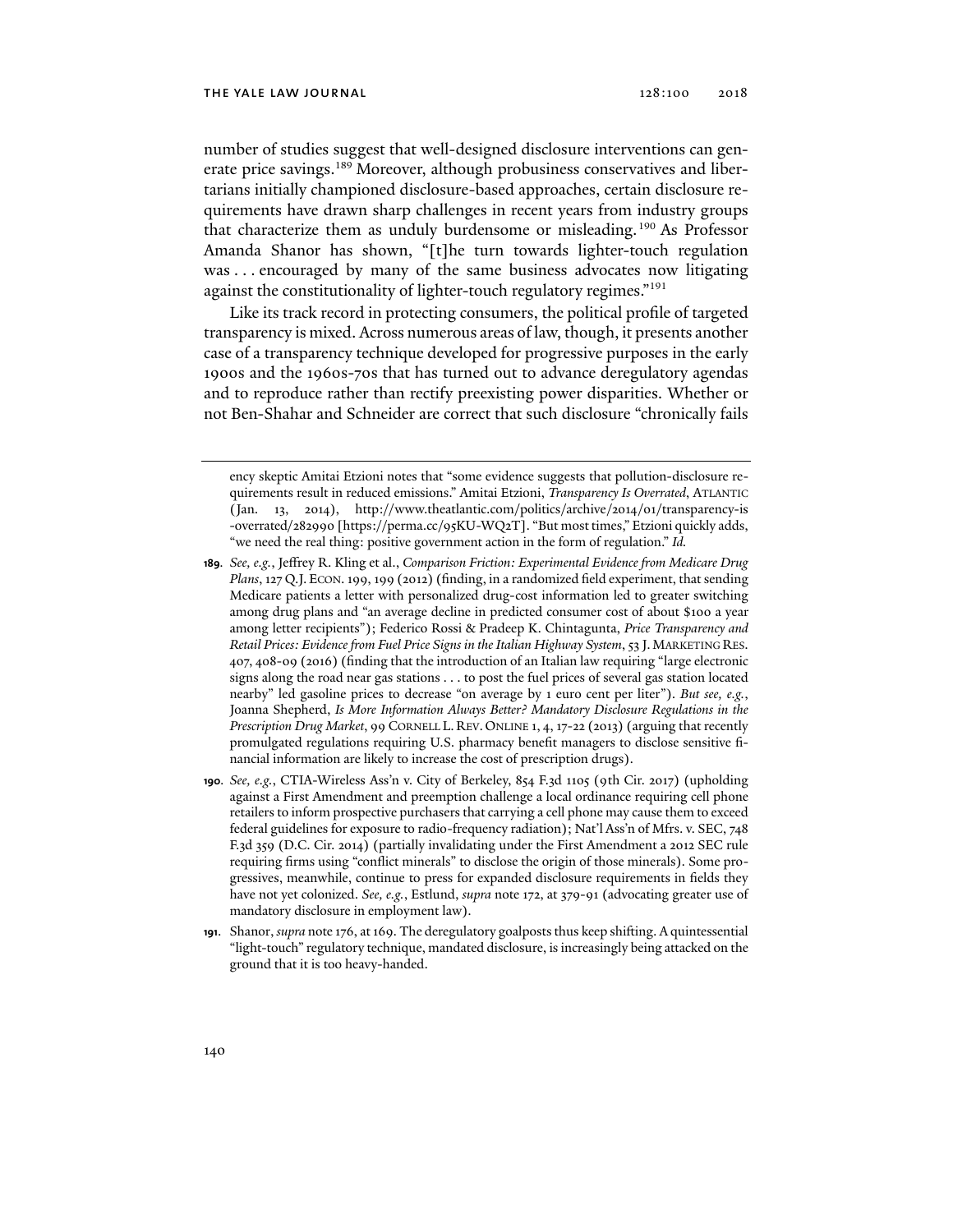number of studies suggest that well-designed disclosure interventions can generate price savings.[189] Moreover, although probusiness conservatives and libertarians initially championed disclosure-based approaches, certain disclosure requirements have drawn sharp challenges in recent years from industry groups that characterize them as unduly burdensome or misleading.[190] As Professor Amanda Shanor has shown, "[t]he turn towards lighter-touch regulation was . . . encouraged by many of the same business advocates now litigating against the constitutionality of lighter-touch regulatory regimes."[191]

Like its track record in protecting consumers, the political profile of targeted transparency is mixed. Across numerous areas of law, though, it presents another case of a transparency technique developed for progressive purposes in the early 1900s and the 1960s-70s that has turned out to advance deregulatory agendas and to reproduce rather than rectify preexisting power disparities. Whether or not Ben-Shahar and Schneider are correct that such disclosure "chronically fails

---

ency skeptic Amitai Etzioni notes that "some evidence suggests that pollution-disclosure requirements result in reduced emissions." Amitai Etzioni, *Transparency Is Overrated*, ATLANTIC (Jan. 13, 2014), http://www.theatlantic.com/politics/archive/2014/01/transparency-is-overrated/282990 [https://perma.cc/95KU-WQ2T]. "But most times," Etzioni quickly adds, "we need the real thing: positive government action in the form of regulation." *Id.*

**189.** *See, e.g.*, Jeffrey R. Kling et al., *Comparison Friction: Experimental Evidence from Medicare Drug Plans*, 127 Q.J. ECON. 199, 199 (2012) (finding, in a randomized field experiment, that sending Medicare patients a letter with personalized drug-cost information led to greater switching among drug plans and "an average decline in predicted consumer cost of about $100 a year among letter recipients"); Federico Rossi & Pradeep K. Chintagunta, *Price Transparency and Retail Prices: Evidence from Fuel Price Signs in the Italian Highway System*, 53 J. MARKETING RES. 407, 408-09 (2016) (finding that the introduction of an Italian law requiring "large electronic signs along the road near gas stations . . . to post the fuel prices of several gas station located nearby" led gasoline prices to decrease "on average by 1 euro cent per liter"). *But see, e.g.*, Joanna Shepherd, *Is More Information Always Better? Mandatory Disclosure Regulations in the Prescription Drug Market*, 99 CORNELL L. REV. ONLINE 1, 4, 17-22 (2013) (arguing that recently promulgated regulations requiring U.S. pharmacy benefit managers to disclose sensitive financial information are likely to increase the cost of prescription drugs).

**190.** *See, e.g.*, CTIA-Wireless Ass'n v. City of Berkeley, 854 F.3d 1105 (9th Cir. 2017) (upholding against a First Amendment and preemption challenge a local ordinance requiring cell phone retailers to inform prospective purchasers that carrying a cell phone may cause them to exceed federal guidelines for exposure to radio-frequency radiation); Nat'l Ass'n of Mfrs. v. SEC, 748 F.3d 359 (D.C. Cir. 2014) (partially invalidating under the First Amendment a 2012 SEC rule requiring firms using "conflict minerals" to disclose the origin of those minerals). Some progressives, meanwhile, continue to press for expanded disclosure requirements in fields they have not yet colonized. *See, e.g.*, Estlund, *supra* note 172, at 379-91 (advocating greater use of mandatory disclosure in employment law).

**191.** Shanor, *supra* note 176, at 169. The deregulatory goalposts thus keep shifting. A quintessential "light-touch" regulatory technique, mandated disclosure, is increasingly being attacked on the ground that it is too heavy-handed.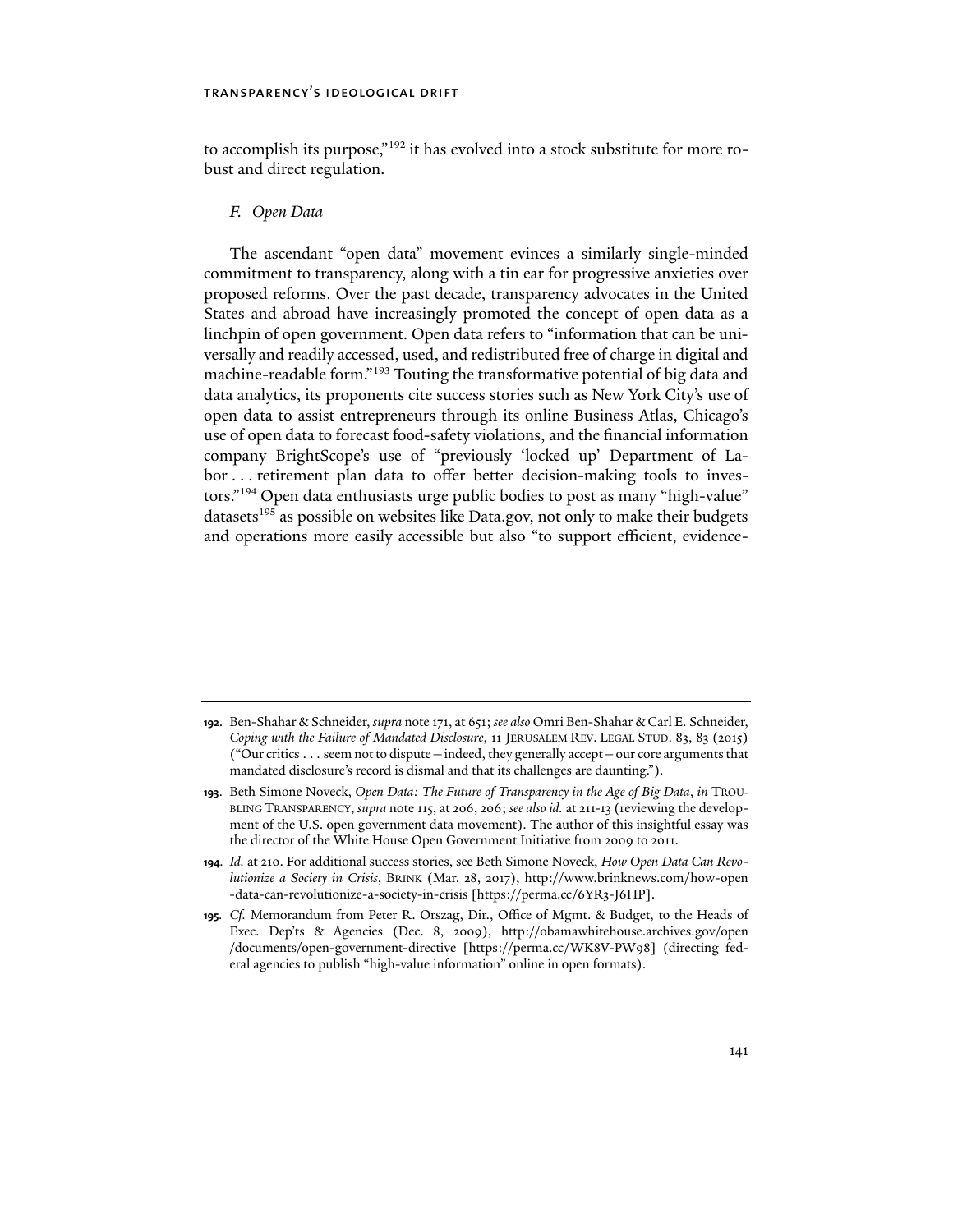to accomplish its purpose,"[192] it has evolved into a stock substitute for more robust and direct regulation.

### *F. Open Data*

The ascendant "open data" movement evinces a similarly single-minded commitment to transparency, along with a tin ear for progressive anxieties over proposed reforms. Over the past decade, transparency advocates in the United States and abroad have increasingly promoted the concept of open data as a linchpin of open government. Open data refers to "information that can be universally and readily accessed, used, and redistributed free of charge in digital and machine-readable form."[193] Touting the transformative potential of big data and data analytics, its proponents cite success stories such as New York City's use of open data to assist entrepreneurs through its online Business Atlas, Chicago's use of open data to forecast food-safety violations, and the financial information company BrightScope's use of "previously 'locked up' Department of Labor . . . retirement plan data to offer better decision-making tools to investors."[194] Open data enthusiasts urge public bodies to post as many "high-value" datasets[195] as possible on websites like Data.gov, not only to make their budgets and operations more easily accessible but also "to support efficient, evidence-

---

**192.** Ben-Shahar & Schneider, *supra* note 171, at 651; *see also* Omri Ben-Shahar & Carl E. Schneider, *Coping with the Failure of Mandated Disclosure*, 11 JERUSALEM REV. LEGAL STUD. 83, 83 (2015) ("Our critics . . . seem not to dispute—indeed, they generally accept—our core arguments that mandated disclosure's record is dismal and that its challenges are daunting.").

**193.** Beth Simone Noveck, *Open Data: The Future of Transparency in the Age of Big Data*, *in* TROUBLING TRANSPARENCY, *supra* note 115, at 206, 206; *see also id.* at 211-13 (reviewing the development of the U.S. open government data movement). The author of this insightful essay was the director of the White House Open Government Initiative from 2009 to 2011.

**194.** *Id.* at 210. For additional success stories, see Beth Simone Noveck, *How Open Data Can Revolutionize a Society in Crisis*, BRINK (Mar. 28, 2017), http://www.brinknews.com/how-open-data-can-revolutionize-a-society-in-crisis [https://perma.cc/6YR3-J6HP].

**195.** *Cf.* Memorandum from Peter R. Orszag, Dir., Office of Mgmt. & Budget, to the Heads of Exec. Dep'ts & Agencies (Dec. 8, 2009), http://obamawhitehouse.archives.gov/open/documents/open-government-directive [https://perma.cc/WK8V-PW98] (directing federal agencies to publish "high-value information" online in open formats).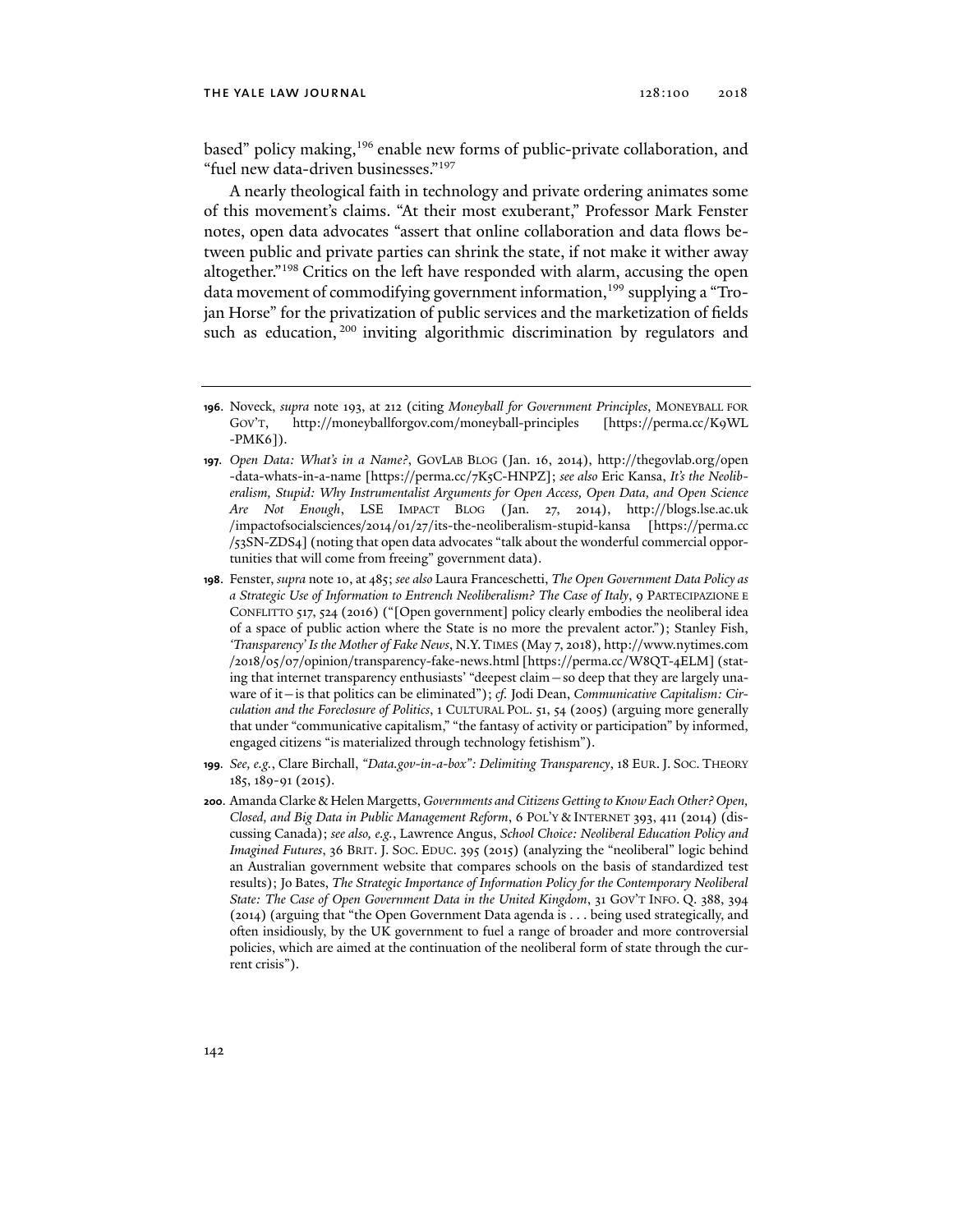based" policy making,[196] enable new forms of public-private collaboration, and "fuel new data-driven businesses."[197]

A nearly theological faith in technology and private ordering animates some of this movement's claims. "At their most exuberant," Professor Mark Fenster notes, open data advocates "assert that online collaboration and data flows between public and private parties can shrink the state, if not make it wither away altogether."[198] Critics on the left have responded with alarm, accusing the open data movement of commodifying government information,[199] supplying a "Trojan Horse" for the privatization of public services and the marketization of fields such as education,[200] inviting algorithmic discrimination by regulators and

---

**196**. Noveck, *supra* note 193, at 212 (citing *Moneyball for Government Principles*, MONEYBALL FOR GOV'T, http://moneyballforgov.com/moneyball-principles [https://perma.cc/K9WL-PMK6]).

**197**. *Open Data: What's in a Name?*, GOVLAB BLOG (Jan. 16, 2014), http://thegovlab.org/open-data-whats-in-a-name [https://perma.cc/7K5C-HNPZ]; *see also* Eric Kansa, *It's the Neoliberalism, Stupid: Why Instrumentalist Arguments for Open Access, Open Data, and Open Science Are Not Enough*, LSE IMPACT BLOG (Jan. 27, 2014), http://blogs.lse.ac.uk/impactofsocialsciences/2014/01/27/its-the-neoliberalism-stupid-kansa [https://perma.cc/53SN-ZDS4] (noting that open data advocates "talk about the wonderful commercial opportunities that will come from freeing" government data).

**198**. Fenster, *supra* note 10, at 485; *see also* Laura Franceschetti, *The Open Government Data Policy as a Strategic Use of Information to Entrench Neoliberalism? The Case of Italy*, 9 PARTECIPAZIONE E CONFLITTO 517, 524 (2016) ("[Open government] policy clearly embodies the neoliberal idea of a space of public action where the State is no more the prevalent actor."); Stanley Fish, *'Transparency' Is the Mother of Fake News*, N.Y. TIMES (May 7, 2018), http://www.nytimes.com/2018/05/07/opinion/transparency-fake-news.html [https://perma.cc/W8QT-4ELM] (stating that internet transparency enthusiasts' "deepest claim—so deep that they are largely unaware of it—is that politics can be eliminated"); *cf.* Jodi Dean, *Communicative Capitalism: Circulation and the Foreclosure of Politics*, 1 CULTURAL POL. 51, 54 (2005) (arguing more generally that under "communicative capitalism," "the fantasy of activity or participation" by informed, engaged citizens "is materialized through technology fetishism").

**199**. *See, e.g.*, Clare Birchall, *"Data.gov-in-a-box": Delimiting Transparency*, 18 EUR. J. SOC. THEORY 185, 189-91 (2015).

**200**. Amanda Clarke & Helen Margetts, *Governments and Citizens Getting to Know Each Other? Open, Closed, and Big Data in Public Management Reform*, 6 POL'Y & INTERNET 393, 411 (2014) (discussing Canada); *see also, e.g.*, Lawrence Angus, *School Choice: Neoliberal Education Policy and Imagined Futures*, 36 BRIT. J. SOC. EDUC. 395 (2015) (analyzing the "neoliberal" logic behind an Australian government website that compares schools on the basis of standardized test results); Jo Bates, *The Strategic Importance of Information Policy for the Contemporary Neoliberal State: The Case of Open Government Data in the United Kingdom*, 31 GOV'T INFO. Q. 388, 394 (2014) (arguing that "the Open Government Data agenda is . . . being used strategically, and often insidiously, by the UK government to fuel a range of broader and more controversial policies, which are aimed at the continuation of the neoliberal form of state through the current crisis").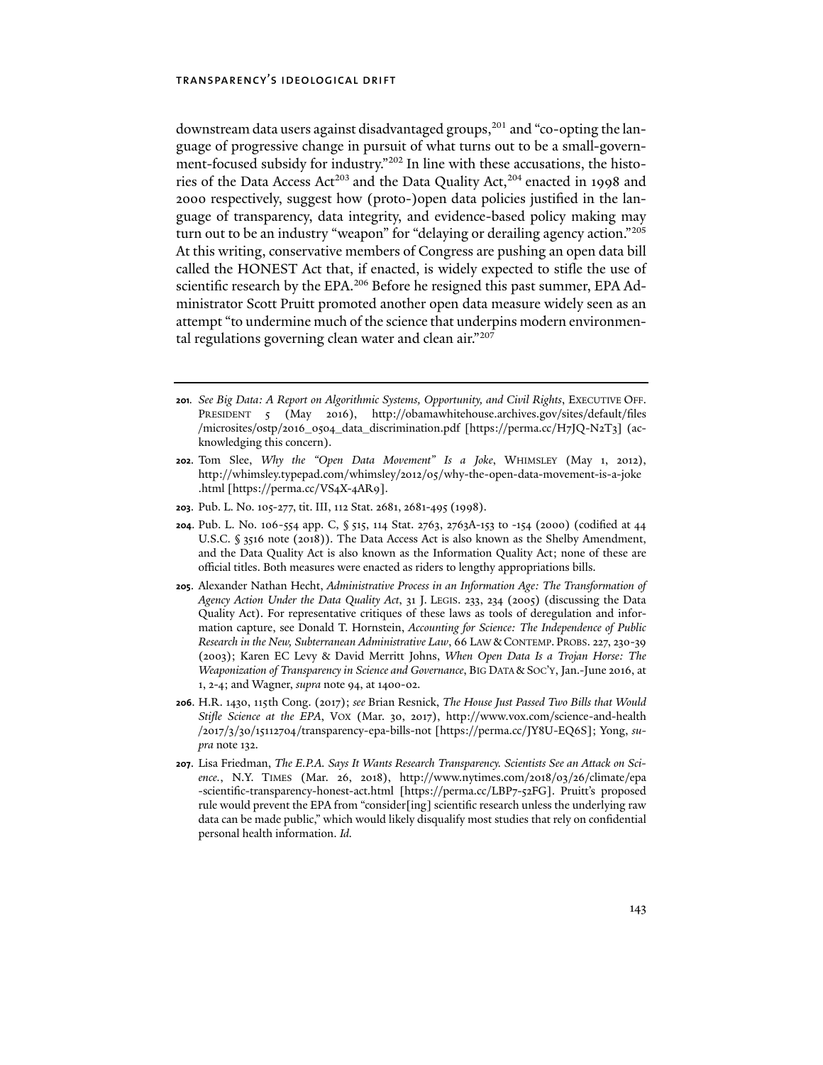downstream data users against disadvantaged groups,[201] and "co-opting the language of progressive change in pursuit of what turns out to be a small-government-focused subsidy for industry."[202] In line with these accusations, the histories of the Data Access Act[203] and the Data Quality Act,[204] enacted in 1998 and 2000 respectively, suggest how (proto-)open data policies justified in the language of transparency, data integrity, and evidence-based policy making may turn out to be an industry "weapon" for "delaying or derailing agency action."[205] At this writing, conservative members of Congress are pushing an open data bill called the HONEST Act that, if enacted, is widely expected to stifle the use of scientific research by the EPA.[206] Before he resigned this past summer, EPA Administrator Scott Pruitt promoted another open data measure widely seen as an attempt "to undermine much of the science that underpins modern environmental regulations governing clean water and clean air."[207]

---

**201.** *See Big Data: A Report on Algorithmic Systems, Opportunity, and Civil Rights*, EXECUTIVE OFF. PRESIDENT 5 (May 2016), http://obamawhitehouse.archives.gov/sites/default/files/microsites/ostp/2016_0504_data_discrimination.pdf [https://perma.cc/H7JQ-N2T3] (acknowledging this concern).

**202.** Tom Slee, *Why the "Open Data Movement" Is a Joke*, WHIMSLEY (May 1, 2012), http://whimsley.typepad.com/whimsley/2012/05/why-the-open-data-movement-is-a-joke.html [https://perma.cc/VS4X-4AR9].

**203.** Pub. L. No. 105-277, tit. III, 112 Stat. 2681, 2681-495 (1998).

**204.** Pub. L. No. 106-554 app. C, § 515, 114 Stat. 2763, 2763A-153 to -154 (2000) (codified at 44 U.S.C. § 3516 note (2018)). The Data Access Act is also known as the Shelby Amendment, and the Data Quality Act is also known as the Information Quality Act; none of these are official titles. Both measures were enacted as riders to lengthy appropriations bills.

**205.** Alexander Nathan Hecht, *Administrative Process in an Information Age: The Transformation of Agency Action Under the Data Quality Act*, 31 J. LEGIS. 233, 234 (2005) (discussing the Data Quality Act). For representative critiques of these laws as tools of deregulation and information capture, see Donald T. Hornstein, *Accounting for Science: The Independence of Public Research in the New, Subterranean Administrative Law*, 66 LAW & CONTEMP. PROBS. 227, 230-39 (2003); Karen EC Levy & David Merritt Johns, *When Open Data Is a Trojan Horse: The Weaponization of Transparency in Science and Governance*, BIG DATA & SOC'Y, Jan.-June 2016, at 1, 2-4; and Wagner, *supra* note 94, at 1400-02.

**206.** H.R. 1430, 115th Cong. (2017); *see* Brian Resnick, *The House Just Passed Two Bills that Would Stifle Science at the EPA*, VOX (Mar. 30, 2017), http://www.vox.com/science-and-health/2017/3/30/15112704/transparency-epa-bills-not [https://perma.cc/JY8U-EQ6S]; Yong, *supra* note 132.

**207.** Lisa Friedman, *The E.P.A. Says It Wants Research Transparency. Scientists See an Attack on Science.*, N.Y. TIMES (Mar. 26, 2018), http://www.nytimes.com/2018/03/26/climate/epa-scientific-transparency-honest-act.html [https://perma.cc/LBP7-52FG]. Pruitt's proposed rule would prevent the EPA from "consider[ing] scientific research unless the underlying raw data can be made public," which would likely disqualify most studies that rely on confidential personal health information. *Id.*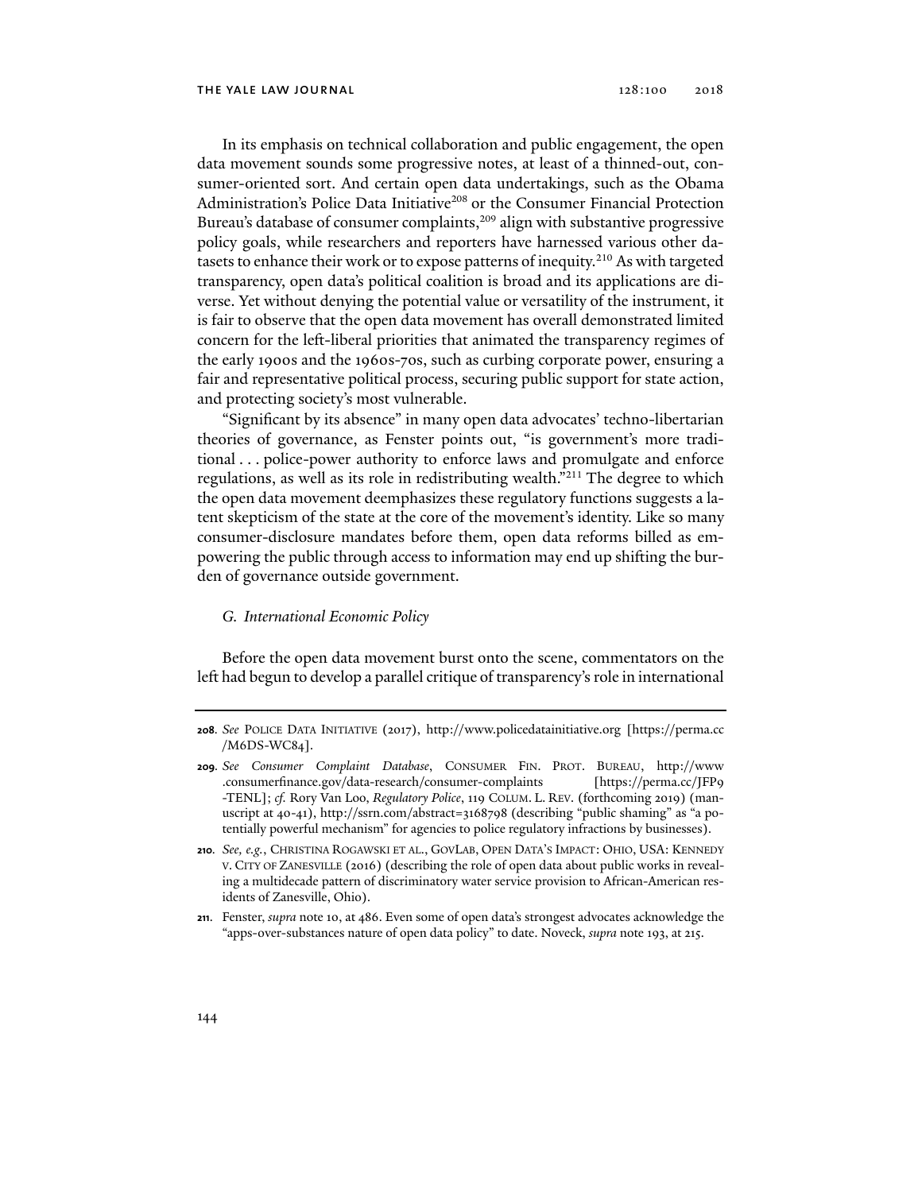In its emphasis on technical collaboration and public engagement, the open data movement sounds some progressive notes, at least of a thinned-out, consumer-oriented sort. And certain open data undertakings, such as the Obama Administration's Police Data Initiative[208] or the Consumer Financial Protection Bureau's database of consumer complaints,[209] align with substantive progressive policy goals, while researchers and reporters have harnessed various other datasets to enhance their work or to expose patterns of inequity.[210] As with targeted transparency, open data's political coalition is broad and its applications are diverse. Yet without denying the potential value or versatility of the instrument, it is fair to observe that the open data movement has overall demonstrated limited concern for the left-liberal priorities that animated the transparency regimes of the early 1900s and the 1960s-70s, such as curbing corporate power, ensuring a fair and representative political process, securing public support for state action, and protecting society's most vulnerable.

"Significant by its absence" in many open data advocates' techno-libertarian theories of governance, as Fenster points out, "is government's more traditional . . . police-power authority to enforce laws and promulgate and enforce regulations, as well as its role in redistributing wealth."[211] The degree to which the open data movement deemphasizes these regulatory functions suggests a latent skepticism of the state at the core of the movement's identity. Like so many consumer-disclosure mandates before them, open data reforms billed as empowering the public through access to information may end up shifting the burden of governance outside government.

### *G. International Economic Policy*

Before the open data movement burst onto the scene, commentators on the left had begun to develop a parallel critique of transparency's role in international

---

**208.** *See* POLICE DATA INITIATIVE (2017), http://www.policedatainitiative.org [https://perma.cc/M6DS-WC84].

**209.** *See Consumer Complaint Database*, CONSUMER FIN. PROT. BUREAU, http://www.consumerfinance.gov/data-research/consumer-complaints [https://perma.cc/JFP9-TENL]; *cf.* Rory Van Loo, *Regulatory Police*, 119 COLUM. L. REV. (forthcoming 2019) (manuscript at 40-41), http://ssrn.com/abstract=3168798 (describing "public shaming" as "a potentially powerful mechanism" for agencies to police regulatory infractions by businesses).

**210.** *See, e.g.*, CHRISTINA ROGAWSKI ET AL., GOVLAB, OPEN DATA'S IMPACT: OHIO, USA: KENNEDY V. CITY OF ZANESVILLE (2016) (describing the role of open data about public works in revealing a multidecade pattern of discriminatory water service provision to African-American residents of Zanesville, Ohio).

**211.** Fenster, *supra* note 10, at 486. Even some of open data's strongest advocates acknowledge the "apps-over-substances nature of open data policy" to date. Noveck, *supra* note 193, at 215.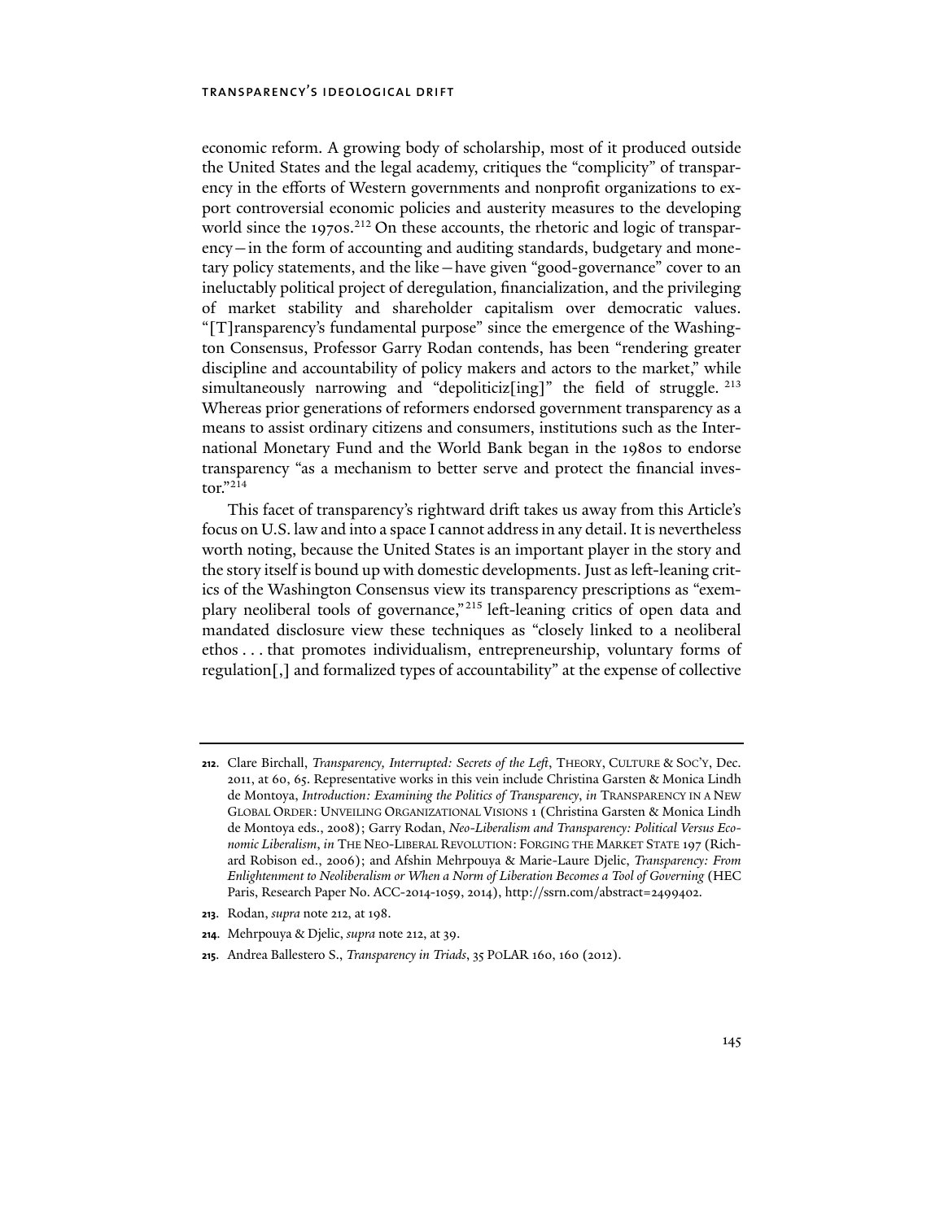economic reform. A growing body of scholarship, most of it produced outside the United States and the legal academy, critiques the "complicity" of transparency in the efforts of Western governments and nonprofit organizations to export controversial economic policies and austerity measures to the developing world since the 1970s.[212] On these accounts, the rhetoric and logic of transparency—in the form of accounting and auditing standards, budgetary and monetary policy statements, and the like—have given "good-governance" cover to an ineluctably political project of deregulation, financialization, and the privileging of market stability and shareholder capitalism over democratic values. "[T]ransparency's fundamental purpose" since the emergence of the Washington Consensus, Professor Garry Rodan contends, has been "rendering greater discipline and accountability of policy makers and actors to the market," while simultaneously narrowing and "depoliticiz[ing]" the field of struggle.[213] Whereas prior generations of reformers endorsed government transparency as a means to assist ordinary citizens and consumers, institutions such as the International Monetary Fund and the World Bank began in the 1980s to endorse transparency "as a mechanism to better serve and protect the financial investor."[214]

This facet of transparency's rightward drift takes us away from this Article's focus on U.S. law and into a space I cannot address in any detail. It is nevertheless worth noting, because the United States is an important player in the story and the story itself is bound up with domestic developments. Just as left-leaning critics of the Washington Consensus view its transparency prescriptions as "exemplary neoliberal tools of governance,"[215] left-leaning critics of open data and mandated disclosure view these techniques as "closely linked to a neoliberal ethos . . . that promotes individualism, entrepreneurship, voluntary forms of regulation[,] and formalized types of accountability" at the expense of collective

---

**212.** Clare Birchall, *Transparency, Interrupted: Secrets of the Left*, THEORY, CULTURE & SOC'Y, Dec. 2011, at 60, 65. Representative works in this vein include Christina Garsten & Monica Lindh de Montoya, *Introduction: Examining the Politics of Transparency*, *in* TRANSPARENCY IN A NEW GLOBAL ORDER: UNVEILING ORGANIZATIONAL VISIONS 1 (Christina Garsten & Monica Lindh de Montoya eds., 2008); Garry Rodan, *Neo-Liberalism and Transparency: Political Versus Economic Liberalism*, *in* THE NEO-LIBERAL REVOLUTION: FORGING THE MARKET STATE 197 (Richard Robison ed., 2006); and Afshin Mehrpouya & Marie-Laure Djelic, *Transparency: From Enlightenment to Neoliberalism or When a Norm of Liberation Becomes a Tool of Governing* (HEC Paris, Research Paper No. ACC-2014-1059, 2014), http://ssrn.com/abstract=2499402.

**213.** Rodan, *supra* note 212, at 198.

**214.** Mehrpouya & Djelic, *supra* note 212, at 39.

**215.** Andrea Ballestero S., *Transparency in Triads*, 35 POLAR 160, 160 (2012).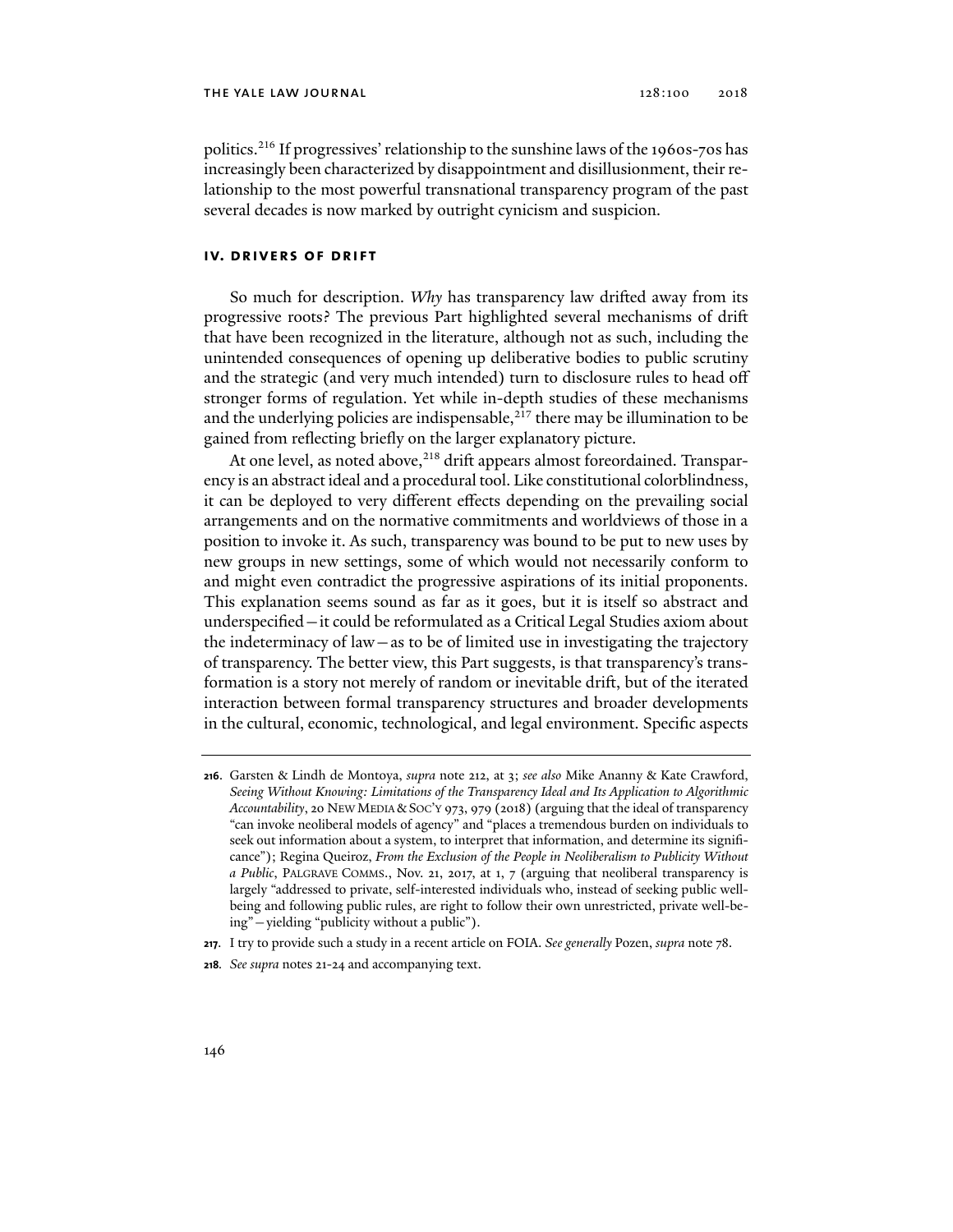politics.[216] If progressives' relationship to the sunshine laws of the 1960s-70s has increasingly been characterized by disappointment and disillusionment, their relationship to the most powerful transnational transparency program of the past several decades is now marked by outright cynicism and suspicion.

## IV. DRIVERS OF DRIFT

So much for description. *Why* has transparency law drifted away from its progressive roots? The previous Part highlighted several mechanisms of drift that have been recognized in the literature, although not as such, including the unintended consequences of opening up deliberative bodies to public scrutiny and the strategic (and very much intended) turn to disclosure rules to head off stronger forms of regulation. Yet while in-depth studies of these mechanisms and the underlying policies are indispensable,[217] there may be illumination to be gained from reflecting briefly on the larger explanatory picture.

At one level, as noted above,[218] drift appears almost foreordained. Transparency is an abstract ideal and a procedural tool. Like constitutional colorblindness, it can be deployed to very different effects depending on the prevailing social arrangements and on the normative commitments and worldviews of those in a position to invoke it. As such, transparency was bound to be put to new uses by new groups in new settings, some of which would not necessarily conform to and might even contradict the progressive aspirations of its initial proponents. This explanation seems sound as far as it goes, but it is itself so abstract and underspecified—it could be reformulated as a Critical Legal Studies axiom about the indeterminacy of law—as to be of limited use in investigating the trajectory of transparency. The better view, this Part suggests, is that transparency's transformation is a story not merely of random or inevitable drift, but of the iterated interaction between formal transparency structures and broader developments in the cultural, economic, technological, and legal environment. Specific aspects

---

**216**. Garsten & Lindh de Montoya, *supra* note 212, at 3; *see also* Mike Ananny & Kate Crawford, *Seeing Without Knowing: Limitations of the Transparency Ideal and Its Application to Algorithmic Accountability*, 20 NEW MEDIA & SOC'Y 973, 979 (2018) (arguing that the ideal of transparency "can invoke neoliberal models of agency" and "places a tremendous burden on individuals to seek out information about a system, to interpret that information, and determine its significance"); Regina Queiroz, *From the Exclusion of the People in Neoliberalism to Publicity Without a Public*, PALGRAVE COMMS., Nov. 21, 2017, at 1, 7 (arguing that neoliberal transparency is largely "addressed to private, self-interested individuals who, instead of seeking public well-being and following public rules, are right to follow their own unrestricted, private well-being"—yielding "publicity without a public").

**217**. I try to provide such a study in a recent article on FOIA. *See generally* Pozen, *supra* note 78.

**218**. *See supra* notes 21-24 and accompanying text.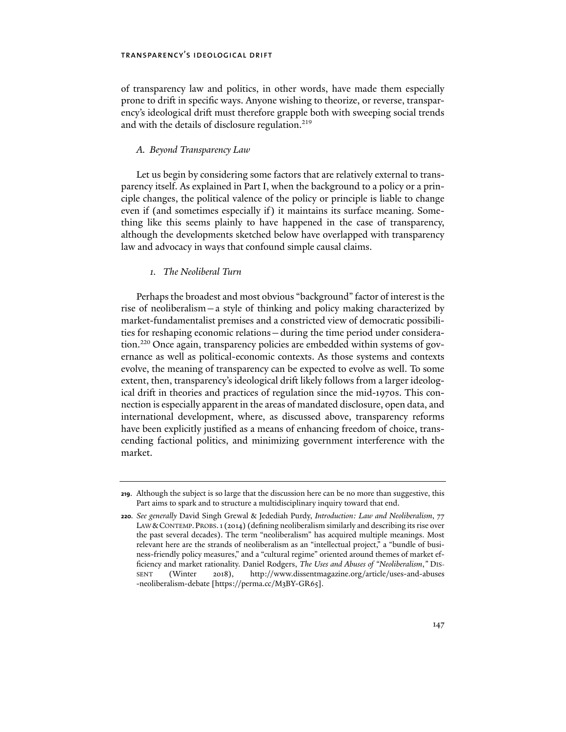of transparency law and politics, in other words, have made them especially prone to drift in specific ways. Anyone wishing to theorize, or reverse, transparency's ideological drift must therefore grapple both with sweeping social trends and with the details of disclosure regulation.[219]

### *A. Beyond Transparency Law*

Let us begin by considering some factors that are relatively external to transparency itself. As explained in Part I, when the background to a policy or a principle changes, the political valence of the policy or principle is liable to change even if (and sometimes especially if) it maintains its surface meaning. Something like this seems plainly to have happened in the case of transparency, although the developments sketched below have overlapped with transparency law and advocacy in ways that confound simple causal claims.

#### *1. The Neoliberal Turn*

Perhaps the broadest and most obvious "background" factor of interest is the rise of neoliberalism—a style of thinking and policy making characterized by market-fundamentalist premises and a constricted view of democratic possibilities for reshaping economic relations—during the time period under consideration.[220] Once again, transparency policies are embedded within systems of governance as well as political-economic contexts. As those systems and contexts evolve, the meaning of transparency can be expected to evolve as well. To some extent, then, transparency's ideological drift likely follows from a larger ideological drift in theories and practices of regulation since the mid-1970s. This connection is especially apparent in the areas of mandated disclosure, open data, and international development, where, as discussed above, transparency reforms have been explicitly justified as a means of enhancing freedom of choice, transcending factional politics, and minimizing government interference with the market.

---

**219**. Although the subject is so large that the discussion here can be no more than suggestive, this Part aims to spark and to structure a multidisciplinary inquiry toward that end.

**220**. *See generally* David Singh Grewal & Jedediah Purdy, *Introduction: Law and Neoliberalism*, 77 LAW & CONTEMP. PROBS. 1 (2014) (defining neoliberalism similarly and describing its rise over the past several decades). The term "neoliberalism" has acquired multiple meanings. Most relevant here are the strands of neoliberalism as an "intellectual project," a "bundle of business-friendly policy measures," and a "cultural regime" oriented around themes of market efficiency and market rationality. Daniel Rodgers, *The Uses and Abuses of "Neoliberalism*,*"* DISSENT (Winter 2018), http://www.dissentmagazine.org/article/uses-and-abuses-neoliberalism-debate [https://perma.cc/M3BY-GR65].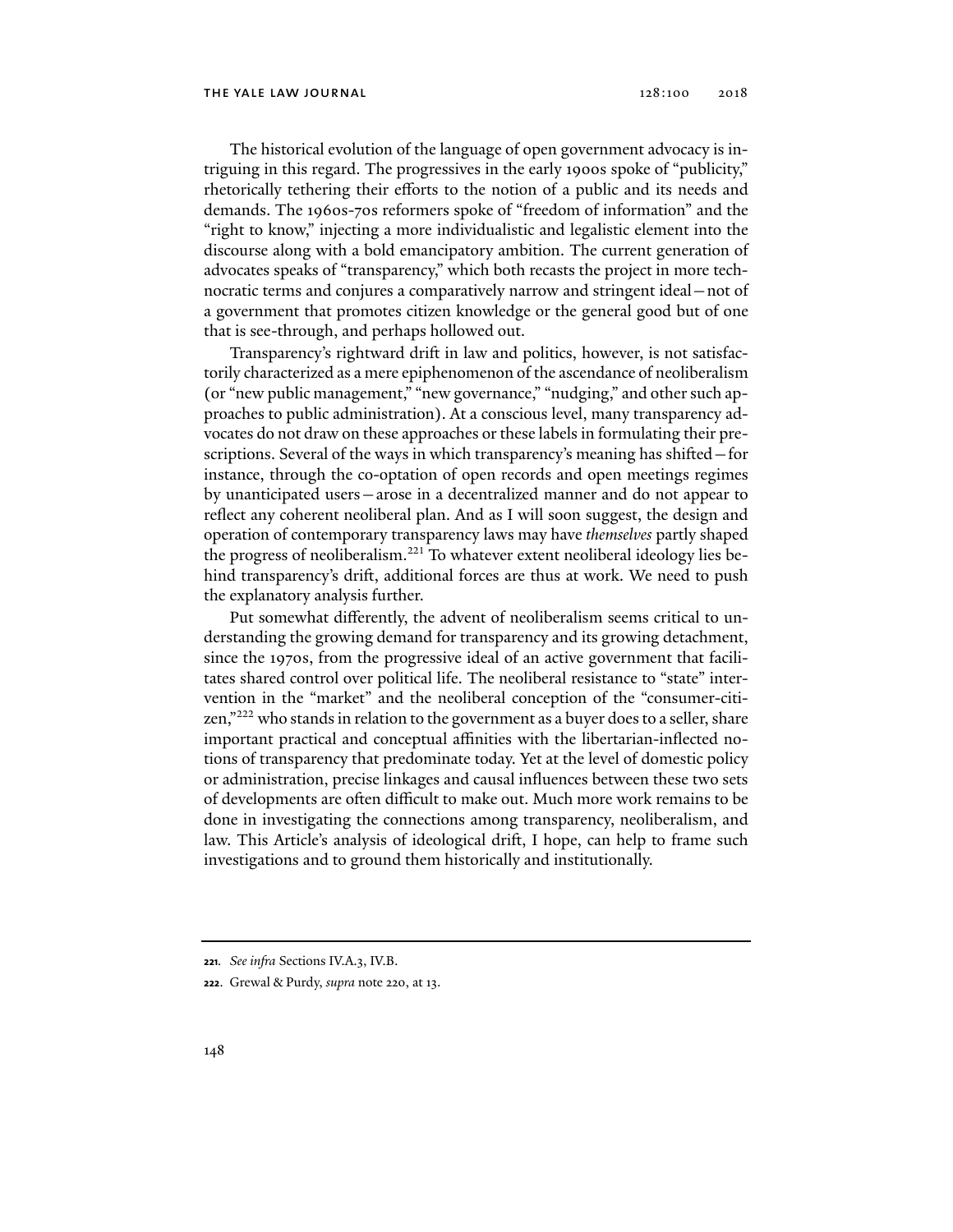The historical evolution of the language of open government advocacy is intriguing in this regard. The progressives in the early 1900s spoke of "publicity," rhetorically tethering their efforts to the notion of a public and its needs and demands. The 1960s-70s reformers spoke of "freedom of information" and the "right to know," injecting a more individualistic and legalistic element into the discourse along with a bold emancipatory ambition. The current generation of advocates speaks of "transparency," which both recasts the project in more technocratic terms and conjures a comparatively narrow and stringent ideal—not of a government that promotes citizen knowledge or the general good but of one that is see-through, and perhaps hollowed out.

Transparency's rightward drift in law and politics, however, is not satisfactorily characterized as a mere epiphenomenon of the ascendance of neoliberalism (or "new public management," "new governance," "nudging," and other such approaches to public administration). At a conscious level, many transparency advocates do not draw on these approaches or these labels in formulating their prescriptions. Several of the ways in which transparency's meaning has shifted—for instance, through the co-optation of open records and open meetings regimes by unanticipated users—arose in a decentralized manner and do not appear to reflect any coherent neoliberal plan. And as I will soon suggest, the design and operation of contemporary transparency laws may have *themselves* partly shaped the progress of neoliberalism.[221] To whatever extent neoliberal ideology lies behind transparency's drift, additional forces are thus at work. We need to push the explanatory analysis further.

Put somewhat differently, the advent of neoliberalism seems critical to understanding the growing demand for transparency and its growing detachment, since the 1970s, from the progressive ideal of an active government that facilitates shared control over political life. The neoliberal resistance to "state" intervention in the "market" and the neoliberal conception of the "consumer-citizen,"[222] who stands in relation to the government as a buyer does to a seller, share important practical and conceptual affinities with the libertarian-inflected notions of transparency that predominate today. Yet at the level of domestic policy or administration, precise linkages and causal influences between these two sets of developments are often difficult to make out. Much more work remains to be done in investigating the connections among transparency, neoliberalism, and law. This Article's analysis of ideological drift, I hope, can help to frame such investigations and to ground them historically and institutionally.

---

**221.** *See infra* Sections IV.A.3, IV.B.

**222.** Grewal & Purdy, *supra* note 220, at 13.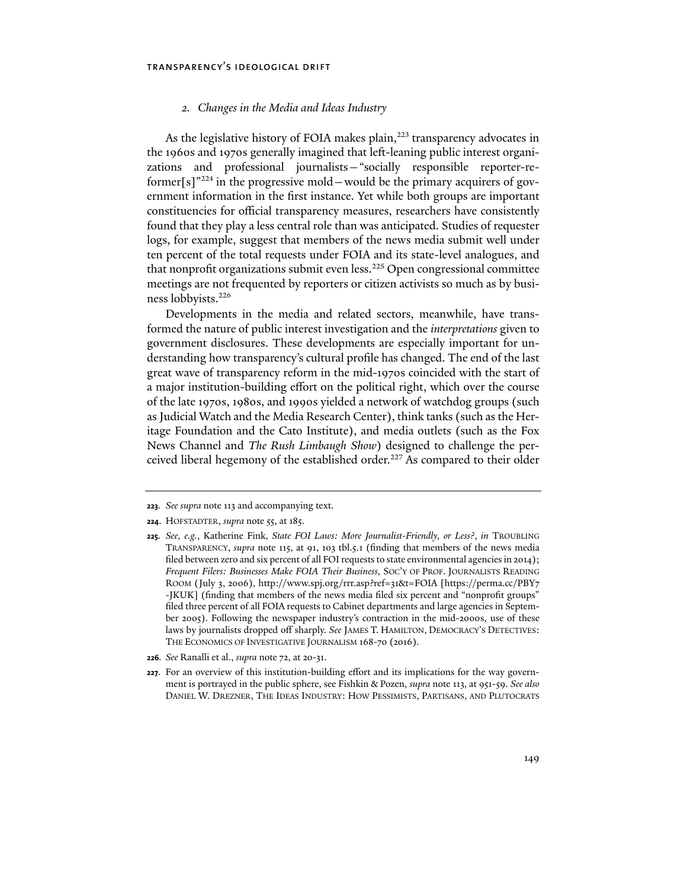### *2. Changes in the Media and Ideas Industry*

As the legislative history of FOIA makes plain,[223] transparency advocates in the 1960s and 1970s generally imagined that left-leaning public interest organizations and professional journalists—"socially responsible reporter-reformer[s]"[224] in the progressive mold—would be the primary acquirers of government information in the first instance. Yet while both groups are important constituencies for official transparency measures, researchers have consistently found that they play a less central role than was anticipated. Studies of requester logs, for example, suggest that members of the news media submit well under ten percent of the total requests under FOIA and its state-level analogues, and that nonprofit organizations submit even less.[225] Open congressional committee meetings are not frequented by reporters or citizen activists so much as by business lobbyists.[226]

Developments in the media and related sectors, meanwhile, have transformed the nature of public interest investigation and the *interpretations* given to government disclosures. These developments are especially important for understanding how transparency's cultural profile has changed. The end of the last great wave of transparency reform in the mid-1970s coincided with the start of a major institution-building effort on the political right, which over the course of the late 1970s, 1980s, and 1990s yielded a network of watchdog groups (such as Judicial Watch and the Media Research Center), think tanks (such as the Heritage Foundation and the Cato Institute), and media outlets (such as the Fox News Channel and *The Rush Limbaugh Show*) designed to challenge the perceived liberal hegemony of the established order.[227] As compared to their older

---

**223**. *See supra* note 113 and accompanying text.

**224**. HOFSTADTER, *supra* note 55, at 185.

**225**. *See, e.g.*, Katherine Fink, *State FOI Laws: More Journalist-Friendly, or Less?*, *in* TROUBLING TRANSPARENCY, *supra* note 115, at 91, 103 tbl.5.1 (finding that members of the news media filed between zero and six percent of all FOI requests to state environmental agencies in 2014); *Frequent Filers: Businesses Make FOIA Their Business*, SOC'Y OF PROF. JOURNALISTS READING ROOM (July 3, 2006), http://www.spj.org/rrr.asp?ref=31&t=FOIA [https://perma.cc/PBY7-JKUK] (finding that members of the news media filed six percent and "nonprofit groups" filed three percent of all FOIA requests to Cabinet departments and large agencies in September 2005). Following the newspaper industry's contraction in the mid-2000s, use of these laws by journalists dropped off sharply. *See* JAMES T. HAMILTON, DEMOCRACY'S DETECTIVES: THE ECONOMICS OF INVESTIGATIVE JOURNALISM 168-70 (2016).

**226**. *See* Ranalli et al., *supra* note 72, at 20-31.

**227**. For an overview of this institution-building effort and its implications for the way government is portrayed in the public sphere, see Fishkin & Pozen, *supra* note 113, at 951-59. *See also* DANIEL W. DREZNER, THE IDEAS INDUSTRY: HOW PESSIMISTS, PARTISANS, AND PLUTOCRATS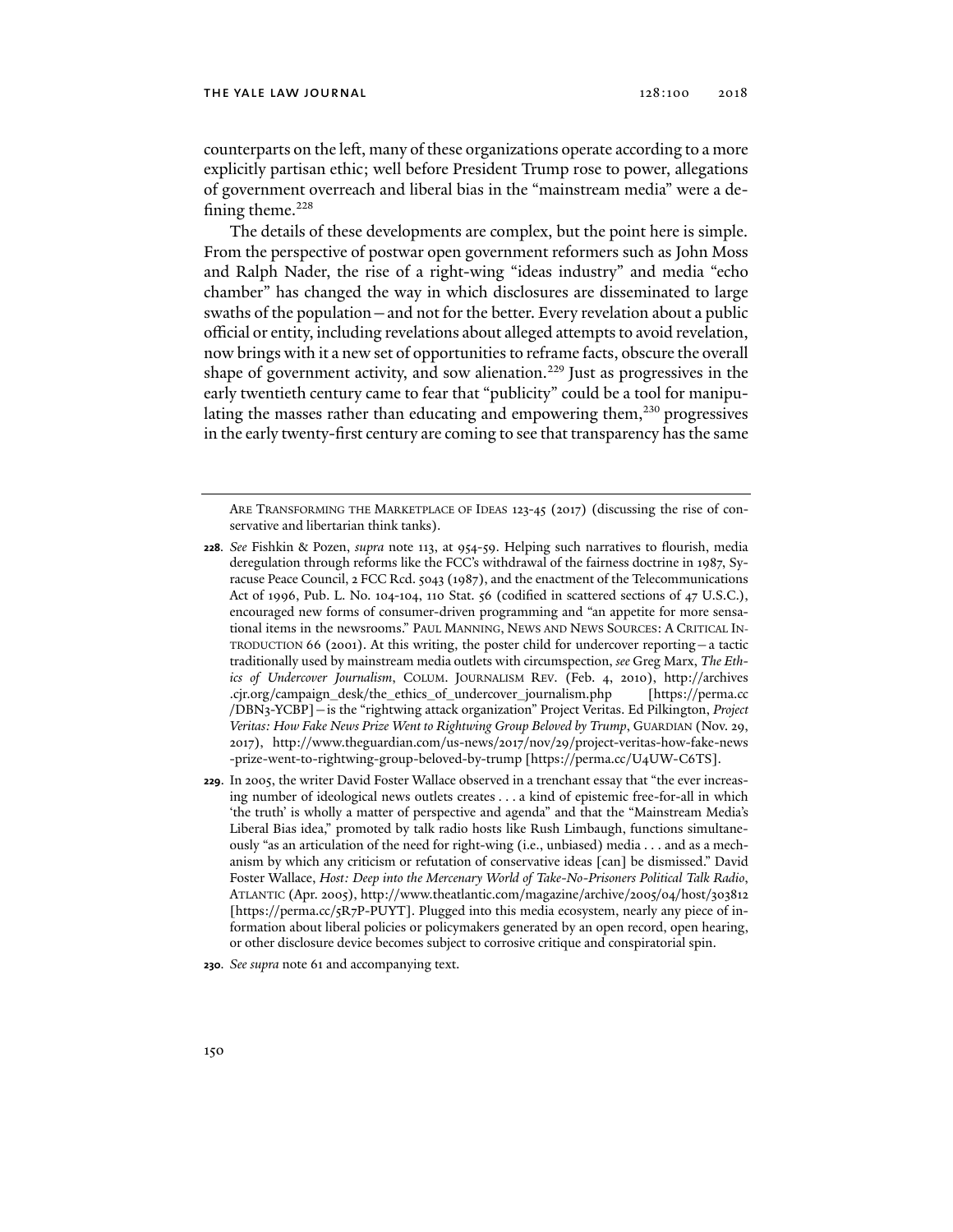counterparts on the left, many of these organizations operate according to a more explicitly partisan ethic; well before President Trump rose to power, allegations of government overreach and liberal bias in the "mainstream media" were a defining theme.[228]

The details of these developments are complex, but the point here is simple. From the perspective of postwar open government reformers such as John Moss and Ralph Nader, the rise of a right-wing "ideas industry" and media "echo chamber" has changed the way in which disclosures are disseminated to large swaths of the population—and not for the better. Every revelation about a public official or entity, including revelations about alleged attempts to avoid revelation, now brings with it a new set of opportunities to reframe facts, obscure the overall shape of government activity, and sow alienation.[229] Just as progressives in the early twentieth century came to fear that "publicity" could be a tool for manipulating the masses rather than educating and empowering them,[230] progressives in the early twenty-first century are coming to see that transparency has the same

---

ARE TRANSFORMING THE MARKETPLACE OF IDEAS 123-45 (2017) (discussing the rise of conservative and libertarian think tanks).

**228**. *See* Fishkin & Pozen, *supra* note 113, at 954-59. Helping such narratives to flourish, media deregulation through reforms like the FCC's withdrawal of the fairness doctrine in 1987, Syracuse Peace Council, 2 FCC Rcd. 5043 (1987), and the enactment of the Telecommunications Act of 1996, Pub. L. No. 104-104, 110 Stat. 56 (codified in scattered sections of 47 U.S.C.), encouraged new forms of consumer-driven programming and "an appetite for more sensational items in the newsrooms." PAUL MANNING, NEWS AND NEWS SOURCES: A CRITICAL INTRODUCTION 66 (2001). At this writing, the poster child for undercover reporting—a tactic traditionally used by mainstream media outlets with circumspection, *see* Greg Marx, *The Ethics of Undercover Journalism*, COLUM. JOURNALISM REV. (Feb. 4, 2010), http://archives.cjr.org/campaign_desk/the_ethics_of_undercover_journalism.php [https://perma.cc/DBN3-YCBP]—is the "rightwing attack organization" Project Veritas. Ed Pilkington, *Project Veritas: How Fake News Prize Went to Rightwing Group Beloved by Trump*, GUARDIAN (Nov. 29, 2017), http://www.theguardian.com/us-news/2017/nov/29/project-veritas-how-fake-news-prize-went-to-rightwing-group-beloved-by-trump [https://perma.cc/U4UW-C6TS].

**229**. In 2005, the writer David Foster Wallace observed in a trenchant essay that "the ever increasing number of ideological news outlets creates . . . a kind of epistemic free-for-all in which 'the truth' is wholly a matter of perspective and agenda" and that the "Mainstream Media's Liberal Bias idea," promoted by talk radio hosts like Rush Limbaugh, functions simultaneously "as an articulation of the need for right-wing (i.e., unbiased) media . . . and as a mechanism by which any criticism or refutation of conservative ideas [can] be dismissed." David Foster Wallace, *Host: Deep into the Mercenary World of Take-No-Prisoners Political Talk Radio*, ATLANTIC (Apr. 2005), http://www.theatlantic.com/magazine/archive/2005/04/host/303812 [https://perma.cc/5R7P-PUYT]. Plugged into this media ecosystem, nearly any piece of information about liberal policies or policymakers generated by an open record, open hearing, or other disclosure device becomes subject to corrosive critique and conspiratorial spin.

**230**. *See supra* note 61 and accompanying text.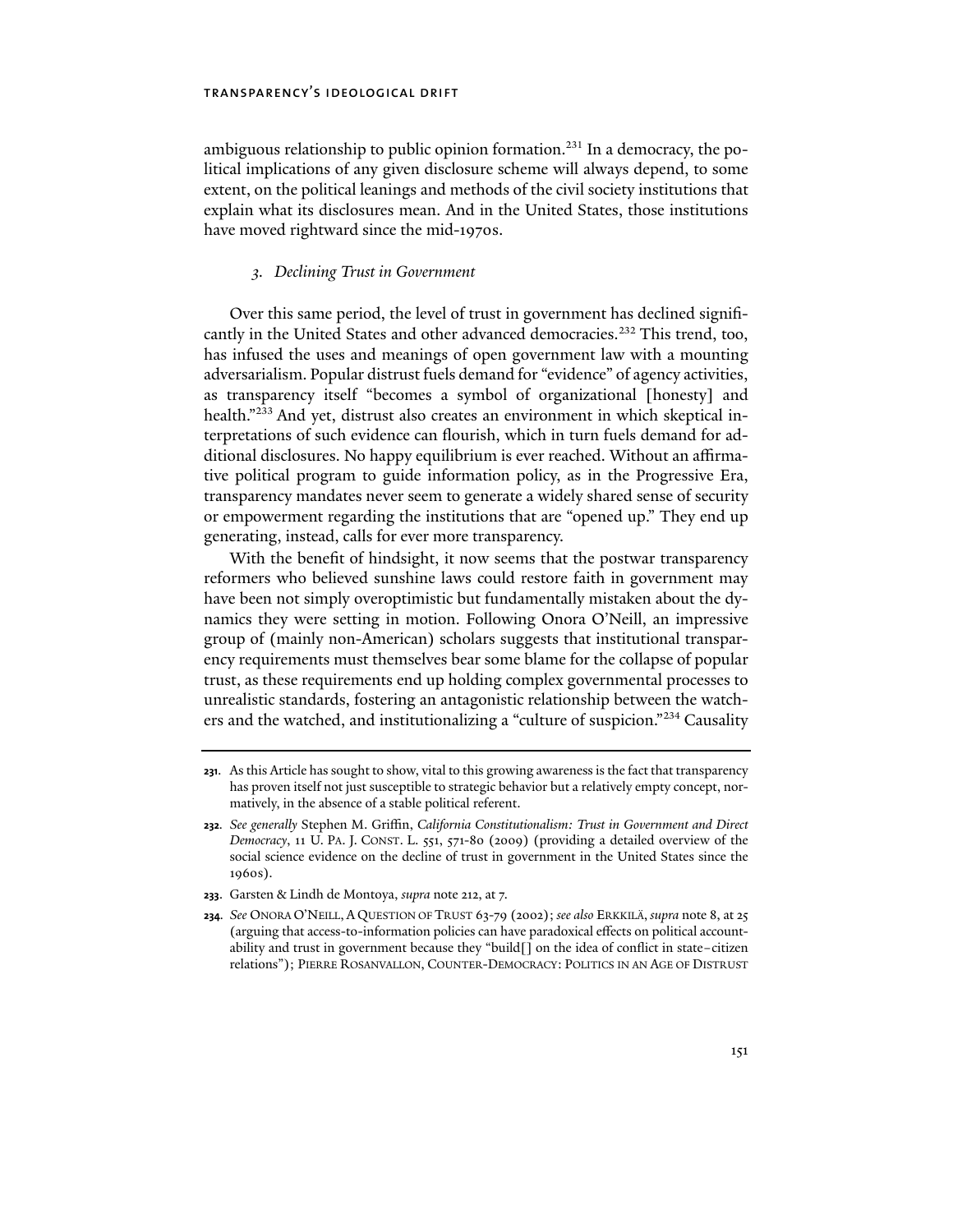ambiguous relationship to public opinion formation.[231] In a democracy, the political implications of any given disclosure scheme will always depend, to some extent, on the political leanings and methods of the civil society institutions that explain what its disclosures mean. And in the United States, those institutions have moved rightward since the mid-1970s.

### *3. Declining Trust in Government*

Over this same period, the level of trust in government has declined significantly in the United States and other advanced democracies.[232] This trend, too, has infused the uses and meanings of open government law with a mounting adversarialism. Popular distrust fuels demand for "evidence" of agency activities, as transparency itself "becomes a symbol of organizational [honesty] and health."[233] And yet, distrust also creates an environment in which skeptical interpretations of such evidence can flourish, which in turn fuels demand for additional disclosures. No happy equilibrium is ever reached. Without an affirmative political program to guide information policy, as in the Progressive Era, transparency mandates never seem to generate a widely shared sense of security or empowerment regarding the institutions that are "opened up." They end up generating, instead, calls for ever more transparency.

With the benefit of hindsight, it now seems that the postwar transparency reformers who believed sunshine laws could restore faith in government may have been not simply overoptimistic but fundamentally mistaken about the dynamics they were setting in motion. Following Onora O'Neill, an impressive group of (mainly non-American) scholars suggests that institutional transparency requirements must themselves bear some blame for the collapse of popular trust, as these requirements end up holding complex governmental processes to unrealistic standards, fostering an antagonistic relationship between the watchers and the watched, and institutionalizing a "culture of suspicion."[234] Causality

---

**231.** As this Article has sought to show, vital to this growing awareness is the fact that transparency has proven itself not just susceptible to strategic behavior but a relatively empty concept, normatively, in the absence of a stable political referent.

**232.** *See generally* Stephen M. Griffin, *California Constitutionalism: Trust in Government and Direct Democracy*, 11 U. PA. J. CONST. L. 551, 571-80 (2009) (providing a detailed overview of the social science evidence on the decline of trust in government in the United States since the 1960s).

**233.** Garsten & Lindh de Montoya, *supra* note 212, at 7.

**234.** *See* ONORA O'NEILL, A QUESTION OF TRUST 63-79 (2002); *see also* ERKKILÄ, *supra* note 8, at 25 (arguing that access-to-information policies can have paradoxical effects on political accountability and trust in government because they "build[] on the idea of conflict in state–citizen relations"); PIERRE ROSANVALLON, COUNTER-DEMOCRACY: POLITICS IN AN AGE OF DISTRUST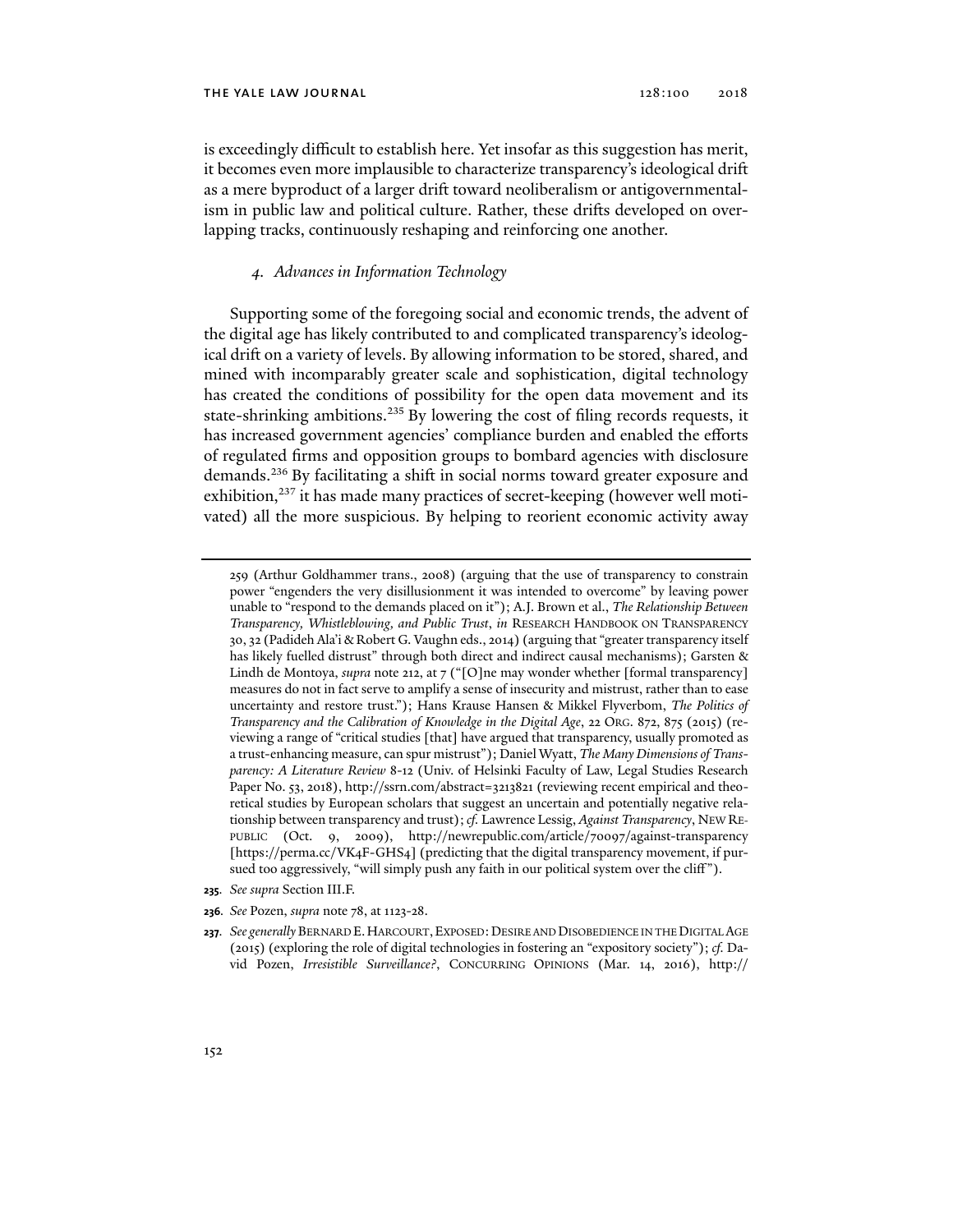is exceedingly difficult to establish here. Yet insofar as this suggestion has merit, it becomes even more implausible to characterize transparency's ideological drift as a mere byproduct of a larger drift toward neoliberalism or antigovernmentalism in public law and political culture. Rather, these drifts developed on overlapping tracks, continuously reshaping and reinforcing one another.

#### *4. Advances in Information Technology*

Supporting some of the foregoing social and economic trends, the advent of the digital age has likely contributed to and complicated transparency's ideological drift on a variety of levels. By allowing information to be stored, shared, and mined with incomparably greater scale and sophistication, digital technology has created the conditions of possibility for the open data movement and its state-shrinking ambitions.[235] By lowering the cost of filing records requests, it has increased government agencies' compliance burden and enabled the efforts of regulated firms and opposition groups to bombard agencies with disclosure demands.[236] By facilitating a shift in social norms toward greater exposure and exhibition,[237] it has made many practices of secret-keeping (however well motivated) all the more suspicious. By helping to reorient economic activity away

---

259 (Arthur Goldhammer trans., 2008) (arguing that the use of transparency to constrain power "engenders the very disillusionment it was intended to overcome" by leaving power unable to "respond to the demands placed on it"); A.J. Brown et al., *The Relationship Between Transparency, Whistleblowing, and Public Trust*, *in* RESEARCH HANDBOOK ON TRANSPARENCY 30, 32 (Padideh Ala'i & Robert G. Vaughn eds., 2014) (arguing that "greater transparency itself has likely fuelled distrust" through both direct and indirect causal mechanisms); Garsten & Lindh de Montoya, *supra* note 212, at 7 ("[O]ne may wonder whether [formal transparency] measures do not in fact serve to amplify a sense of insecurity and mistrust, rather than to ease uncertainty and restore trust."); Hans Krause Hansen & Mikkel Flyverbom, *The Politics of Transparency and the Calibration of Knowledge in the Digital Age*, 22 ORG. 872, 875 (2015) (reviewing a range of "critical studies [that] have argued that transparency, usually promoted as a trust-enhancing measure, can spur mistrust"); Daniel Wyatt, *The Many Dimensions of Transparency: A Literature Review* 8-12 (Univ. of Helsinki Faculty of Law, Legal Studies Research Paper No. 53, 2018), http://ssrn.com/abstract=3213821 (reviewing recent empirical and theoretical studies by European scholars that suggest an uncertain and potentially negative relationship between transparency and trust); *cf.* Lawrence Lessig, *Against Transparency*, NEW REPUBLIC (Oct. 9, 2009), http://newrepublic.com/article/70097/against-transparency [https://perma.cc/VK4F-GHS4] (predicting that the digital transparency movement, if pursued too aggressively, "will simply push any faith in our political system over the cliff").

**235.** *See supra* Section III.F.

**236.** *See* Pozen, *supra* note 78, at 1123-28.

**237.** *See generally* BERNARD E. HARCOURT, EXPOSED: DESIRE AND DISOBEDIENCE IN THE DIGITAL AGE (2015) (exploring the role of digital technologies in fostering an "expository society"); *cf.* David Pozen, *Irresistible Surveillance?*, CONCURRING OPINIONS (Mar. 14, 2016), http://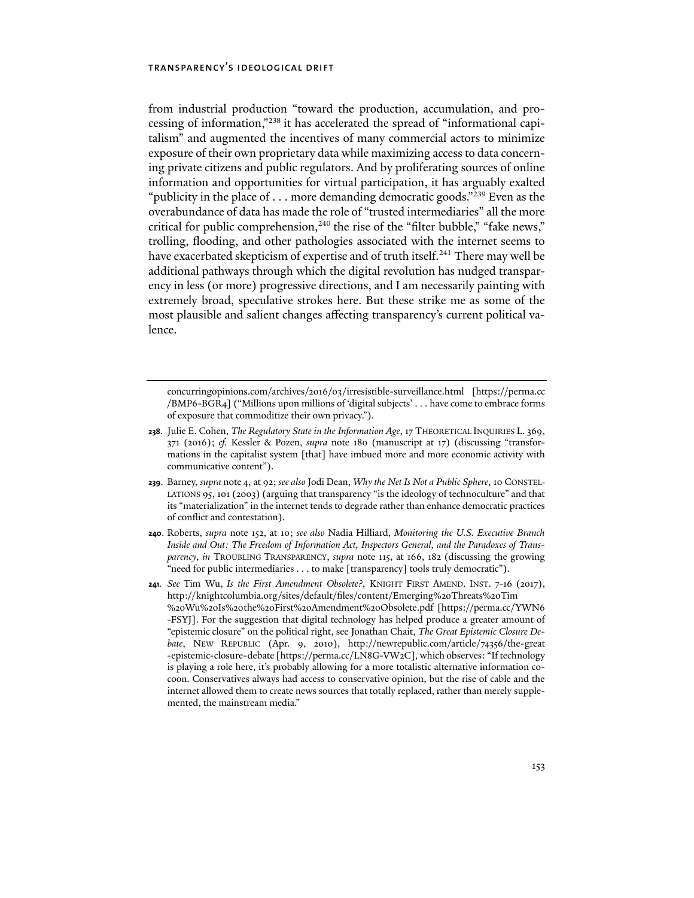from industrial production "toward the production, accumulation, and processing of information,"[238] it has accelerated the spread of "informational capitalism" and augmented the incentives of many commercial actors to minimize exposure of their own proprietary data while maximizing access to data concerning private citizens and public regulators. And by proliferating sources of online information and opportunities for virtual participation, it has arguably exalted "publicity in the place of . . . more demanding democratic goods."[239] Even as the overabundance of data has made the role of "trusted intermediaries" all the more critical for public comprehension,[240] the rise of the "filter bubble," "fake news," trolling, flooding, and other pathologies associated with the internet seems to have exacerbated skepticism of expertise and of truth itself.[241] There may well be additional pathways through which the digital revolution has nudged transparency in less (or more) progressive directions, and I am necessarily painting with extremely broad, speculative strokes here. But these strike me as some of the most plausible and salient changes affecting transparency's current political valence.

---

concurringopinions.com/archives/2016/03/irresistible-surveillance.html [https://perma.cc/BMP6-BGR4] ("Millions upon millions of 'digital subjects' . . . have come to embrace forms of exposure that commoditize their own privacy.").

**238.** Julie E. Cohen, *The Regulatory State in the Information Age*, 17 THEORETICAL INQUIRIES L. 369, 371 (2016); *cf.* Kessler & Pozen, *supra* note 180 (manuscript at 17) (discussing "transformations in the capitalist system [that] have imbued more and more economic activity with communicative content").

**239.** Barney, *supra* note 4, at 92; *see also* Jodi Dean, *Why the Net Is Not a Public Sphere*, 10 CONSTELLATIONS 95, 101 (2003) (arguing that transparency "is the ideology of technoculture" and that its "materialization" in the internet tends to degrade rather than enhance democratic practices of conflict and contestation).

**240.** Roberts, *supra* note 152, at 10; *see also* Nadia Hilliard, *Monitoring the U.S. Executive Branch Inside and Out: The Freedom of Information Act, Inspectors General, and the Paradoxes of Transparency*, *in* TROUBLING TRANSPARENCY, *supra* note 115, at 166, 182 (discussing the growing "need for public intermediaries . . . to make [transparency] tools truly democratic").

**241.** *See* Tim Wu, *Is the First Amendment Obsolete?*, KNIGHT FIRST AMEND. INST. 7-16 (2017), http://knightcolumbia.org/sites/default/files/content/Emerging%20Threats%20Tim%20Wu%20Is%20the%20First%20Amendment%20Obsolete.pdf [https://perma.cc/YWN6-FSYJ]. For the suggestion that digital technology has helped produce a greater amount of "epistemic closure" on the political right, see Jonathan Chait, *The Great Epistemic Closure Debate*, NEW REPUBLIC (Apr. 9, 2010), http://newrepublic.com/article/74356/the-great-epistemic-closure-debate [https://perma.cc/LN8G-VW2C], which observes: "If technology is playing a role here, it's probably allowing for a more totalistic alternative information cocoon. Conservatives always had access to conservative opinion, but the rise of cable and the internet allowed them to create news sources that totally replaced, rather than merely supplemented, the mainstream media."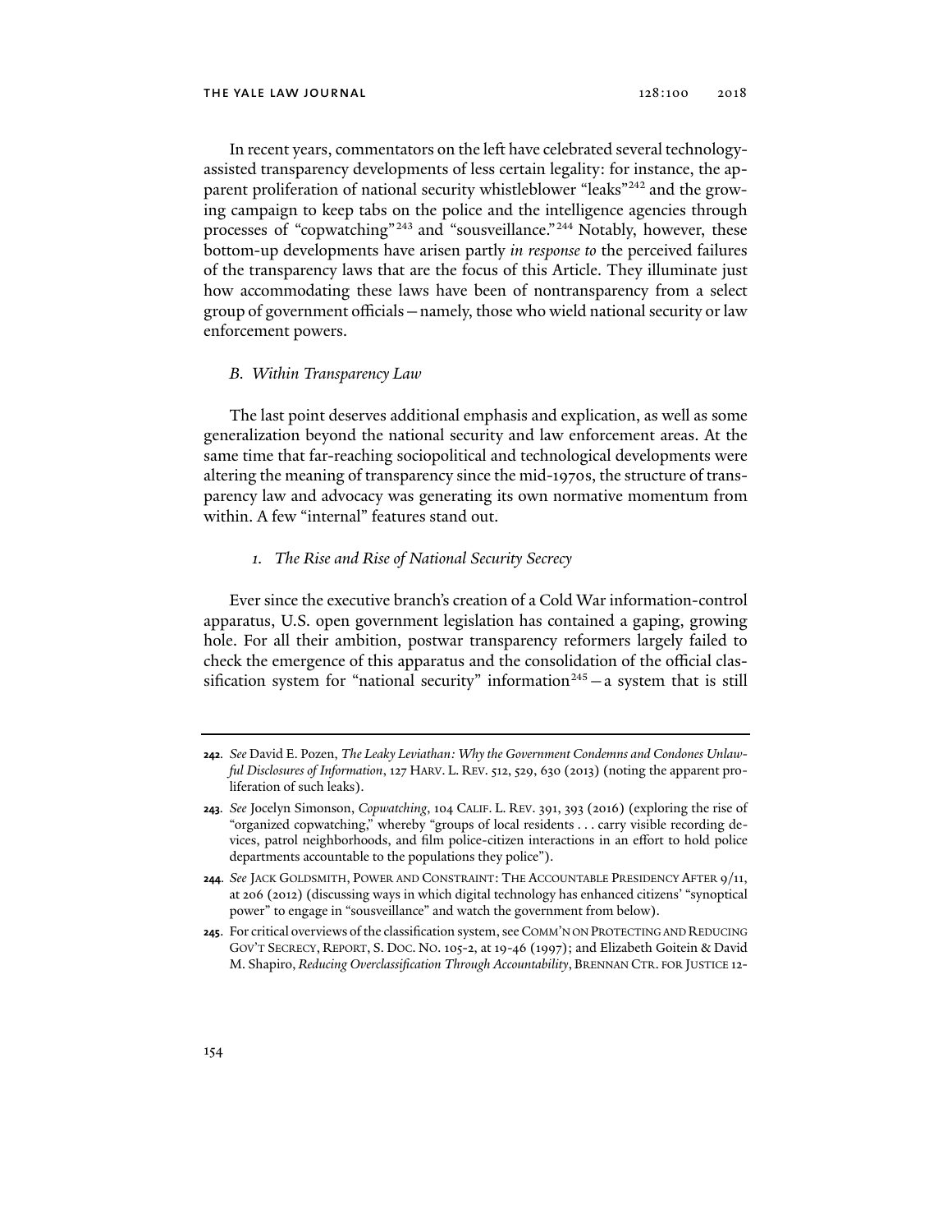In recent years, commentators on the left have celebrated several technology-assisted transparency developments of less certain legality: for instance, the apparent proliferation of national security whistleblower "leaks"[242] and the growing campaign to keep tabs on the police and the intelligence agencies through processes of "copwatching"[243] and "sousveillance."[244] Notably, however, these bottom-up developments have arisen partly *in response to* the perceived failures of the transparency laws that are the focus of this Article. They illuminate just how accommodating these laws have been of nontransparency from a select group of government officials—namely, those who wield national security or law enforcement powers.

### *B. Within Transparency Law*

The last point deserves additional emphasis and explication, as well as some generalization beyond the national security and law enforcement areas. At the same time that far-reaching sociopolitical and technological developments were altering the meaning of transparency since the mid-1970s, the structure of transparency law and advocacy was generating its own normative momentum from within. A few "internal" features stand out.

#### *1. The Rise and Rise of National Security Secrecy*

Ever since the executive branch's creation of a Cold War information-control apparatus, U.S. open government legislation has contained a gaping, growing hole. For all their ambition, postwar transparency reformers largely failed to check the emergence of this apparatus and the consolidation of the official classification system for "national security" information[245]—a system that is still

---

**242.** *See* David E. Pozen, *The Leaky Leviathan: Why the Government Condemns and Condones Unlawful Disclosures of Information*, 127 HARV. L. REV. 512, 529, 630 (2013) (noting the apparent proliferation of such leaks).

**243.** *See* Jocelyn Simonson, *Copwatching*, 104 CALIF. L. REV. 391, 393 (2016) (exploring the rise of "organized copwatching," whereby "groups of local residents . . . carry visible recording devices, patrol neighborhoods, and film police-citizen interactions in an effort to hold police departments accountable to the populations they police").

**244.** *See* JACK GOLDSMITH, POWER AND CONSTRAINT: THE ACCOUNTABLE PRESIDENCY AFTER 9/11, at 206 (2012) (discussing ways in which digital technology has enhanced citizens' "synoptical power" to engage in "sousveillance" and watch the government from below).

**245.** For critical overviews of the classification system, see COMM'N ON PROTECTING AND REDUCING GOV'T SECRECY, REPORT, S. DOC. NO. 105-2, at 19-46 (1997); and Elizabeth Goitein & David M. Shapiro, *Reducing Overclassification Through Accountability*, BRENNAN CTR. FOR JUSTICE 12-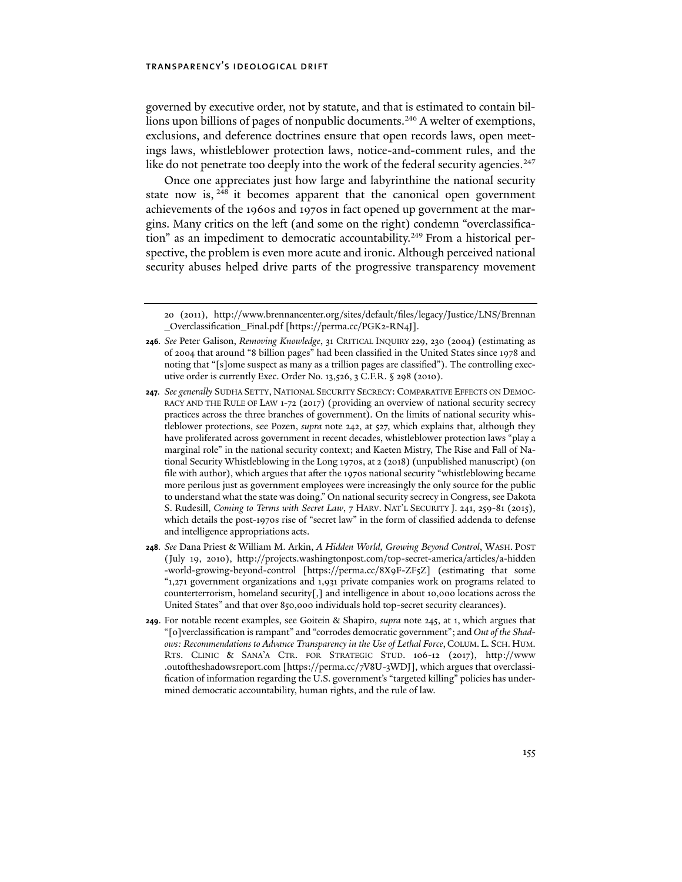governed by executive order, not by statute, and that is estimated to contain billions upon billions of pages of nonpublic documents.[246] A welter of exemptions, exclusions, and deference doctrines ensure that open records laws, open meetings laws, whistleblower protection laws, notice-and-comment rules, and the like do not penetrate too deeply into the work of the federal security agencies.[247]

Once one appreciates just how large and labyrinthine the national security state now is,[248] it becomes apparent that the canonical open government achievements of the 1960s and 1970s in fact opened up government at the margins. Many critics on the left (and some on the right) condemn "overclassification" as an impediment to democratic accountability.[249] From a historical perspective, the problem is even more acute and ironic. Although perceived national security abuses helped drive parts of the progressive transparency movement

---

20 (2011), http://www.brennancenter.org/sites/default/files/legacy/Justice/LNS/Brennan_Overclassification_Final.pdf [https://perma.cc/PGK2-RN4J].

**246**. *See* Peter Galison, *Removing Knowledge*, 31 CRITICAL INQUIRY 229, 230 (2004) (estimating as of 2004 that around "8 billion pages" had been classified in the United States since 1978 and noting that "[s]ome suspect as many as a trillion pages are classified"). The controlling executive order is currently Exec. Order No. 13,526, 3 C.F.R. § 298 (2010).

**247**. *See generally* SUDHA SETTY, NATIONAL SECURITY SECRECY: COMPARATIVE EFFECTS ON DEMOCRACY AND THE RULE OF LAW 1-72 (2017) (providing an overview of national security secrecy practices across the three branches of government). On the limits of national security whistleblower protections, see Pozen, *supra* note 242, at 527, which explains that, although they have proliferated across government in recent decades, whistleblower protection laws "play a marginal role" in the national security context; and Kaeten Mistry, The Rise and Fall of National Security Whistleblowing in the Long 1970s, at 2 (2018) (unpublished manuscript) (on file with author), which argues that after the 1970s national security "whistleblowing became more perilous just as government employees were increasingly the only source for the public to understand what the state was doing." On national security secrecy in Congress, see Dakota S. Rudesill, *Coming to Terms with Secret Law*, 7 HARV. NAT'L SECURITY J. 241, 259-81 (2015), which details the post-1970s rise of "secret law" in the form of classified addenda to defense and intelligence appropriations acts.

**248**. *See* Dana Priest & William M. Arkin, *A Hidden World, Growing Beyond Control*, WASH. POST (July 19, 2010), http://projects.washingtonpost.com/top-secret-america/articles/a-hidden-world-growing-beyond-control [https://perma.cc/8X9F-ZF5Z] (estimating that some "1,271 government organizations and 1,931 private companies work on programs related to counterterrorism, homeland security[,] and intelligence in about 10,000 locations across the United States" and that over 850,000 individuals hold top-secret security clearances).

**249**. For notable recent examples, see Goitein & Shapiro, *supra* note 245, at 1, which argues that "[o]verclassification is rampant" and "corrodes democratic government"; and *Out of the Shadows: Recommendations to Advance Transparency in the Use of Lethal Force*, COLUM. L. SCH. HUM. RTS. CLINIC & SANA'A CTR. FOR STRATEGIC STUD. 106-12 (2017), http://www.outoftheshadowsreport.com [https://perma.cc/7V8U-3WDJ], which argues that overclassification of information regarding the U.S. government's "targeted killing" policies has undermined democratic accountability, human rights, and the rule of law.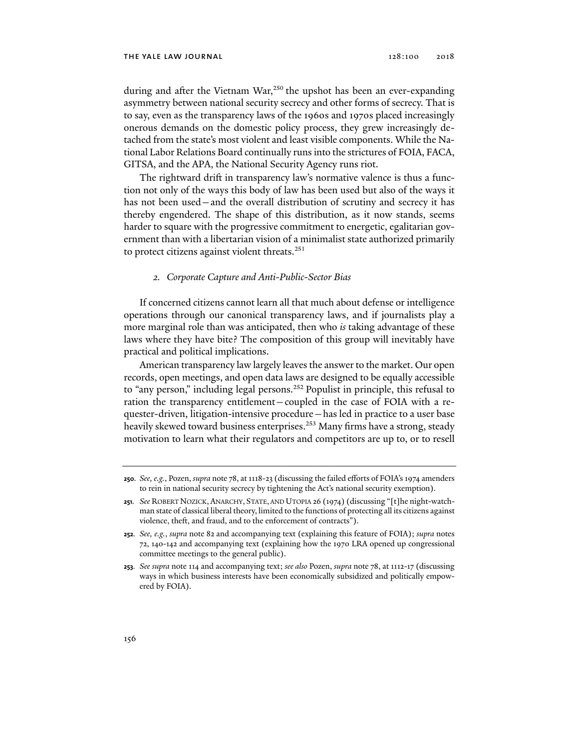during and after the Vietnam War,[250] the upshot has been an ever-expanding asymmetry between national security secrecy and other forms of secrecy. That is to say, even as the transparency laws of the 1960s and 1970s placed increasingly onerous demands on the domestic policy process, they grew increasingly detached from the state's most violent and least visible components. While the National Labor Relations Board continually runs into the strictures of FOIA, FACA, GITSA, and the APA, the National Security Agency runs riot.

The rightward drift in transparency law's normative valence is thus a function not only of the ways this body of law has been used but also of the ways it has not been used—and the overall distribution of scrutiny and secrecy it has thereby engendered. The shape of this distribution, as it now stands, seems harder to square with the progressive commitment to energetic, egalitarian government than with a libertarian vision of a minimalist state authorized primarily to protect citizens against violent threats.[251]

### *2. Corporate Capture and Anti-Public-Sector Bias*

If concerned citizens cannot learn all that much about defense or intelligence operations through our canonical transparency laws, and if journalists play a more marginal role than was anticipated, then who *is* taking advantage of these laws where they have bite? The composition of this group will inevitably have practical and political implications.

American transparency law largely leaves the answer to the market. Our open records, open meetings, and open data laws are designed to be equally accessible to "any person," including legal persons.[252] Populist in principle, this refusal to ration the transparency entitlement—coupled in the case of FOIA with a requester-driven, litigation-intensive procedure—has led in practice to a user base heavily skewed toward business enterprises.[253] Many firms have a strong, steady motivation to learn what their regulators and competitors are up to, or to resell

---

**250**. *See, e.g.*, Pozen, *supra* note 78, at 1118-23 (discussing the failed efforts of FOIA's 1974 amenders to rein in national security secrecy by tightening the Act's national security exemption).

**251**. *See* ROBERT NOZICK, ANARCHY, STATE, AND UTOPIA 26 (1974) (discussing "[t]he night-watchman state of classical liberal theory, limited to the functions of protecting all its citizens against violence, theft, and fraud, and to the enforcement of contracts").

**252**. *See, e.g.*, *supra* note 82 and accompanying text (explaining this feature of FOIA); *supra* notes 72, 140-142 and accompanying text (explaining how the 1970 LRA opened up congressional committee meetings to the general public).

**253**. *See supra* note 114 and accompanying text; *see also* Pozen, *supra* note 78, at 1112-17 (discussing ways in which business interests have been economically subsidized and politically empowered by FOIA).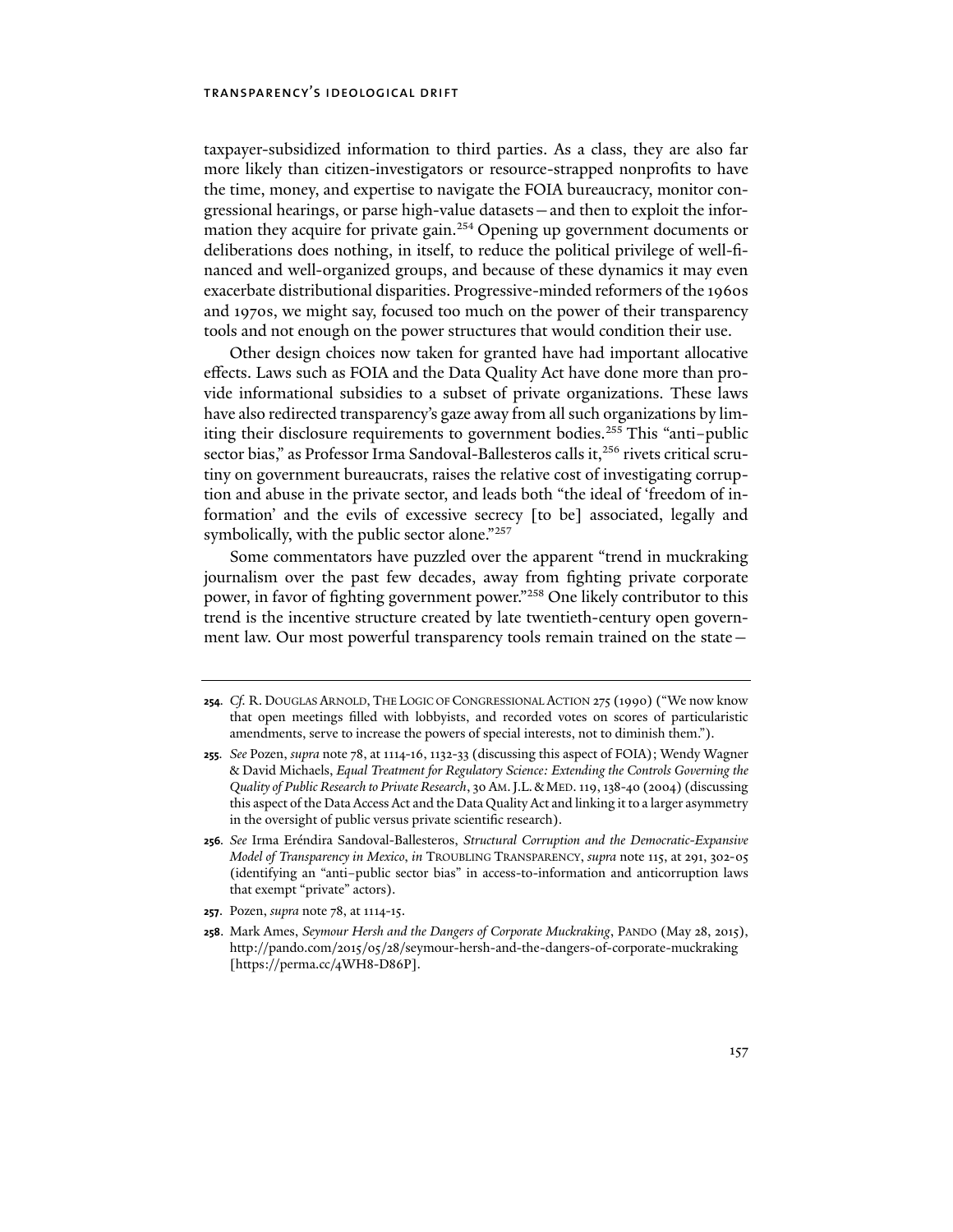taxpayer-subsidized information to third parties. As a class, they are also far more likely than citizen-investigators or resource-strapped nonprofits to have the time, money, and expertise to navigate the FOIA bureaucracy, monitor congressional hearings, or parse high-value datasets—and then to exploit the information they acquire for private gain.[254] Opening up government documents or deliberations does nothing, in itself, to reduce the political privilege of well-financed and well-organized groups, and because of these dynamics it may even exacerbate distributional disparities. Progressive-minded reformers of the 1960s and 1970s, we might say, focused too much on the power of their transparency tools and not enough on the power structures that would condition their use.

Other design choices now taken for granted have had important allocative effects. Laws such as FOIA and the Data Quality Act have done more than provide informational subsidies to a subset of private organizations. These laws have also redirected transparency's gaze away from all such organizations by limiting their disclosure requirements to government bodies.[255] This "anti–public sector bias," as Professor Irma Sandoval-Ballesteros calls it,[256] rivets critical scrutiny on government bureaucrats, raises the relative cost of investigating corruption and abuse in the private sector, and leads both "the ideal of 'freedom of information' and the evils of excessive secrecy [to be] associated, legally and symbolically, with the public sector alone."[257]

Some commentators have puzzled over the apparent "trend in muckraking journalism over the past few decades, away from fighting private corporate power, in favor of fighting government power."[258] One likely contributor to this trend is the incentive structure created by late twentieth-century open government law. Our most powerful transparency tools remain trained on the state—

---

254. *Cf.* R. Douglas Arnold, The Logic of Congressional Action 275 (1990) ("We now know that open meetings filled with lobbyists, and recorded votes on scores of particularistic amendments, serve to increase the powers of special interests, not to diminish them.").

255. *See* Pozen, *supra* note 78, at 1114-16, 1132-33 (discussing this aspect of FOIA); Wendy Wagner & David Michaels, *Equal Treatment for Regulatory Science: Extending the Controls Governing the Quality of Public Research to Private Research*, 30 Am. J.L. & Med. 119, 138-40 (2004) (discussing this aspect of the Data Access Act and the Data Quality Act and linking it to a larger asymmetry in the oversight of public versus private scientific research).

256. *See* Irma Eréndira Sandoval-Ballesteros, *Structural Corruption and the Democratic-Expansive Model of Transparency in Mexico*, *in* Troubling Transparency, *supra* note 115, at 291, 302-05 (identifying an "anti–public sector bias" in access-to-information and anticorruption laws that exempt "private" actors).

257. Pozen, *supra* note 78, at 1114-15.

258. Mark Ames, *Seymour Hersh and the Dangers of Corporate Muckraking*, Pando (May 28, 2015), http://pando.com/2015/05/28/seymour-hersh-and-the-dangers-of-corporate-muckraking [https://perma.cc/4WH8-D86P].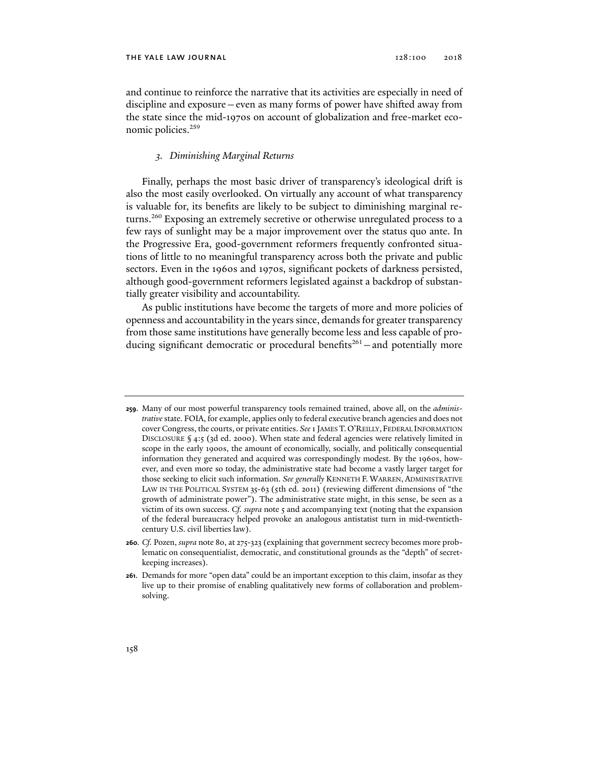and continue to reinforce the narrative that its activities are especially in need of discipline and exposure—even as many forms of power have shifted away from the state since the mid-1970s on account of globalization and free-market economic policies.[259]

### *3. Diminishing Marginal Returns*

Finally, perhaps the most basic driver of transparency's ideological drift is also the most easily overlooked. On virtually any account of what transparency is valuable for, its benefits are likely to be subject to diminishing marginal returns.[260] Exposing an extremely secretive or otherwise unregulated process to a few rays of sunlight may be a major improvement over the status quo ante. In the Progressive Era, good-government reformers frequently confronted situations of little to no meaningful transparency across both the private and public sectors. Even in the 1960s and 1970s, significant pockets of darkness persisted, although good-government reformers legislated against a backdrop of substantially greater visibility and accountability.

As public institutions have become the targets of more and more policies of openness and accountability in the years since, demands for greater transparency from those same institutions have generally become less and less capable of producing significant democratic or procedural benefits[261]—and potentially more

---

259. Many of our most powerful transparency tools remained trained, above all, on the *administrative* state. FOIA, for example, applies only to federal executive branch agencies and does not cover Congress, the courts, or private entities. *See* 1 JAMES T. O'REILLY, FEDERAL INFORMATION DISCLOSURE § 4:5 (3d ed. 2000). When state and federal agencies were relatively limited in scope in the early 1900s, the amount of economically, socially, and politically consequential information they generated and acquired was correspondingly modest. By the 1960s, however, and even more so today, the administrative state had become a vastly larger target for those seeking to elicit such information. *See generally* KENNETH F. WARREN, ADMINISTRATIVE LAW IN THE POLITICAL SYSTEM 35-63 (5th ed. 2011) (reviewing different dimensions of "the growth of administrate power"). The administrative state might, in this sense, be seen as a victim of its own success. *Cf. supra* note 5 and accompanying text (noting that the expansion of the federal bureaucracy helped provoke an analogous antistatist turn in mid-twentieth-century U.S. civil liberties law).

260. *Cf.* Pozen, *supra* note 80, at 275-323 (explaining that government secrecy becomes more problematic on consequentialist, democratic, and constitutional grounds as the "depth" of secret-keeping increases).

261. Demands for more "open data" could be an important exception to this claim, insofar as they live up to their promise of enabling qualitatively new forms of collaboration and problem-solving.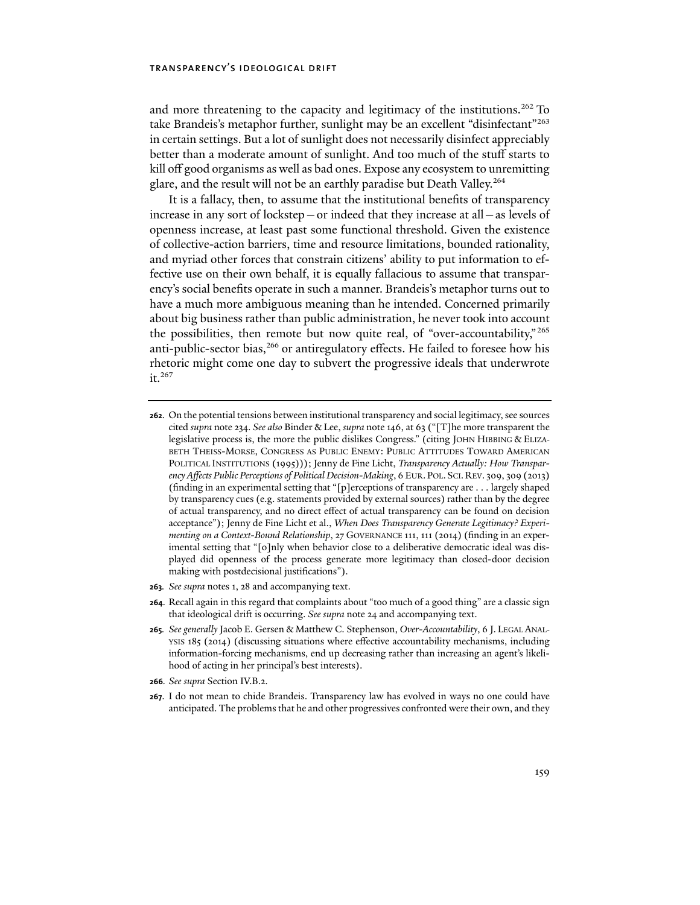and more threatening to the capacity and legitimacy of the institutions.[262] To take Brandeis's metaphor further, sunlight may be an excellent "disinfectant"[263] in certain settings. But a lot of sunlight does not necessarily disinfect appreciably better than a moderate amount of sunlight. And too much of the stuff starts to kill off good organisms as well as bad ones. Expose any ecosystem to unremitting glare, and the result will not be an earthly paradise but Death Valley.[264]

It is a fallacy, then, to assume that the institutional benefits of transparency increase in any sort of lockstep—or indeed that they increase at all—as levels of openness increase, at least past some functional threshold. Given the existence of collective-action barriers, time and resource limitations, bounded rationality, and myriad other forces that constrain citizens' ability to put information to effective use on their own behalf, it is equally fallacious to assume that transparency's social benefits operate in such a manner. Brandeis's metaphor turns out to have a much more ambiguous meaning than he intended. Concerned primarily about big business rather than public administration, he never took into account the possibilities, then remote but now quite real, of "over-accountability,"[265] anti-public-sector bias,[266] or antiregulatory effects. He failed to foresee how his rhetoric might come one day to subvert the progressive ideals that underwrote it.[267]

---

**262**. On the potential tensions between institutional transparency and social legitimacy, see sources cited *supra* note 234. *See also* Binder & Lee, *supra* note 146, at 63 ("[T]he more transparent the legislative process is, the more the public dislikes Congress." (citing JOHN HIBBING & ELIZABETH THEISS-MORSE, CONGRESS AS PUBLIC ENEMY: PUBLIC ATTITUDES TOWARD AMERICAN POLITICAL INSTITUTIONS (1995))); Jenny de Fine Licht, *Transparency Actually: How Transparency Affects Public Perceptions of Political Decision-Making*, 6 EUR. POL. SCI. REV. 309, 309 (2013) (finding in an experimental setting that "[p]erceptions of transparency are . . . largely shaped by transparency cues (e.g. statements provided by external sources) rather than by the degree of actual transparency, and no direct effect of actual transparency can be found on decision acceptance"); Jenny de Fine Licht et al., *When Does Transparency Generate Legitimacy? Experimenting on a Context-Bound Relationship*, 27 GOVERNANCE 111, 111 (2014) (finding in an experimental setting that "[o]nly when behavior close to a deliberative democratic ideal was displayed did openness of the process generate more legitimacy than closed-door decision making with postdecisional justifications").

**263**. *See supra* notes 1, 28 and accompanying text.

**264**. Recall again in this regard that complaints about "too much of a good thing" are a classic sign that ideological drift is occurring. *See supra* note 24 and accompanying text.

**265**. *See generally* Jacob E. Gersen & Matthew C. Stephenson, *Over-Accountability*, 6 J. LEGAL ANALYSIS 185 (2014) (discussing situations where effective accountability mechanisms, including information-forcing mechanisms, end up decreasing rather than increasing an agent's likelihood of acting in her principal's best interests).

**266**. *See supra* Section IV.B.2.

**267**. I do not mean to chide Brandeis. Transparency law has evolved in ways no one could have anticipated. The problems that he and other progressives confronted were their own, and they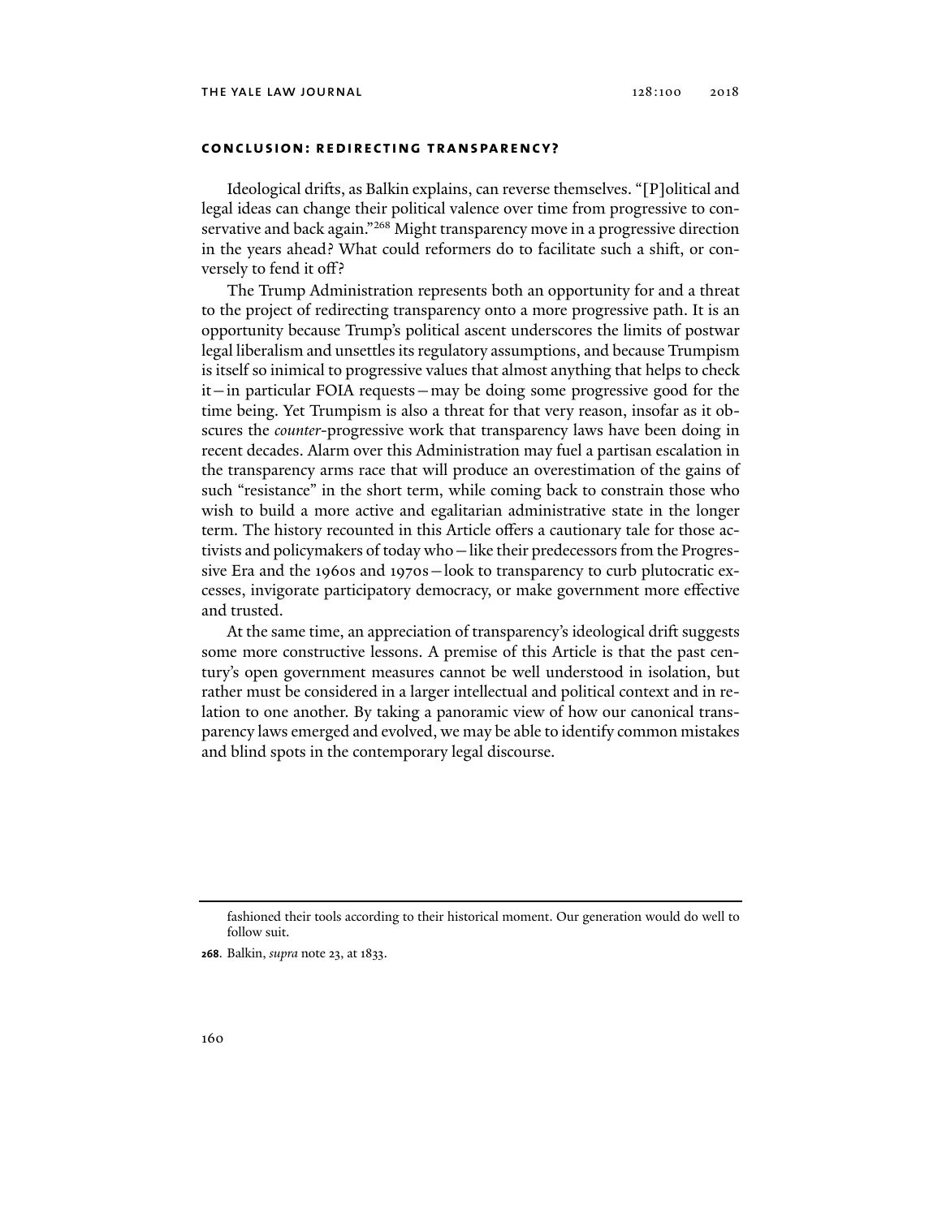## CONCLUSION: REDIRECTING TRANSPARENCY?

Ideological drifts, as Balkin explains, can reverse themselves. "[P]olitical and legal ideas can change their political valence over time from progressive to conservative and back again."[268] Might transparency move in a progressive direction in the years ahead? What could reformers do to facilitate such a shift, or conversely to fend it off?

The Trump Administration represents both an opportunity for and a threat to the project of redirecting transparency onto a more progressive path. It is an opportunity because Trump's political ascent underscores the limits of postwar legal liberalism and unsettles its regulatory assumptions, and because Trumpism is itself so inimical to progressive values that almost anything that helps to check it—in particular FOIA requests—may be doing some progressive good for the time being. Yet Trumpism is also a threat for that very reason, insofar as it obscures the *counter*-progressive work that transparency laws have been doing in recent decades. Alarm over this Administration may fuel a partisan escalation in the transparency arms race that will produce an overestimation of the gains of such "resistance" in the short term, while coming back to constrain those who wish to build a more active and egalitarian administrative state in the longer term. The history recounted in this Article offers a cautionary tale for those activists and policymakers of today who—like their predecessors from the Progressive Era and the 1960s and 1970s—look to transparency to curb plutocratic excesses, invigorate participatory democracy, or make government more effective and trusted.

At the same time, an appreciation of transparency's ideological drift suggests some more constructive lessons. A premise of this Article is that the past century's open government measures cannot be well understood in isolation, but rather must be considered in a larger intellectual and political context and in relation to one another. By taking a panoramic view of how our canonical transparency laws emerged and evolved, we may be able to identify common mistakes and blind spots in the contemporary legal discourse.

---

fashioned their tools according to their historical moment. Our generation would do well to follow suit.

268. Balkin, *supra* note 23, at 1833.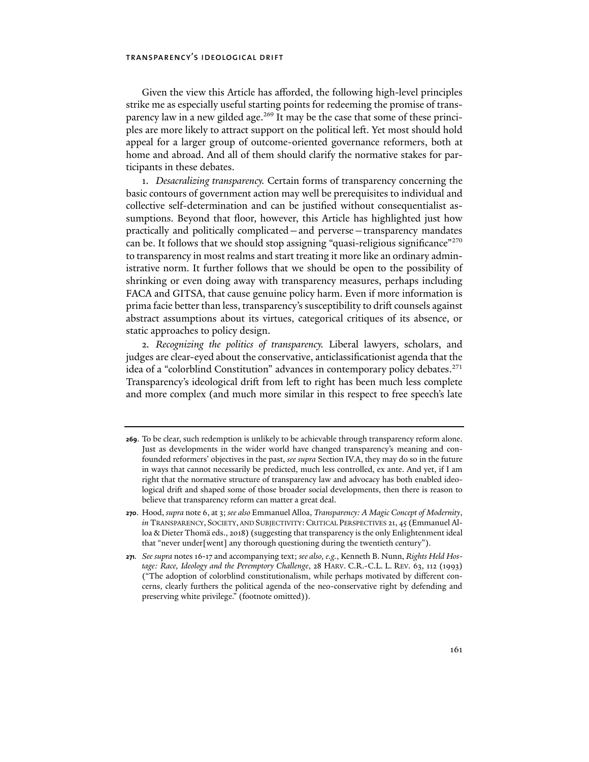Given the view this Article has afforded, the following high-level principles strike me as especially useful starting points for redeeming the promise of transparency law in a new gilded age.[269] It may be the case that some of these principles are more likely to attract support on the political left. Yet most should hold appeal for a larger group of outcome-oriented governance reformers, both at home and abroad. And all of them should clarify the normative stakes for participants in these debates.

1. *Desacralizing transparency.* Certain forms of transparency concerning the basic contours of government action may well be prerequisites to individual and collective self-determination and can be justified without consequentialist assumptions. Beyond that floor, however, this Article has highlighted just how practically and politically complicated—and perverse—transparency mandates can be. It follows that we should stop assigning "quasi-religious significance"[270] to transparency in most realms and start treating it more like an ordinary administrative norm. It further follows that we should be open to the possibility of shrinking or even doing away with transparency measures, perhaps including FACA and GITSA, that cause genuine policy harm. Even if more information is prima facie better than less, transparency's susceptibility to drift counsels against abstract assumptions about its virtues, categorical critiques of its absence, or static approaches to policy design.

2. *Recognizing the politics of transparency.* Liberal lawyers, scholars, and judges are clear-eyed about the conservative, anticlassificationist agenda that the idea of a "colorblind Constitution" advances in contemporary policy debates.[271] Transparency's ideological drift from left to right has been much less complete and more complex (and much more similar in this respect to free speech's late

---

269. To be clear, such redemption is unlikely to be achievable through transparency reform alone. Just as developments in the wider world have changed transparency's meaning and confounded reformers' objectives in the past, *see supra* Section IV.A, they may do so in the future in ways that cannot necessarily be predicted, much less controlled, ex ante. And yet, if I am right that the normative structure of transparency law and advocacy has both enabled ideological drift and shaped some of those broader social developments, then there is reason to believe that transparency reform can matter a great deal.

270. Hood, *supra* note 6, at 3; *see also* Emmanuel Alloa, *Transparency: A Magic Concept of Modernity*, *in* TRANSPARENCY, SOCIETY, AND SUBJECTIVITY: CRITICAL PERSPECTIVES 21, 45 (Emmanuel Alloa & Dieter Thomä eds., 2018) (suggesting that transparency is the only Enlightenment ideal that "never under[went] any thorough questioning during the twentieth century").

271. *See supra* notes 16-17 and accompanying text; *see also, e.g.*, Kenneth B. Nunn, *Rights Held Hostage: Race, Ideology and the Peremptory Challenge*, 28 HARV. C.R.-C.L. L. REV. 63, 112 (1993) ("The adoption of colorblind constitutionalism, while perhaps motivated by different concerns, clearly furthers the political agenda of the neo-conservative right by defending and preserving white privilege." (footnote omitted)).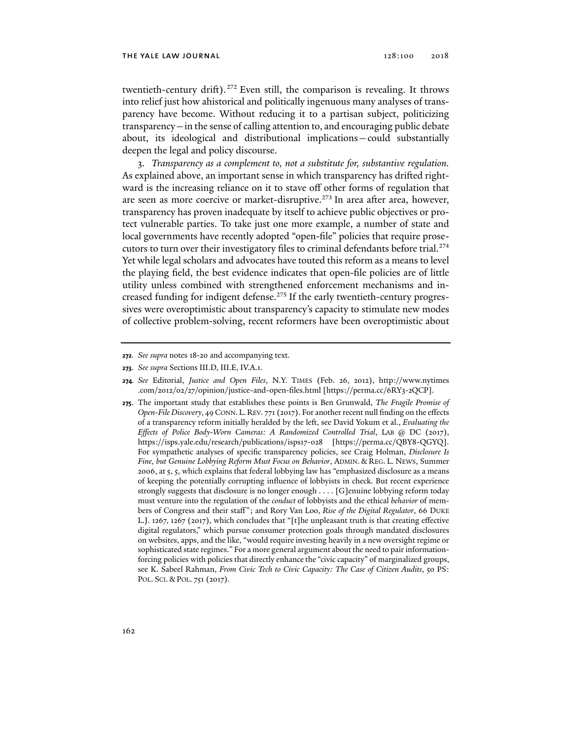twentieth-century drift).[272] Even still, the comparison is revealing. It throws into relief just how ahistorical and politically ingenuous many analyses of transparency have become. Without reducing it to a partisan subject, politicizing transparency—in the sense of calling attention to, and encouraging public debate about, its ideological and distributional implications—could substantially deepen the legal and policy discourse.

3. *Transparency as a complement to, not a substitute for, substantive regulation.* As explained above, an important sense in which transparency has drifted rightward is the increasing reliance on it to stave off other forms of regulation that are seen as more coercive or market-disruptive.[273] In area after area, however, transparency has proven inadequate by itself to achieve public objectives or protect vulnerable parties. To take just one more example, a number of state and local governments have recently adopted "open-file" policies that require prosecutors to turn over their investigatory files to criminal defendants before trial.[274] Yet while legal scholars and advocates have touted this reform as a means to level the playing field, the best evidence indicates that open-file policies are of little utility unless combined with strengthened enforcement mechanisms and increased funding for indigent defense.[275] If the early twentieth-century progressives were overoptimistic about transparency's capacity to stimulate new modes of collective problem-solving, recent reformers have been overoptimistic about

---

**272.** *See supra* notes 18-20 and accompanying text.

**273.** *See supra* Sections III.D, III.E, IV.A.1.

**274.** *See* Editorial, *Justice and Open Files*, N.Y. TIMES (Feb. 26, 2012), http://www.nytimes.com/2012/02/27/opinion/justice-and-open-files.html [https://perma.cc/6RY3-2QCP].

**275.** The important study that establishes these points is Ben Grunwald, *The Fragile Promise of Open-File Discovery*, 49 CONN. L. REV. 771 (2017). For another recent null finding on the effects of a transparency reform initially heralded by the left, see David Yokum et al., *Evaluating the Effects of Police Body-Worn Cameras: A Randomized Controlled Trial*, LAB @ DC (2017), https://isps.yale.edu/research/publications/isps17-028 [https://perma.cc/QBY8-QGYQ]. For sympathetic analyses of specific transparency policies, see Craig Holman, *Disclosure Is Fine, but Genuine Lobbying Reform Must Focus on Behavior*, ADMIN. & REG. L. NEWS, Summer 2006, at 5, 5, which explains that federal lobbying law has "emphasized disclosure as a means of keeping the potentially corrupting influence of lobbyists in check. But recent experience strongly suggests that disclosure is no longer enough . . . . [G]enuine lobbying reform today must venture into the regulation of the *conduct* of lobbyists and the ethical *behavior* of members of Congress and their staff"; and Rory Van Loo, *Rise of the Digital Regulator*, 66 DUKE L.J. 1267, 1267 (2017), which concludes that "[t]he unpleasant truth is that creating effective digital regulators," which pursue consumer protection goals through mandated disclosures on websites, apps, and the like, "would require investing heavily in a new oversight regime or sophisticated state regimes." For a more general argument about the need to pair information-forcing policies with policies that directly enhance the "civic capacity" of marginalized groups, see K. Sabeel Rahman, *From Civic Tech to Civic Capacity: The Case of Citizen Audits*, 50 PS: POL. SCI. & POL. 751 (2017).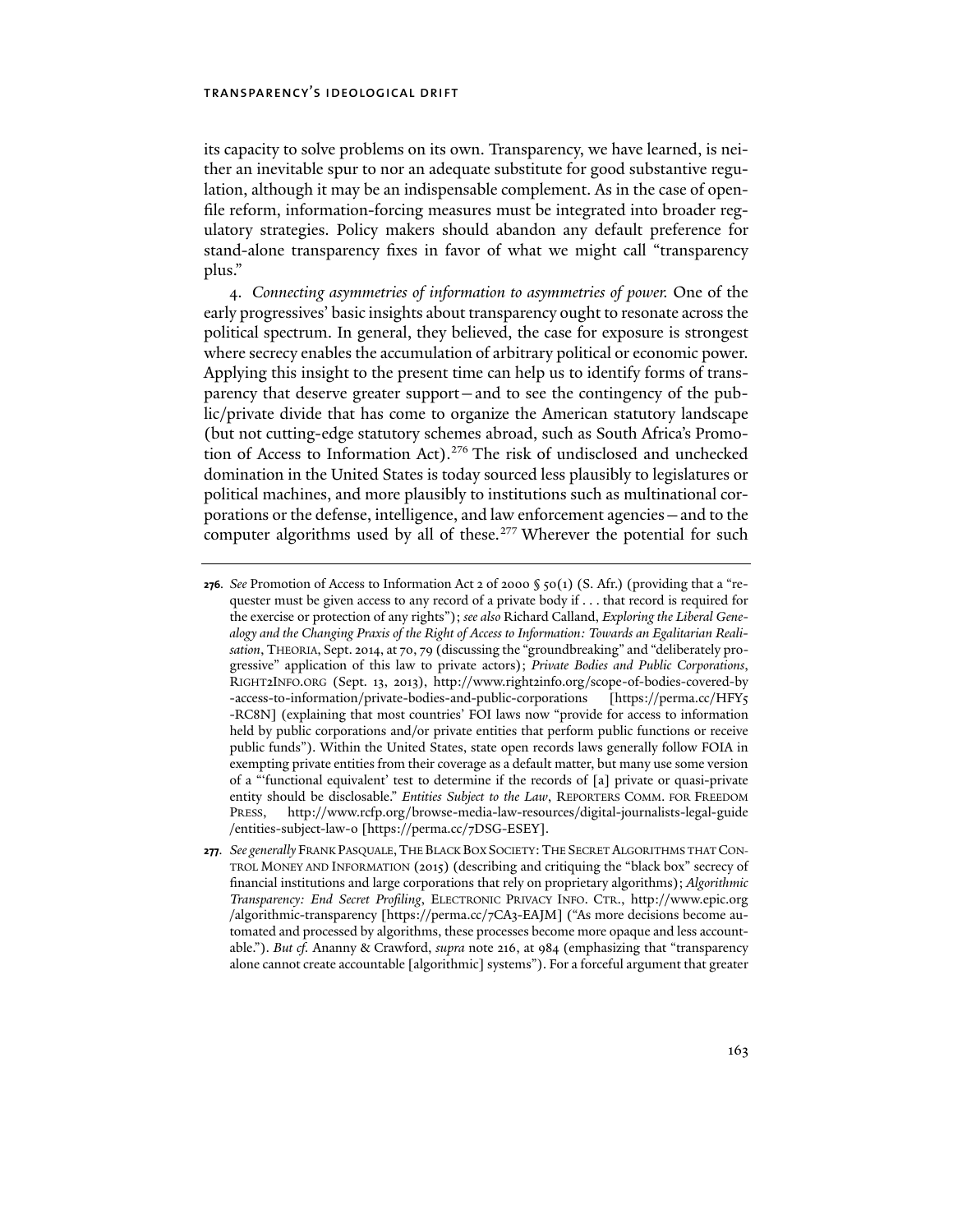its capacity to solve problems on its own. Transparency, we have learned, is neither an inevitable spur to nor an adequate substitute for good substantive regulation, although it may be an indispensable complement. As in the case of open-file reform, information-forcing measures must be integrated into broader regulatory strategies. Policy makers should abandon any default preference for stand-alone transparency fixes in favor of what we might call "transparency plus."

4. *Connecting asymmetries of information to asymmetries of power.* One of the early progressives' basic insights about transparency ought to resonate across the political spectrum. In general, they believed, the case for exposure is strongest where secrecy enables the accumulation of arbitrary political or economic power. Applying this insight to the present time can help us to identify forms of transparency that deserve greater support—and to see the contingency of the public/private divide that has come to organize the American statutory landscape (but not cutting-edge statutory schemes abroad, such as South Africa's Promotion of Access to Information Act).[276] The risk of undisclosed and unchecked domination in the United States is today sourced less plausibly to legislatures or political machines, and more plausibly to institutions such as multinational corporations or the defense, intelligence, and law enforcement agencies—and to the computer algorithms used by all of these.[277] Wherever the potential for such

---

**276.** *See* Promotion of Access to Information Act 2 of 2000 § 50(1) (S. Afr.) (providing that a "requester must be given access to any record of a private body if . . . that record is required for the exercise or protection of any rights"); *see also* Richard Calland, *Exploring the Liberal Genealogy and the Changing Praxis of the Right of Access to Information: Towards an Egalitarian Realisation*, THEORIA, Sept. 2014, at 70, 79 (discussing the "groundbreaking" and "deliberately progressive" application of this law to private actors); *Private Bodies and Public Corporations*, RIGHT2INFO.ORG (Sept. 13, 2013), http://www.right2info.org/scope-of-bodies-covered-by-access-to-information/private-bodies-and-public-corporations [https://perma.cc/HFY5-RC8N] (explaining that most countries' FOI laws now "provide for access to information held by public corporations and/or private entities that perform public functions or receive public funds"). Within the United States, state open records laws generally follow FOIA in exempting private entities from their coverage as a default matter, but many use some version of a "'functional equivalent' test to determine if the records of [a] private or quasi-private entity should be disclosable." *Entities Subject to the Law*, REPORTERS COMM. FOR FREEDOM PRESS, http://www.rcfp.org/browse-media-law-resources/digital-journalists-legal-guide/entities-subject-law-0 [https://perma.cc/7DSG-ESEY].

**277.** *See generally* FRANK PASQUALE, THE BLACK BOX SOCIETY: THE SECRET ALGORITHMS THAT CONTROL MONEY AND INFORMATION (2015) (describing and critiquing the "black box" secrecy of financial institutions and large corporations that rely on proprietary algorithms); *Algorithmic Transparency: End Secret Profiling*, ELECTRONIC PRIVACY INFO. CTR., http://www.epic.org/algorithmic-transparency [https://perma.cc/7CA3-EAJM] ("As more decisions become automated and processed by algorithms, these processes become more opaque and less accountable."). *But cf.* Ananny & Crawford, *supra* note 216, at 984 (emphasizing that "transparency alone cannot create accountable [algorithmic] systems"). For a forceful argument that greater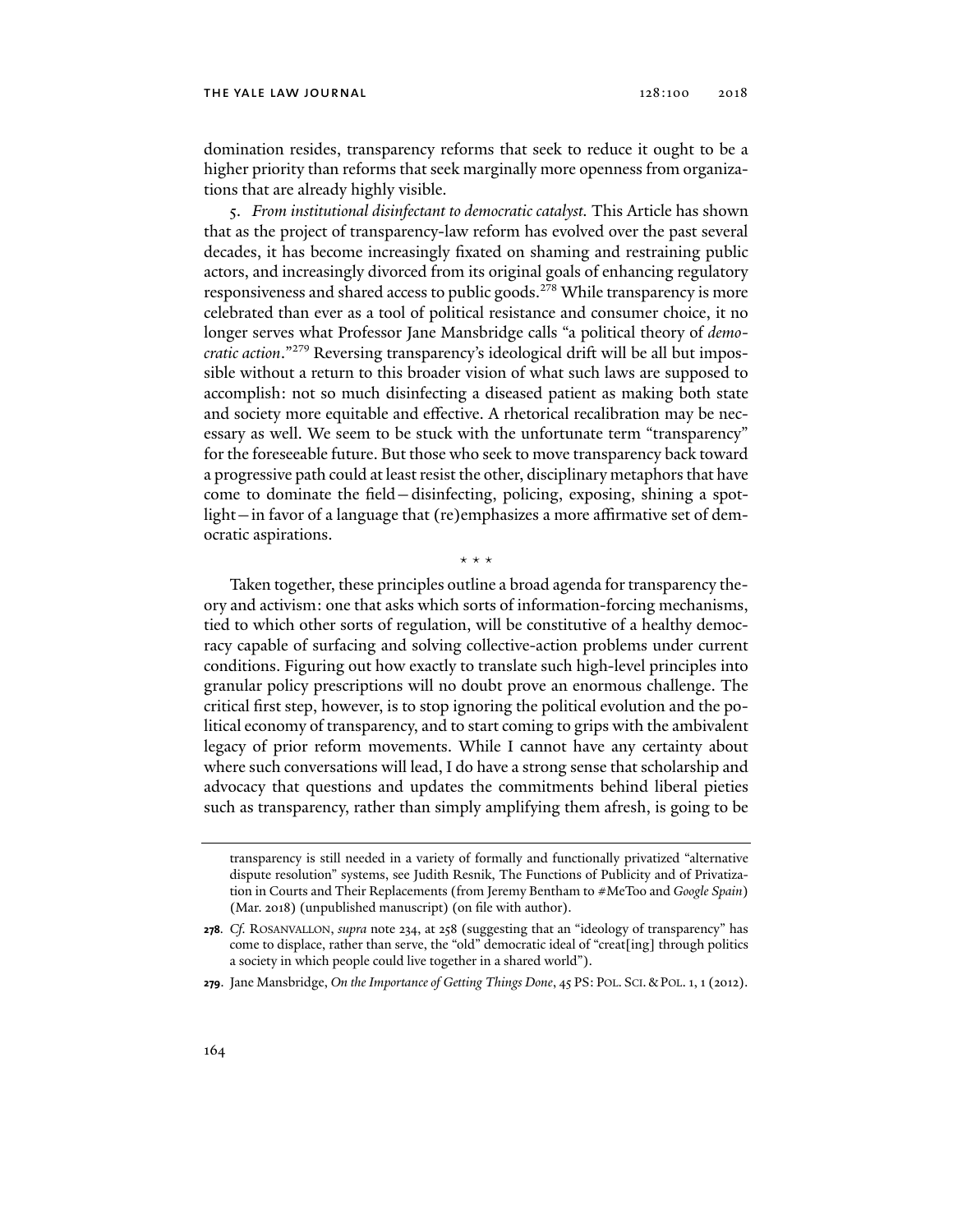domination resides, transparency reforms that seek to reduce it ought to be a higher priority than reforms that seek marginally more openness from organizations that are already highly visible.

5. *From institutional disinfectant to democratic catalyst.* This Article has shown that as the project of transparency-law reform has evolved over the past several decades, it has become increasingly fixated on shaming and restraining public actors, and increasingly divorced from its original goals of enhancing regulatory responsiveness and shared access to public goods.[278] While transparency is more celebrated than ever as a tool of political resistance and consumer choice, it no longer serves what Professor Jane Mansbridge calls "a political theory of *democratic action*."[279] Reversing transparency's ideological drift will be all but impossible without a return to this broader vision of what such laws are supposed to accomplish: not so much disinfecting a diseased patient as making both state and society more equitable and effective. A rhetorical recalibration may be necessary as well. We seem to be stuck with the unfortunate term "transparency" for the foreseeable future. But those who seek to move transparency back toward a progressive path could at least resist the other, disciplinary metaphors that have come to dominate the field—disinfecting, policing, exposing, shining a spotlight—in favor of a language that (re)emphasizes a more affirmative set of democratic aspirations.

\* \* \*

Taken together, these principles outline a broad agenda for transparency theory and activism: one that asks which sorts of information-forcing mechanisms, tied to which other sorts of regulation, will be constitutive of a healthy democracy capable of surfacing and solving collective-action problems under current conditions. Figuring out how exactly to translate such high-level principles into granular policy prescriptions will no doubt prove an enormous challenge. The critical first step, however, is to stop ignoring the political evolution and the political economy of transparency, and to start coming to grips with the ambivalent legacy of prior reform movements. While I cannot have any certainty about where such conversations will lead, I do have a strong sense that scholarship and advocacy that questions and updates the commitments behind liberal pieties such as transparency, rather than simply amplifying them afresh, is going to be

---

transparency is still needed in a variety of formally and functionally privatized "alternative dispute resolution" systems, see Judith Resnik, The Functions of Publicity and of Privatization in Courts and Their Replacements (from Jeremy Bentham to #MeToo and *Google Spain*) (Mar. 2018) (unpublished manuscript) (on file with author).

**278**. *Cf.* ROSANVALLON, *supra* note 234, at 258 (suggesting that an "ideology of transparency" has come to displace, rather than serve, the "old" democratic ideal of "creat[ing] through politics a society in which people could live together in a shared world").

**279**. Jane Mansbridge, *On the Importance of Getting Things Done*, 45 PS: POL. SCI. & POL. 1, 1 (2012).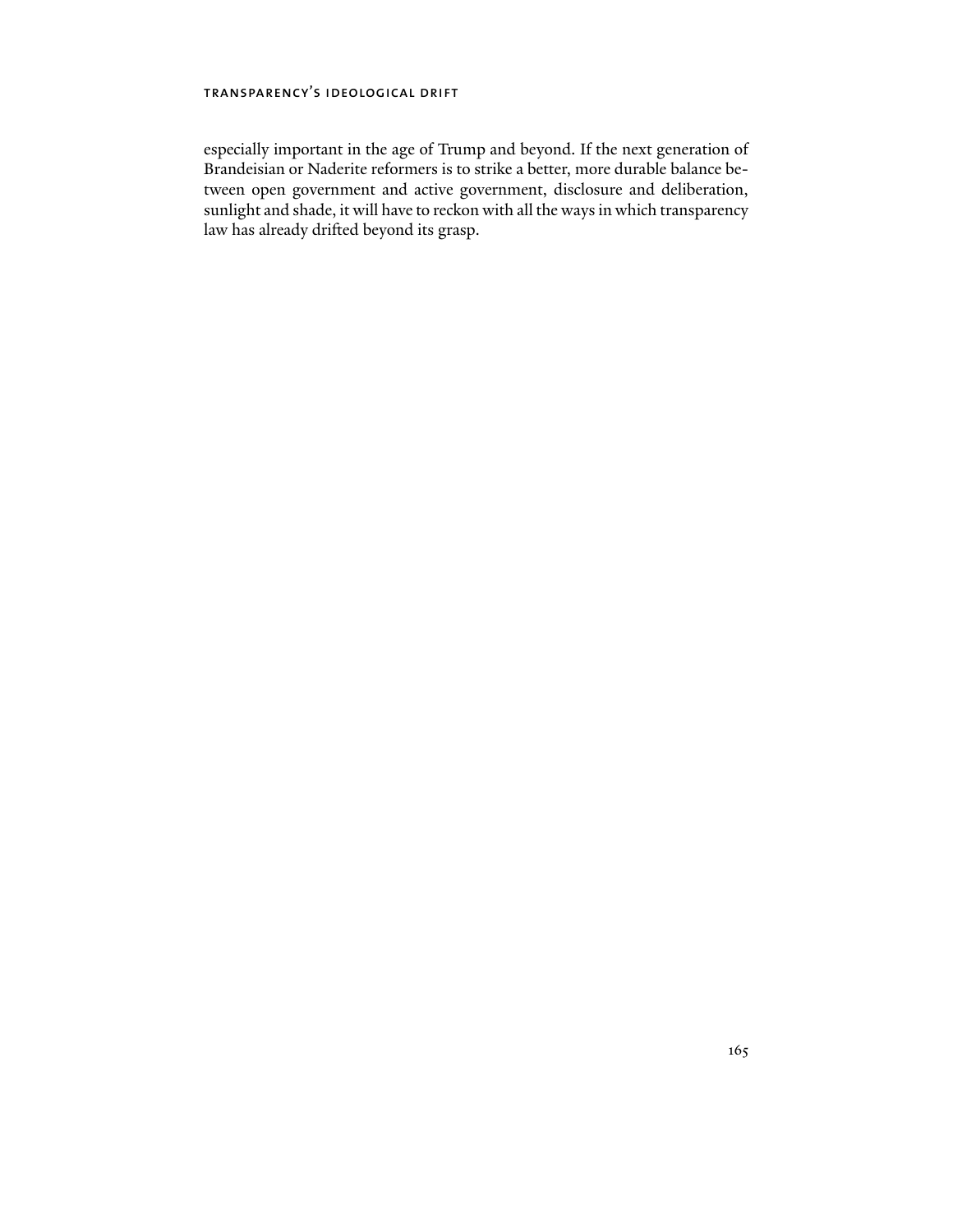especially important in the age of Trump and beyond. If the next generation of Brandeisian or Naderite reformers is to strike a better, more durable balance between open government and active government, disclosure and deliberation, sunlight and shade, it will have to reckon with all the ways in which transparency law has already drifted beyond its grasp.